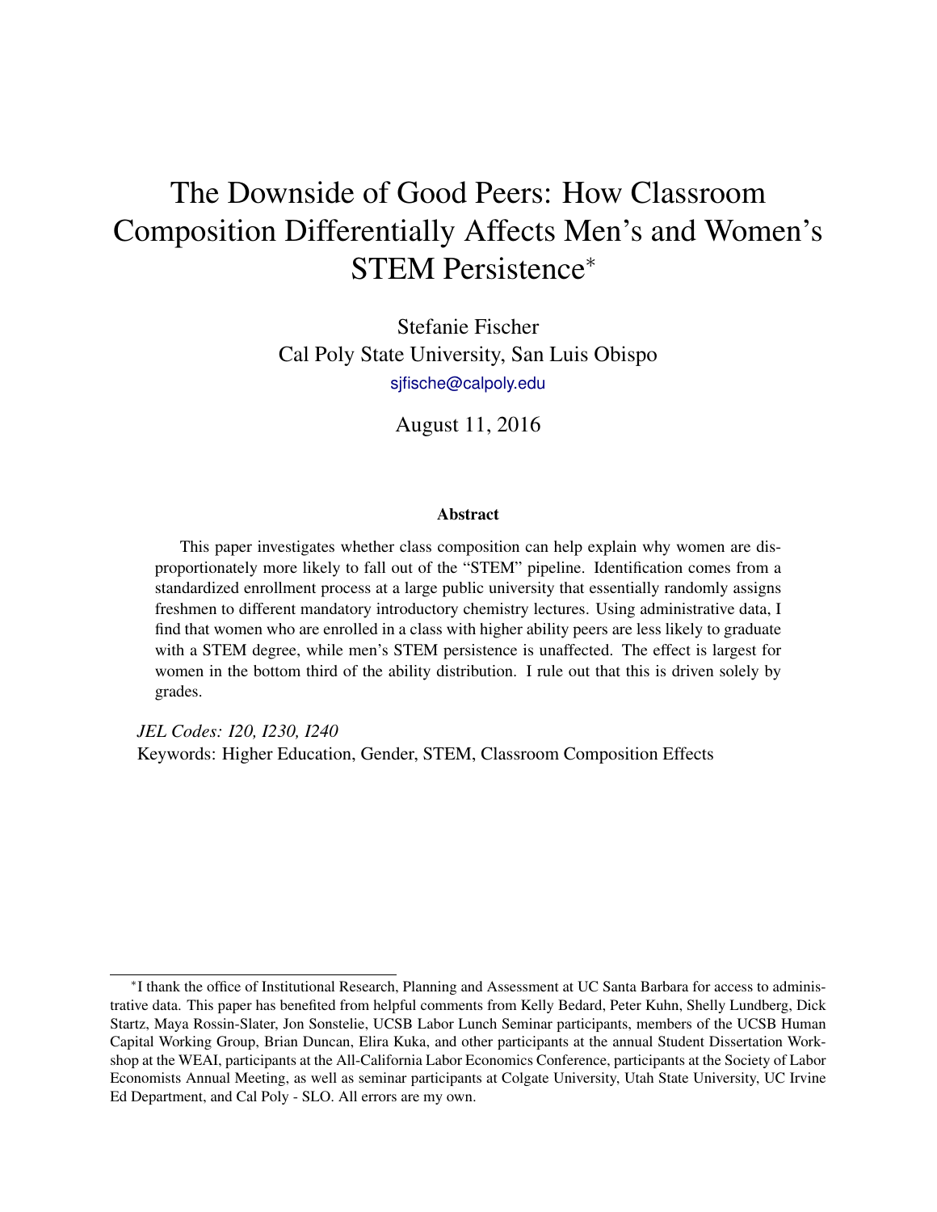# The Downside of Good Peers: How Classroom Composition Differentially Affects Men's and Women's STEM Persistence*

Stefanie Fischer
Cal Poly State University, San Luis Obispo
sjfische@calpoly.edu

August 11, 2016

### Abstract

This paper investigates whether class composition can help explain why women are disproportionately more likely to fall out of the "STEM" pipeline. Identification comes from a standardized enrollment process at a large public university that essentially randomly assigns freshmen to different mandatory introductory chemistry lectures. Using administrative data, I find that women who are enrolled in a class with higher ability peers are less likely to graduate with a STEM degree, while men's STEM persistence is unaffected. The effect is largest for women in the bottom third of the ability distribution. I rule out that this is driven solely by grades.

*JEL Codes: I20, I230, I240*
Keywords: Higher Education, Gender, STEM, Classroom Composition Effects

*I thank the office of Institutional Research, Planning and Assessment at UC Santa Barbara for access to administrative data. This paper has benefited from helpful comments from Kelly Bedard, Peter Kuhn, Shelly Lundberg, Dick Startz, Maya Rossin-Slater, Jon Sonstelie, UCSB Labor Lunch Seminar participants, members of the UCSB Human Capital Working Group, Brian Duncan, Elira Kuka, and other participants at the annual Student Dissertation Workshop at the WEAI, participants at the All-California Labor Economics Conference, participants at the Society of Labor Economists Annual Meeting, as well as seminar participants at Colgate University, Utah State University, UC Irvine Ed Department, and Cal Poly - SLO. All errors are my own.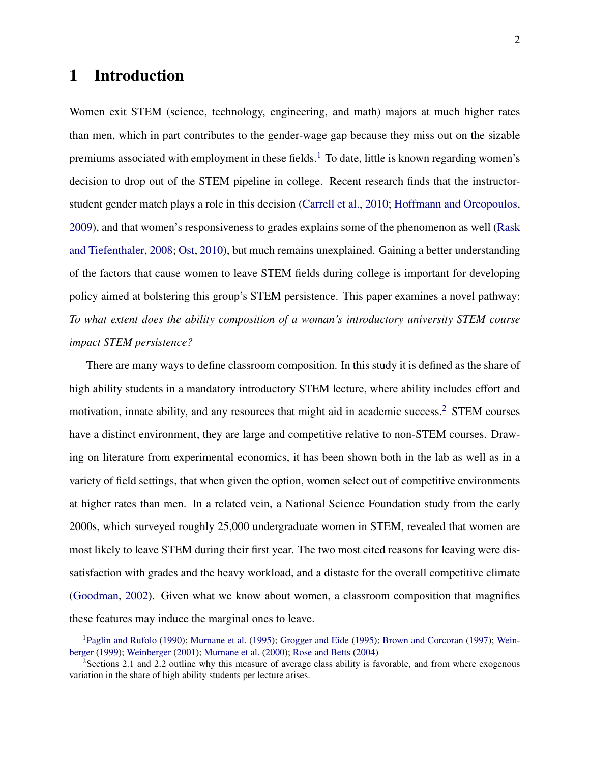# 1 Introduction

Women exit STEM (science, technology, engineering, and math) majors at much higher rates than men, which in part contributes to the gender-wage gap because they miss out on the sizable premiums associated with employment in these fields.[1] To date, little is known regarding women's decision to drop out of the STEM pipeline in college. Recent research finds that the instructor-student gender match plays a role in this decision (Carrell et al., 2010; Hoffmann and Oreopoulos, 2009), and that women's responsiveness to grades explains some of the phenomenon as well (Rask and Tiefenthaler, 2008; Ost, 2010), but much remains unexplained. Gaining a better understanding of the factors that cause women to leave STEM fields during college is important for developing policy aimed at bolstering this group's STEM persistence. This paper examines a novel pathway: *To what extent does the ability composition of a woman's introductory university STEM course impact STEM persistence?*

There are many ways to define classroom composition. In this study it is defined as the share of high ability students in a mandatory introductory STEM lecture, where ability includes effort and motivation, innate ability, and any resources that might aid in academic success.[2] STEM courses have a distinct environment, they are large and competitive relative to non-STEM courses. Drawing on literature from experimental economics, it has been shown both in the lab as well as in a variety of field settings, that when given the option, women select out of competitive environments at higher rates than men. In a related vein, a National Science Foundation study from the early 2000s, which surveyed roughly 25,000 undergraduate women in STEM, revealed that women are most likely to leave STEM during their first year. The two most cited reasons for leaving were dissatisfaction with grades and the heavy workload, and a distaste for the overall competitive climate (Goodman, 2002). Given what we know about women, a classroom composition that magnifies these features may induce the marginal ones to leave.

[1] Paglin and Rufolo (1990); Murnane et al. (1995); Grogger and Eide (1995); Brown and Corcoran (1997); Weinberger (1999); Weinberger (2001); Murnane et al. (2000); Rose and Betts (2004)

[2] Sections 2.1 and 2.2 outline why this measure of average class ability is favorable, and from where exogenous variation in the share of high ability students per lecture arises.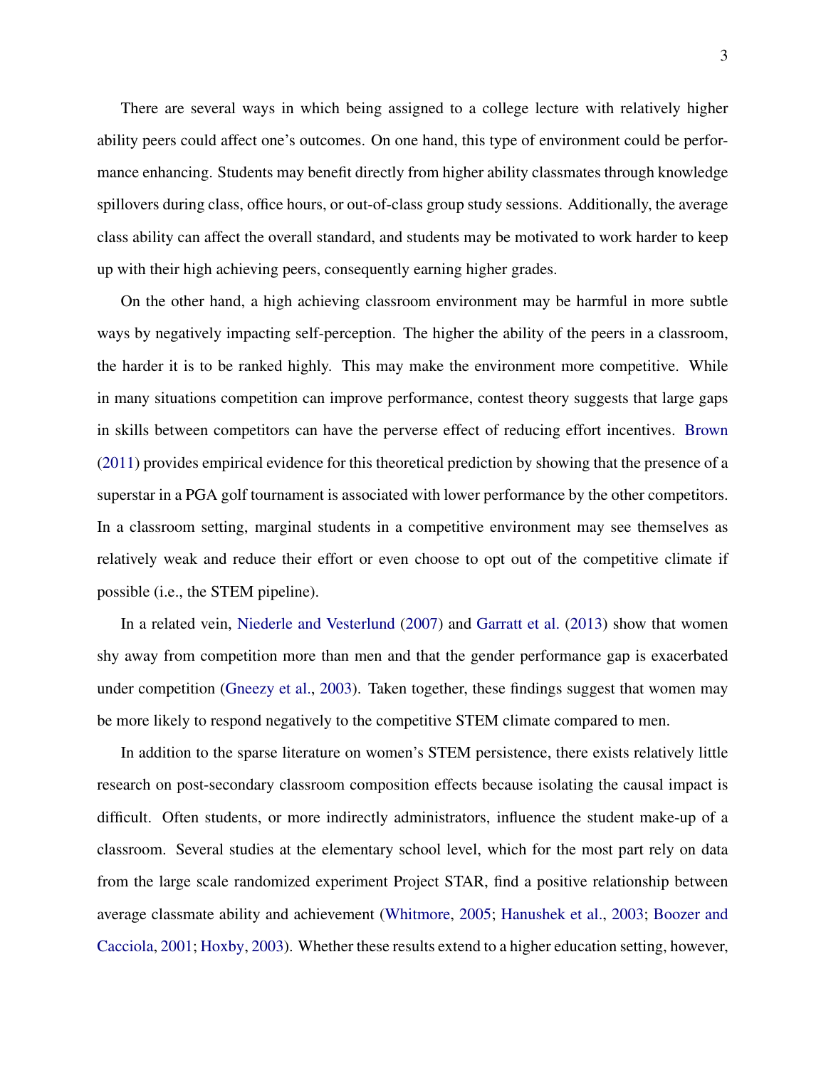There are several ways in which being assigned to a college lecture with relatively higher ability peers could affect one's outcomes. On one hand, this type of environment could be performance enhancing. Students may benefit directly from higher ability classmates through knowledge spillovers during class, office hours, or out-of-class group study sessions. Additionally, the average class ability can affect the overall standard, and students may be motivated to work harder to keep up with their high achieving peers, consequently earning higher grades.

On the other hand, a high achieving classroom environment may be harmful in more subtle ways by negatively impacting self-perception. The higher the ability of the peers in a classroom, the harder it is to be ranked highly. This may make the environment more competitive. While in many situations competition can improve performance, contest theory suggests that large gaps in skills between competitors can have the perverse effect of reducing effort incentives. Brown (2011) provides empirical evidence for this theoretical prediction by showing that the presence of a superstar in a PGA golf tournament is associated with lower performance by the other competitors. In a classroom setting, marginal students in a competitive environment may see themselves as relatively weak and reduce their effort or even choose to opt out of the competitive climate if possible (i.e., the STEM pipeline).

In a related vein, Niederle and Vesterlund (2007) and Garratt et al. (2013) show that women shy away from competition more than men and that the gender performance gap is exacerbated under competition (Gneezy et al., 2003). Taken together, these findings suggest that women may be more likely to respond negatively to the competitive STEM climate compared to men.

In addition to the sparse literature on women's STEM persistence, there exists relatively little research on post-secondary classroom composition effects because isolating the causal impact is difficult. Often students, or more indirectly administrators, influence the student make-up of a classroom. Several studies at the elementary school level, which for the most part rely on data from the large scale randomized experiment Project STAR, find a positive relationship between average classmate ability and achievement (Whitmore, 2005; Hanushek et al., 2003; Boozer and Cacciola, 2001; Hoxby, 2003). Whether these results extend to a higher education setting, however,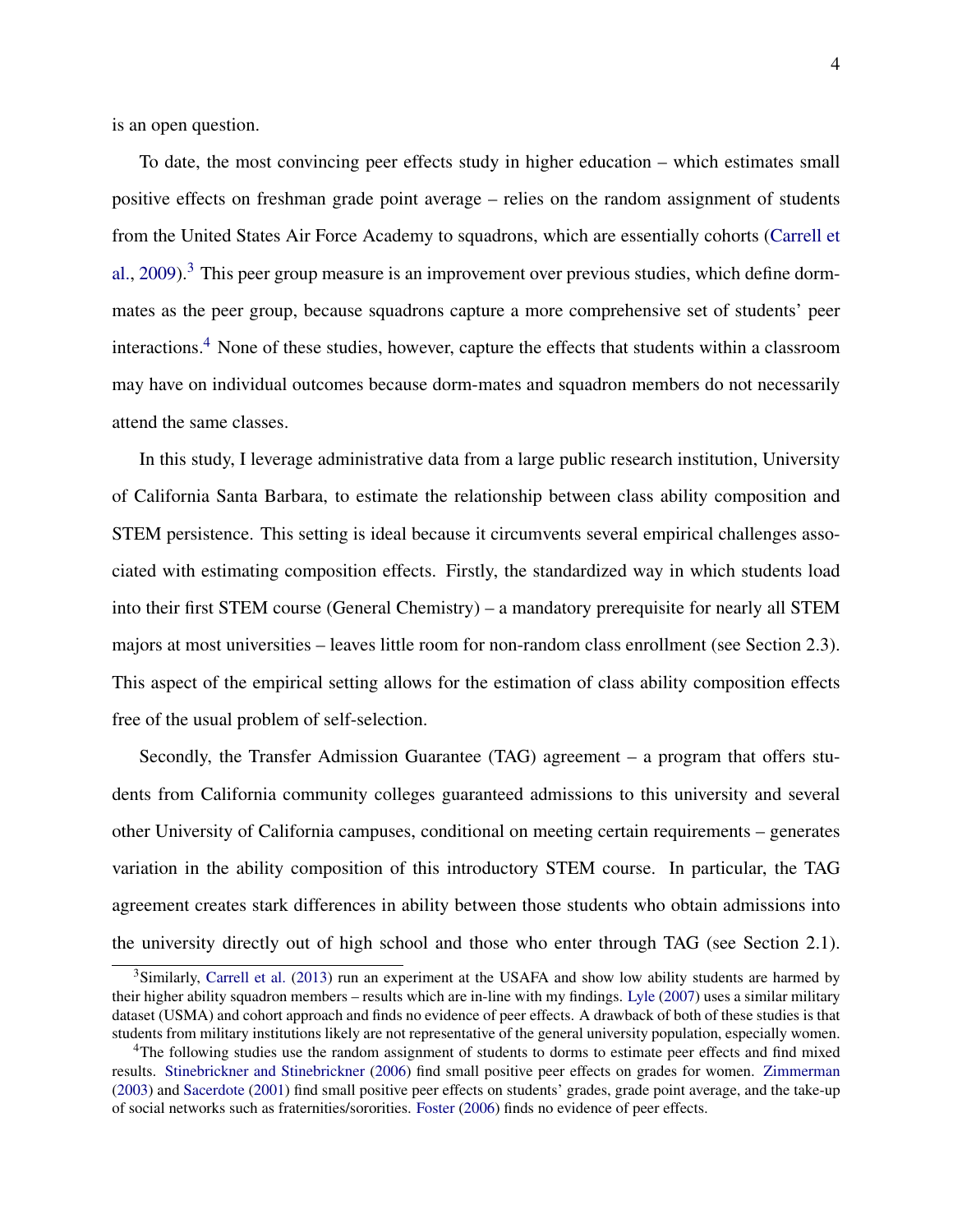is an open question.

To date, the most convincing peer effects study in higher education – which estimates small positive effects on freshman grade point average – relies on the random assignment of students from the United States Air Force Academy to squadrons, which are essentially cohorts (Carrell et al., 2009).[3] This peer group measure is an improvement over previous studies, which define dorm-mates as the peer group, because squadrons capture a more comprehensive set of students' peer interactions.[4] None of these studies, however, capture the effects that students within a classroom may have on individual outcomes because dorm-mates and squadron members do not necessarily attend the same classes.

In this study, I leverage administrative data from a large public research institution, University of California Santa Barbara, to estimate the relationship between class ability composition and STEM persistence. This setting is ideal because it circumvents several empirical challenges associated with estimating composition effects. Firstly, the standardized way in which students load into their first STEM course (General Chemistry) – a mandatory prerequisite for nearly all STEM majors at most universities – leaves little room for non-random class enrollment (see Section 2.3). This aspect of the empirical setting allows for the estimation of class ability composition effects free of the usual problem of self-selection.

Secondly, the Transfer Admission Guarantee (TAG) agreement – a program that offers students from California community colleges guaranteed admissions to this university and several other University of California campuses, conditional on meeting certain requirements – generates variation in the ability composition of this introductory STEM course. In particular, the TAG agreement creates stark differences in ability between those students who obtain admissions into the university directly out of high school and those who enter through TAG (see Section 2.1).

[3] Similarly, Carrell et al. (2013) run an experiment at the USAFA and show low ability students are harmed by their higher ability squadron members – results which are in-line with my findings. Lyle (2007) uses a similar military dataset (USMA) and cohort approach and finds no evidence of peer effects. A drawback of both of these studies is that students from military institutions likely are not representative of the general university population, especially women.

[4] The following studies use the random assignment of students to dorms to estimate peer effects and find mixed results. Stinebrickner and Stinebrickner (2006) find small positive peer effects on grades for women. Zimmerman (2003) and Sacerdote (2001) find small positive peer effects on students' grades, grade point average, and the take-up of social networks such as fraternities/sororities. Foster (2006) finds no evidence of peer effects.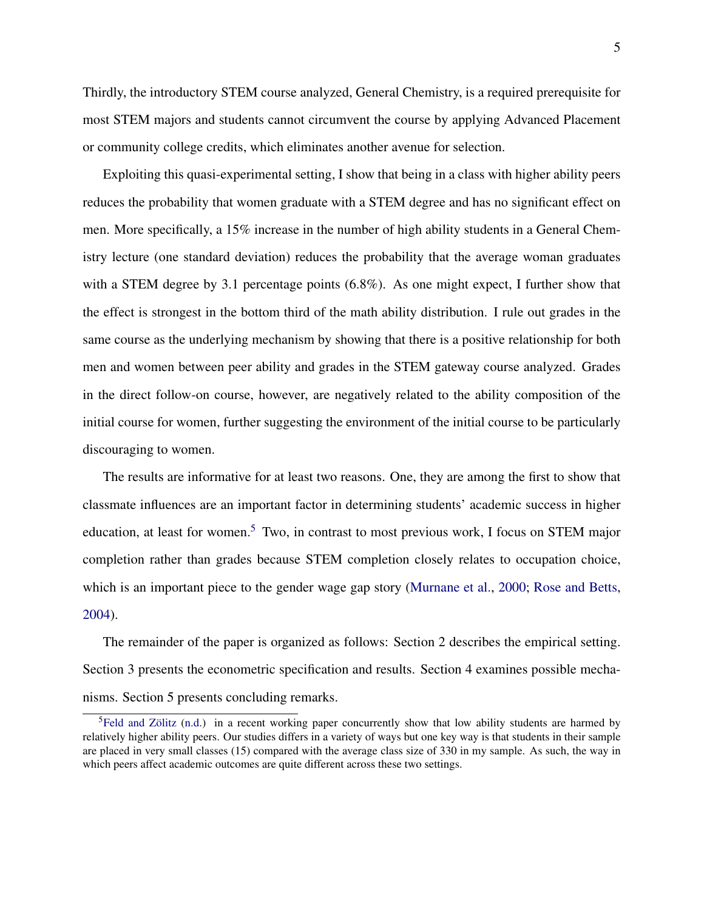Thirdly, the introductory STEM course analyzed, General Chemistry, is a required prerequisite for most STEM majors and students cannot circumvent the course by applying Advanced Placement or community college credits, which eliminates another avenue for selection.

Exploiting this quasi-experimental setting, I show that being in a class with higher ability peers reduces the probability that women graduate with a STEM degree and has no significant effect on men. More specifically, a 15% increase in the number of high ability students in a General Chemistry lecture (one standard deviation) reduces the probability that the average woman graduates with a STEM degree by 3.1 percentage points (6.8%). As one might expect, I further show that the effect is strongest in the bottom third of the math ability distribution. I rule out grades in the same course as the underlying mechanism by showing that there is a positive relationship for both men and women between peer ability and grades in the STEM gateway course analyzed. Grades in the direct follow-on course, however, are negatively related to the ability composition of the initial course for women, further suggesting the environment of the initial course to be particularly discouraging to women.

The results are informative for at least two reasons. One, they are among the first to show that classmate influences are an important factor in determining students' academic success in higher education, at least for women.[5] Two, in contrast to most previous work, I focus on STEM major completion rather than grades because STEM completion closely relates to occupation choice, which is an important piece to the gender wage gap story (Murnane et al., 2000; Rose and Betts, 2004).

The remainder of the paper is organized as follows: Section 2 describes the empirical setting. Section 3 presents the econometric specification and results. Section 4 examines possible mechanisms. Section 5 presents concluding remarks.

[5] Feld and Zölitz (n.d.) in a recent working paper concurrently show that low ability students are harmed by relatively higher ability peers. Our studies differs in a variety of ways but one key way is that students in their sample are placed in very small classes (15) compared with the average class size of 330 in my sample. As such, the way in which peers affect academic outcomes are quite different across these two settings.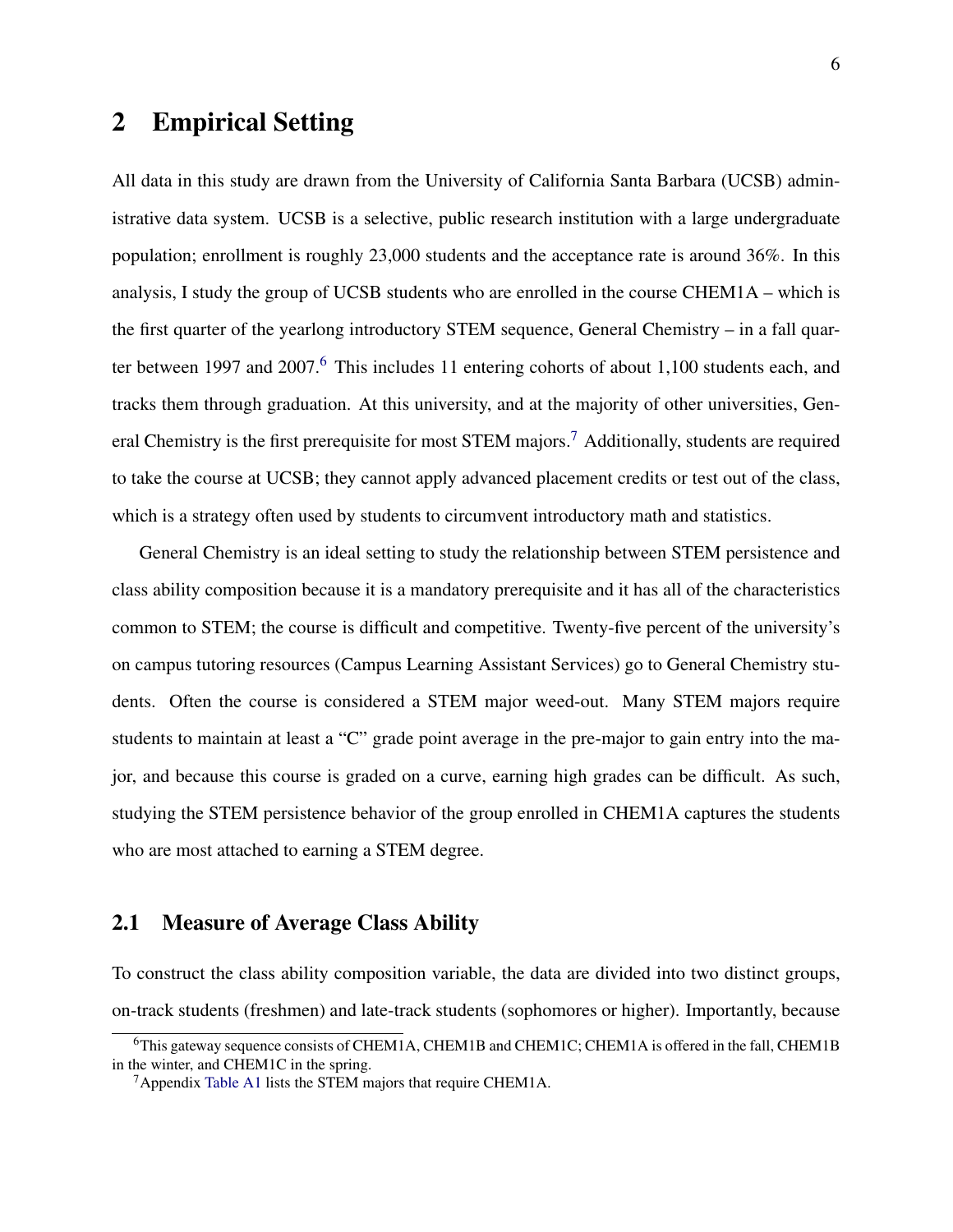## 2 Empirical Setting

All data in this study are drawn from the University of California Santa Barbara (UCSB) administrative data system. UCSB is a selective, public research institution with a large undergraduate population; enrollment is roughly 23,000 students and the acceptance rate is around 36%. In this analysis, I study the group of UCSB students who are enrolled in the course CHEM1A – which is the first quarter of the yearlong introductory STEM sequence, General Chemistry – in a fall quarter between 1997 and 2007.[6] This includes 11 entering cohorts of about 1,100 students each, and tracks them through graduation. At this university, and at the majority of other universities, General Chemistry is the first prerequisite for most STEM majors.[7] Additionally, students are required to take the course at UCSB; they cannot apply advanced placement credits or test out of the class, which is a strategy often used by students to circumvent introductory math and statistics.

General Chemistry is an ideal setting to study the relationship between STEM persistence and class ability composition because it is a mandatory prerequisite and it has all of the characteristics common to STEM; the course is difficult and competitive. Twenty-five percent of the university's on campus tutoring resources (Campus Learning Assistant Services) go to General Chemistry students. Often the course is considered a STEM major weed-out. Many STEM majors require students to maintain at least a "C" grade point average in the pre-major to gain entry into the major, and because this course is graded on a curve, earning high grades can be difficult. As such, studying the STEM persistence behavior of the group enrolled in CHEM1A captures the students who are most attached to earning a STEM degree.

### 2.1 Measure of Average Class Ability

To construct the class ability composition variable, the data are divided into two distinct groups, on-track students (freshmen) and late-track students (sophomores or higher). Importantly, because

[6] This gateway sequence consists of CHEM1A, CHEM1B and CHEM1C; CHEM1A is offered in the fall, CHEM1B in the winter, and CHEM1C in the spring.

[7] Appendix Table A1 lists the STEM majors that require CHEM1A.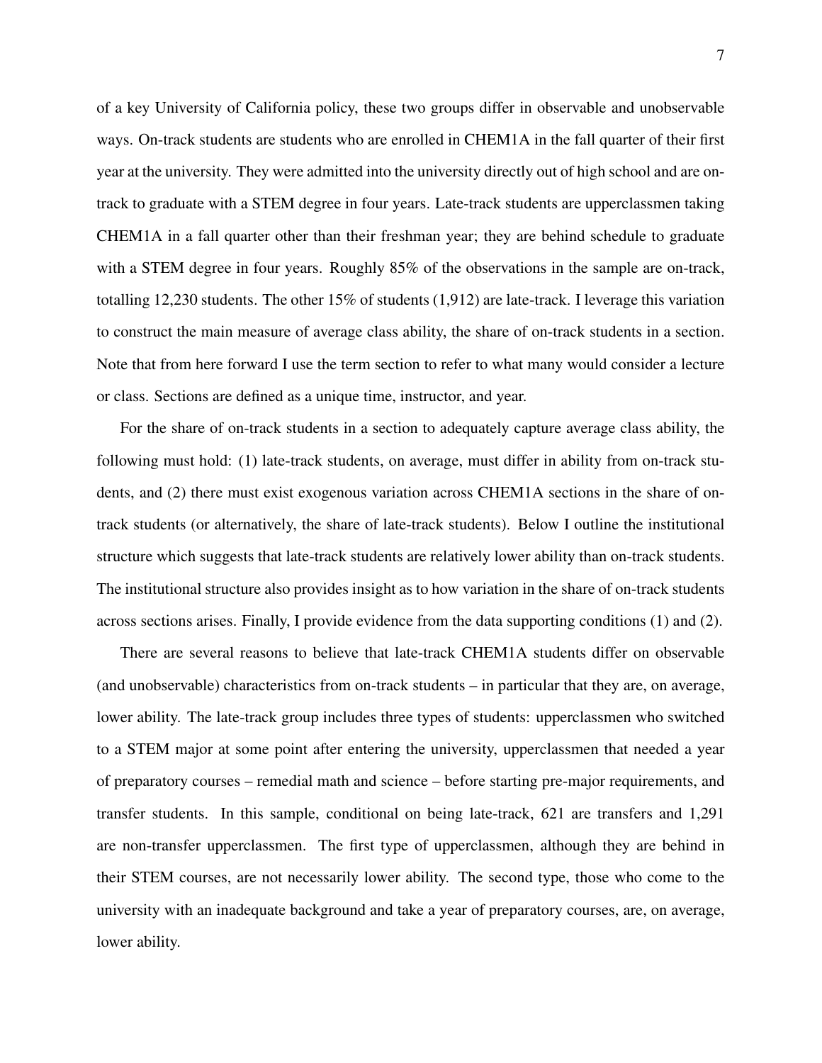of a key University of California policy, these two groups differ in observable and unobservable ways. On-track students are students who are enrolled in CHEM1A in the fall quarter of their first year at the university. They were admitted into the university directly out of high school and are on-track to graduate with a STEM degree in four years. Late-track students are upperclassmen taking CHEM1A in a fall quarter other than their freshman year; they are behind schedule to graduate with a STEM degree in four years. Roughly 85% of the observations in the sample are on-track, totalling 12,230 students. The other 15% of students (1,912) are late-track. I leverage this variation to construct the main measure of average class ability, the share of on-track students in a section. Note that from here forward I use the term section to refer to what many would consider a lecture or class. Sections are defined as a unique time, instructor, and year.

For the share of on-track students in a section to adequately capture average class ability, the following must hold: (1) late-track students, on average, must differ in ability from on-track students, and (2) there must exist exogenous variation across CHEM1A sections in the share of on-track students (or alternatively, the share of late-track students). Below I outline the institutional structure which suggests that late-track students are relatively lower ability than on-track students. The institutional structure also provides insight as to how variation in the share of on-track students across sections arises. Finally, I provide evidence from the data supporting conditions (1) and (2).

There are several reasons to believe that late-track CHEM1A students differ on observable (and unobservable) characteristics from on-track students – in particular that they are, on average, lower ability. The late-track group includes three types of students: upperclassmen who switched to a STEM major at some point after entering the university, upperclassmen that needed a year of preparatory courses – remedial math and science – before starting pre-major requirements, and transfer students. In this sample, conditional on being late-track, 621 are transfers and 1,291 are non-transfer upperclassmen. The first type of upperclassmen, although they are behind in their STEM courses, are not necessarily lower ability. The second type, those who come to the university with an inadequate background and take a year of preparatory courses, are, on average, lower ability.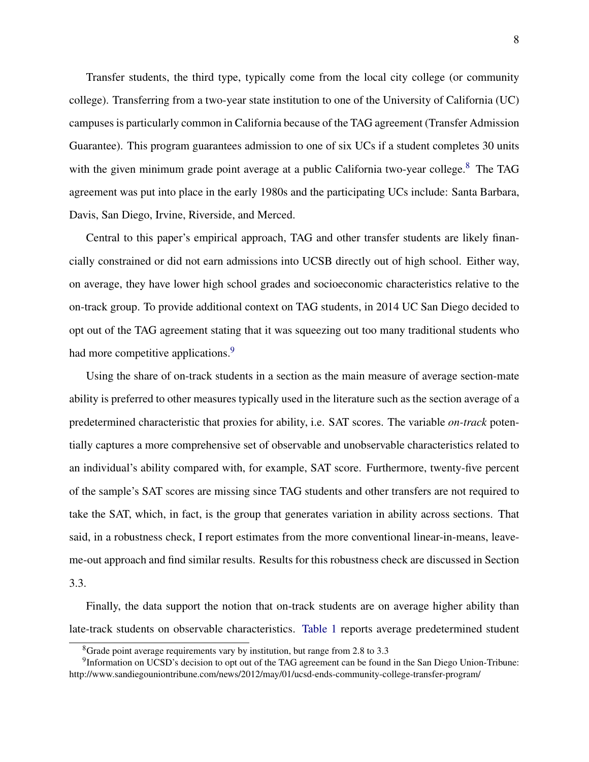Transfer students, the third type, typically come from the local city college (or community college). Transferring from a two-year state institution to one of the University of California (UC) campuses is particularly common in California because of the TAG agreement (Transfer Admission Guarantee). This program guarantees admission to one of six UCs if a student completes 30 units with the given minimum grade point average at a public California two-year college.[8] The TAG agreement was put into place in the early 1980s and the participating UCs include: Santa Barbara, Davis, San Diego, Irvine, Riverside, and Merced.

Central to this paper's empirical approach, TAG and other transfer students are likely financially constrained or did not earn admissions into UCSB directly out of high school. Either way, on average, they have lower high school grades and socioeconomic characteristics relative to the on-track group. To provide additional context on TAG students, in 2014 UC San Diego decided to opt out of the TAG agreement stating that it was squeezing out too many traditional students who had more competitive applications.[9]

Using the share of on-track students in a section as the main measure of average section-mate ability is preferred to other measures typically used in the literature such as the section average of a predetermined characteristic that proxies for ability, i.e. SAT scores. The variable *on-track* potentially captures a more comprehensive set of observable and unobservable characteristics related to an individual's ability compared with, for example, SAT score. Furthermore, twenty-five percent of the sample's SAT scores are missing since TAG students and other transfers are not required to take the SAT, which, in fact, is the group that generates variation in ability across sections. That said, in a robustness check, I report estimates from the more conventional linear-in-means, leave-me-out approach and find similar results. Results for this robustness check are discussed in Section 3.3.

Finally, the data support the notion that on-track students are on average higher ability than late-track students on observable characteristics. Table 1 reports average predetermined student

[8] Grade point average requirements vary by institution, but range from 2.8 to 3.3

[9] Information on UCSD's decision to opt out of the TAG agreement can be found in the San Diego Union-Tribune: http://www.sandiegouniontribune.com/news/2012/may/01/ucsd-ends-community-college-transfer-program/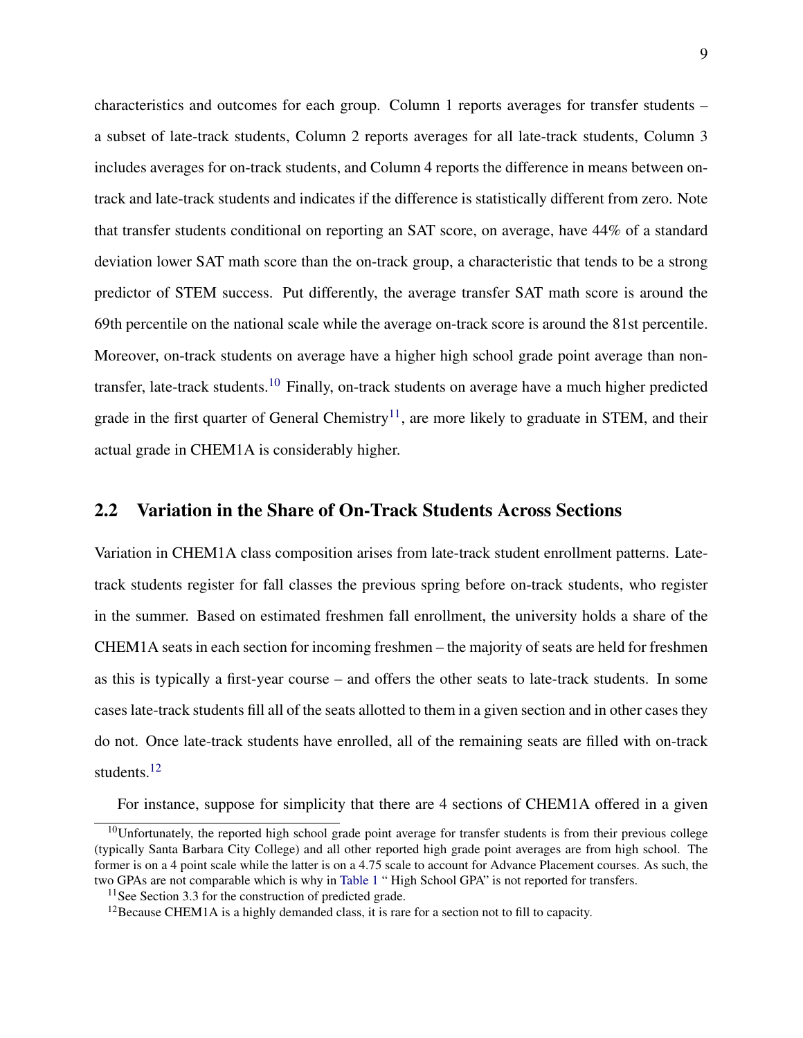characteristics and outcomes for each group. Column 1 reports averages for transfer students – a subset of late-track students, Column 2 reports averages for all late-track students, Column 3 includes averages for on-track students, and Column 4 reports the difference in means between on-track and late-track students and indicates if the difference is statistically different from zero. Note that transfer students conditional on reporting an SAT score, on average, have 44% of a standard deviation lower SAT math score than the on-track group, a characteristic that tends to be a strong predictor of STEM success. Put differently, the average transfer SAT math score is around the 69th percentile on the national scale while the average on-track score is around the 81st percentile. Moreover, on-track students on average have a higher high school grade point average than non-transfer, late-track students.[10] Finally, on-track students on average have a much higher predicted grade in the first quarter of General Chemistry[11], are more likely to graduate in STEM, and their actual grade in CHEM1A is considerably higher.

## 2.2 Variation in the Share of On-Track Students Across Sections

Variation in CHEM1A class composition arises from late-track student enrollment patterns. Late-track students register for fall classes the previous spring before on-track students, who register in the summer. Based on estimated freshmen fall enrollment, the university holds a share of the CHEM1A seats in each section for incoming freshmen – the majority of seats are held for freshmen as this is typically a first-year course – and offers the other seats to late-track students. In some cases late-track students fill all of the seats allotted to them in a given section and in other cases they do not. Once late-track students have enrolled, all of the remaining seats are filled with on-track students.[12]

For instance, suppose for simplicity that there are 4 sections of CHEM1A offered in a given

[10] Unfortunately, the reported high school grade point average for transfer students is from their previous college (typically Santa Barbara City College) and all other reported high grade point averages are from high school. The former is on a 4 point scale while the latter is on a 4.75 scale to account for Advance Placement courses. As such, the two GPAs are not comparable which is why in Table 1 " High School GPA" is not reported for transfers.

[11] See Section 3.3 for the construction of predicted grade.

[12] Because CHEM1A is a highly demanded class, it is rare for a section not to fill to capacity.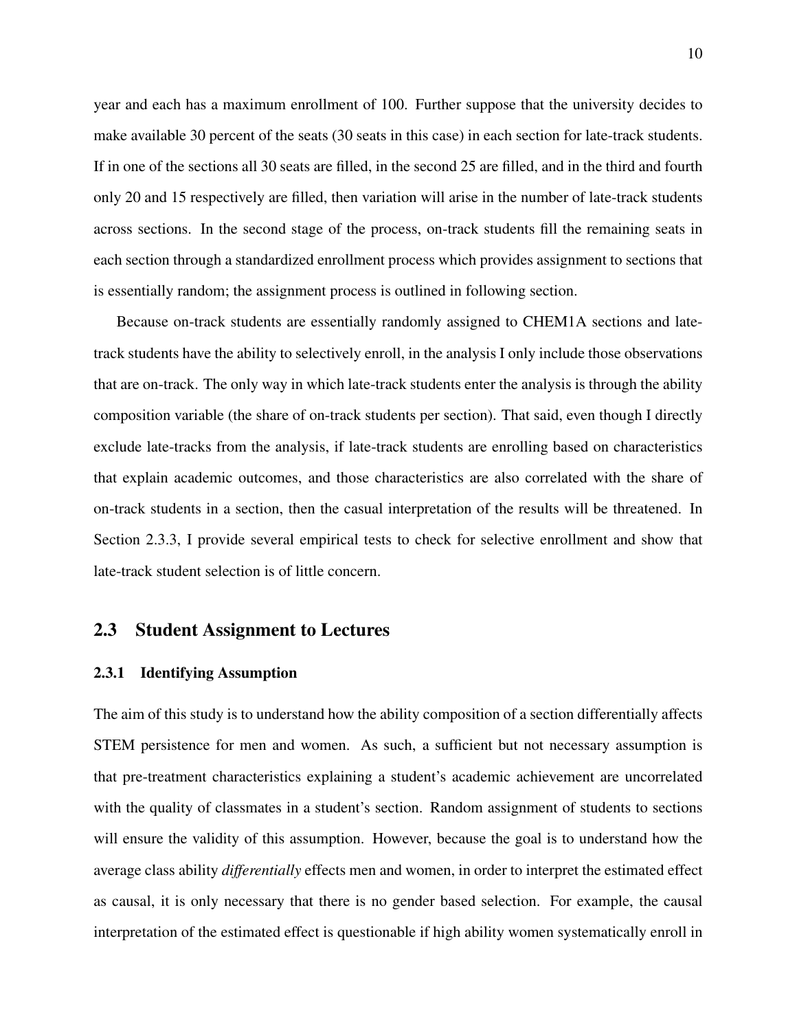year and each has a maximum enrollment of 100. Further suppose that the university decides to make available 30 percent of the seats (30 seats in this case) in each section for late-track students. If in one of the sections all 30 seats are filled, in the second 25 are filled, and in the third and fourth only 20 and 15 respectively are filled, then variation will arise in the number of late-track students across sections. In the second stage of the process, on-track students fill the remaining seats in each section through a standardized enrollment process which provides assignment to sections that is essentially random; the assignment process is outlined in following section.

Because on-track students are essentially randomly assigned to CHEM1A sections and late-track students have the ability to selectively enroll, in the analysis I only include those observations that are on-track. The only way in which late-track students enter the analysis is through the ability composition variable (the share of on-track students per section). That said, even though I directly exclude late-tracks from the analysis, if late-track students are enrolling based on characteristics that explain academic outcomes, and those characteristics are also correlated with the share of on-track students in a section, then the casual interpretation of the results will be threatened. In Section 2.3.3, I provide several empirical tests to check for selective enrollment and show that late-track student selection is of little concern.

## 2.3 Student Assignment to Lectures

### 2.3.1 Identifying Assumption

The aim of this study is to understand how the ability composition of a section differentially affects STEM persistence for men and women. As such, a sufficient but not necessary assumption is that pre-treatment characteristics explaining a student's academic achievement are uncorrelated with the quality of classmates in a student's section. Random assignment of students to sections will ensure the validity of this assumption. However, because the goal is to understand how the average class ability *differentially* effects men and women, in order to interpret the estimated effect as causal, it is only necessary that there is no gender based selection. For example, the causal interpretation of the estimated effect is questionable if high ability women systematically enroll in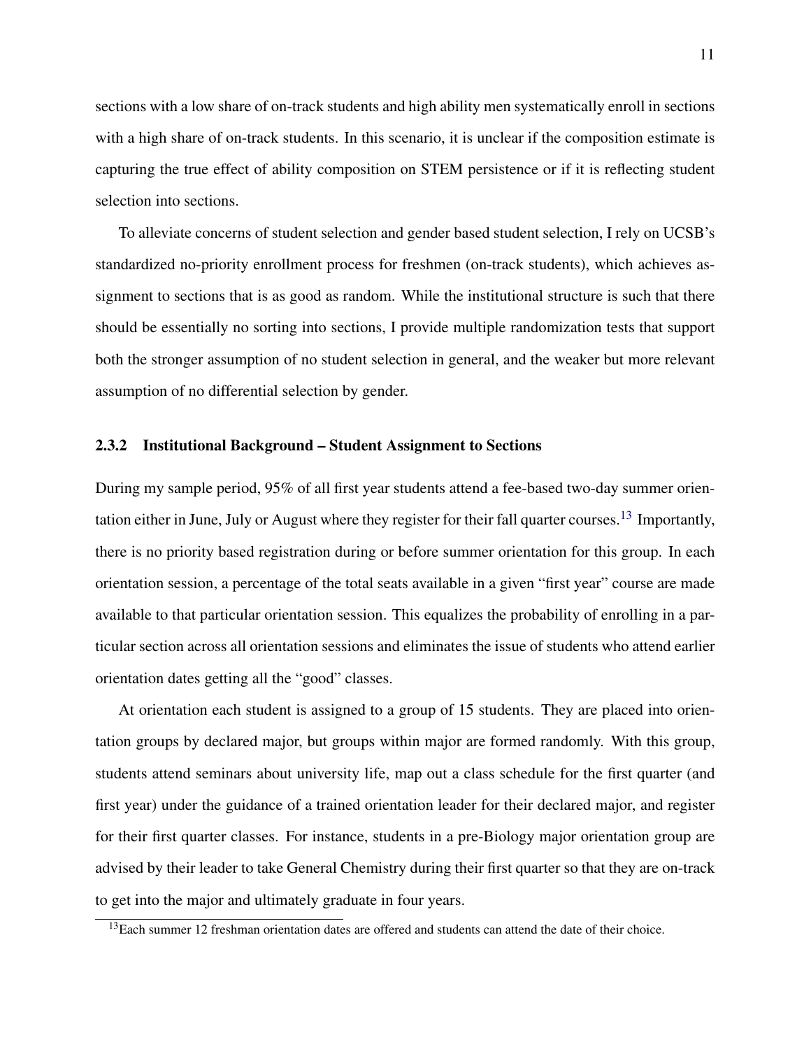sections with a low share of on-track students and high ability men systematically enroll in sections with a high share of on-track students. In this scenario, it is unclear if the composition estimate is capturing the true effect of ability composition on STEM persistence or if it is reflecting student selection into sections.

To alleviate concerns of student selection and gender based student selection, I rely on UCSB's standardized no-priority enrollment process for freshmen (on-track students), which achieves assignment to sections that is as good as random. While the institutional structure is such that there should be essentially no sorting into sections, I provide multiple randomization tests that support both the stronger assumption of no student selection in general, and the weaker but more relevant assumption of no differential selection by gender.

### 2.3.2 Institutional Background – Student Assignment to Sections

During my sample period, 95% of all first year students attend a fee-based two-day summer orientation either in June, July or August where they register for their fall quarter courses.[13] Importantly, there is no priority based registration during or before summer orientation for this group. In each orientation session, a percentage of the total seats available in a given "first year" course are made available to that particular orientation session. This equalizes the probability of enrolling in a particular section across all orientation sessions and eliminates the issue of students who attend earlier orientation dates getting all the "good" classes.

At orientation each student is assigned to a group of 15 students. They are placed into orientation groups by declared major, but groups within major are formed randomly. With this group, students attend seminars about university life, map out a class schedule for the first quarter (and first year) under the guidance of a trained orientation leader for their declared major, and register for their first quarter classes. For instance, students in a pre-Biology major orientation group are advised by their leader to take General Chemistry during their first quarter so that they are on-track to get into the major and ultimately graduate in four years.

[13] Each summer 12 freshman orientation dates are offered and students can attend the date of their choice.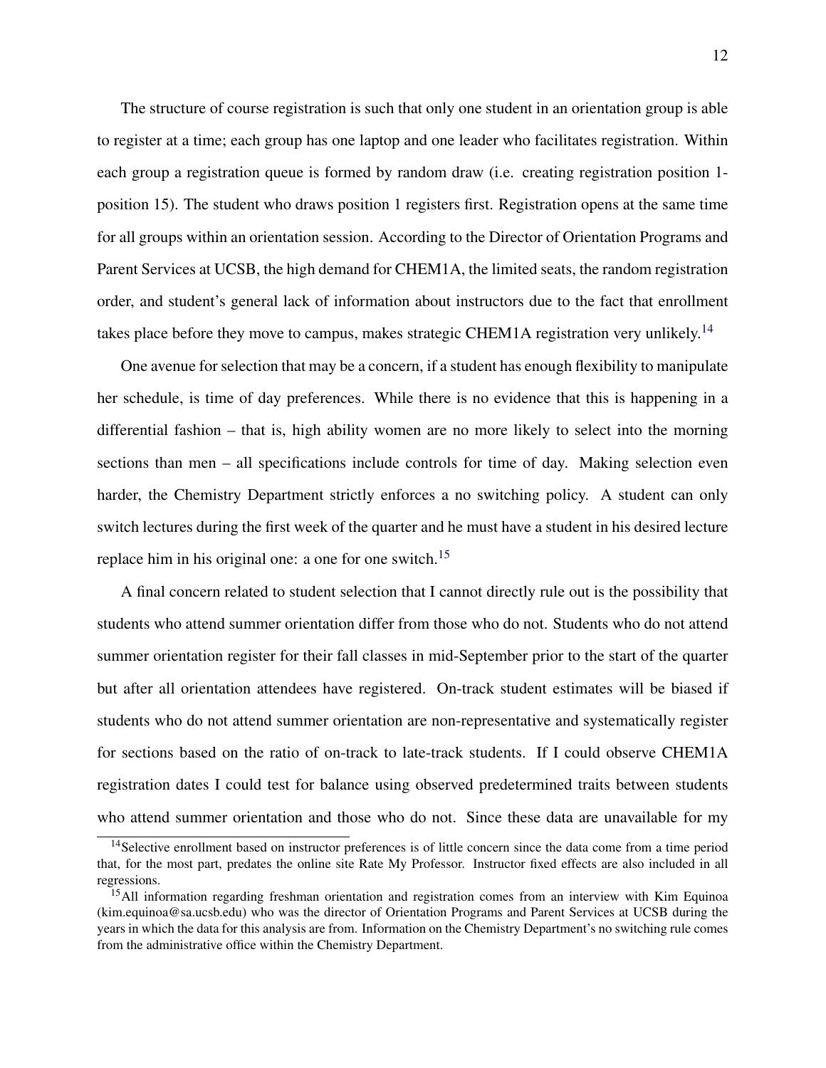The structure of course registration is such that only one student in an orientation group is able to register at a time; each group has one laptop and one leader who facilitates registration. Within each group a registration queue is formed by random draw (i.e. creating registration position 1-position 15). The student who draws position 1 registers first. Registration opens at the same time for all groups within an orientation session. According to the Director of Orientation Programs and Parent Services at UCSB, the high demand for CHEM1A, the limited seats, the random registration order, and student's general lack of information about instructors due to the fact that enrollment takes place before they move to campus, makes strategic CHEM1A registration very unlikely.[14]

One avenue for selection that may be a concern, if a student has enough flexibility to manipulate her schedule, is time of day preferences. While there is no evidence that this is happening in a differential fashion – that is, high ability women are no more likely to select into the morning sections than men – all specifications include controls for time of day. Making selection even harder, the Chemistry Department strictly enforces a no switching policy. A student can only switch lectures during the first week of the quarter and he must have a student in his desired lecture replace him in his original one: a one for one switch.[15]

A final concern related to student selection that I cannot directly rule out is the possibility that students who attend summer orientation differ from those who do not. Students who do not attend summer orientation register for their fall classes in mid-September prior to the start of the quarter but after all orientation attendees have registered. On-track student estimates will be biased if students who do not attend summer orientation are non-representative and systematically register for sections based on the ratio of on-track to late-track students. If I could observe CHEM1A registration dates I could test for balance using observed predetermined traits between students who attend summer orientation and those who do not. Since these data are unavailable for my

[14] Selective enrollment based on instructor preferences is of little concern since the data come from a time period that, for the most part, predates the online site Rate My Professor. Instructor fixed effects are also included in all regressions.

[15] All information regarding freshman orientation and registration comes from an interview with Kim Equinoa (kim.equinoa@sa.ucsb.edu) who was the director of Orientation Programs and Parent Services at UCSB during the years in which the data for this analysis are from. Information on the Chemistry Department's no switching rule comes from the administrative office within the Chemistry Department.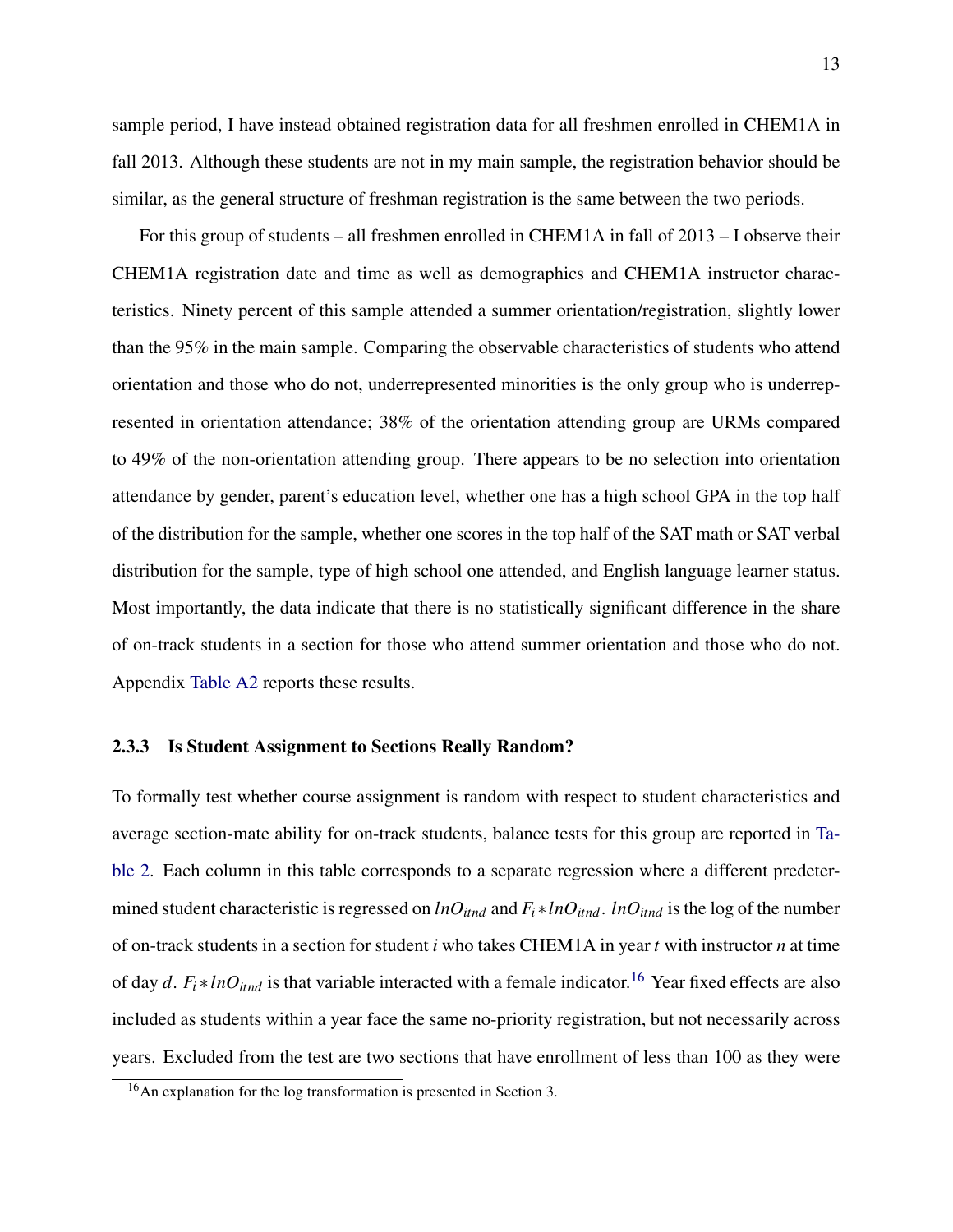sample period, I have instead obtained registration data for all freshmen enrolled in CHEM1A in fall 2013. Although these students are not in my main sample, the registration behavior should be similar, as the general structure of freshman registration is the same between the two periods.

For this group of students – all freshmen enrolled in CHEM1A in fall of 2013 – I observe their CHEM1A registration date and time as well as demographics and CHEM1A instructor characteristics. Ninety percent of this sample attended a summer orientation/registration, slightly lower than the 95% in the main sample. Comparing the observable characteristics of students who attend orientation and those who do not, underrepresented minorities is the only group who is underrepresented in orientation attendance; 38% of the orientation attending group are URMs compared to 49% of the non-orientation attending group. There appears to be no selection into orientation attendance by gender, parent's education level, whether one has a high school GPA in the top half of the distribution for the sample, whether one scores in the top half of the SAT math or SAT verbal distribution for the sample, type of high school one attended, and English language learner status. Most importantly, the data indicate that there is no statistically significant difference in the share of on-track students in a section for those who attend summer orientation and those who do not. Appendix Table A2 reports these results.

### 2.3.3 Is Student Assignment to Sections Really Random?

To formally test whether course assignment is random with respect to student characteristics and average section-mate ability for on-track students, balance tests for this group are reported in Table 2. Each column in this table corresponds to a separate regression where a different predetermined student characteristic is regressed on $lnO_{itnd}$ and $F_i * lnO_{itnd}$. $lnO_{itnd}$ is the log of the number of on-track students in a section for student $i$ who takes CHEM1A in year $t$ with instructor $n$ at time of day $d$. $F_i * lnO_{itnd}$ is that variable interacted with a female indicator.[16] Year fixed effects are also included as students within a year face the same no-priority registration, but not necessarily across years. Excluded from the test are two sections that have enrollment of less than 100 as they were

[16] An explanation for the log transformation is presented in Section 3.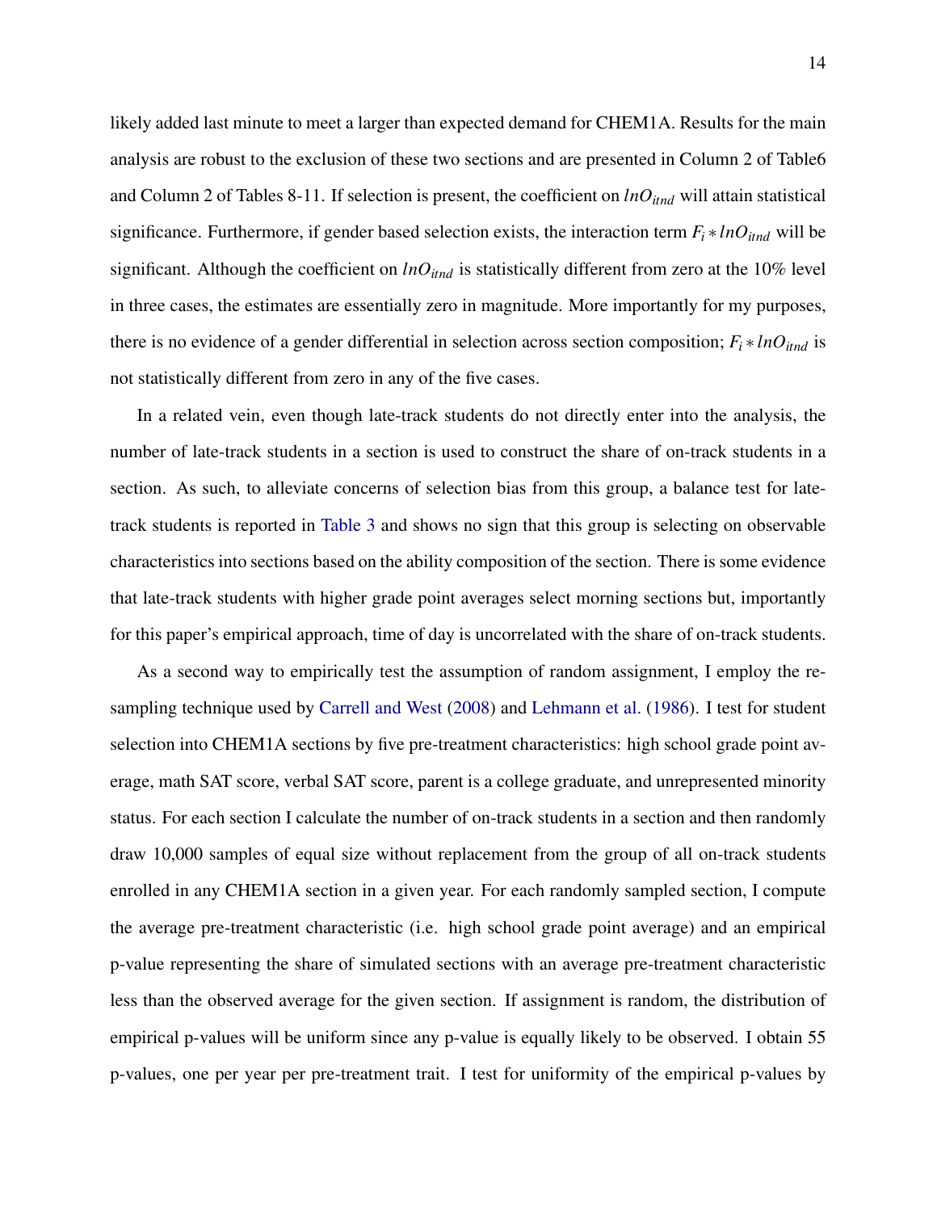likely added last minute to meet a larger than expected demand for CHEM1A. Results for the main analysis are robust to the exclusion of these two sections and are presented in Column 2 of Table6 and Column 2 of Tables 8-11. If selection is present, the coefficient on $lnO_{itnd}$ will attain statistical significance. Furthermore, if gender based selection exists, the interaction term $F_i * lnO_{itnd}$ will be significant. Although the coefficient on $lnO_{itnd}$ is statistically different from zero at the 10% level in three cases, the estimates are essentially zero in magnitude. More importantly for my purposes, there is no evidence of a gender differential in selection across section composition; $F_i * lnO_{itnd}$ is not statistically different from zero in any of the five cases.

In a related vein, even though late-track students do not directly enter into the analysis, the number of late-track students in a section is used to construct the share of on-track students in a section. As such, to alleviate concerns of selection bias from this group, a balance test for late-track students is reported in Table 3 and shows no sign that this group is selecting on observable characteristics into sections based on the ability composition of the section. There is some evidence that late-track students with higher grade point averages select morning sections but, importantly for this paper's empirical approach, time of day is uncorrelated with the share of on-track students.

As a second way to empirically test the assumption of random assignment, I employ the re-sampling technique used by Carrell and West (2008) and Lehmann et al. (1986). I test for student selection into CHEM1A sections by five pre-treatment characteristics: high school grade point average, math SAT score, verbal SAT score, parent is a college graduate, and unrepresented minority status. For each section I calculate the number of on-track students in a section and then randomly draw 10,000 samples of equal size without replacement from the group of all on-track students enrolled in any CHEM1A section in a given year. For each randomly sampled section, I compute the average pre-treatment characteristic (i.e. high school grade point average) and an empirical p-value representing the share of simulated sections with an average pre-treatment characteristic less than the observed average for the given section. If assignment is random, the distribution of empirical p-values will be uniform since any p-value is equally likely to be observed. I obtain 55 p-values, one per year per pre-treatment trait. I test for uniformity of the empirical p-values by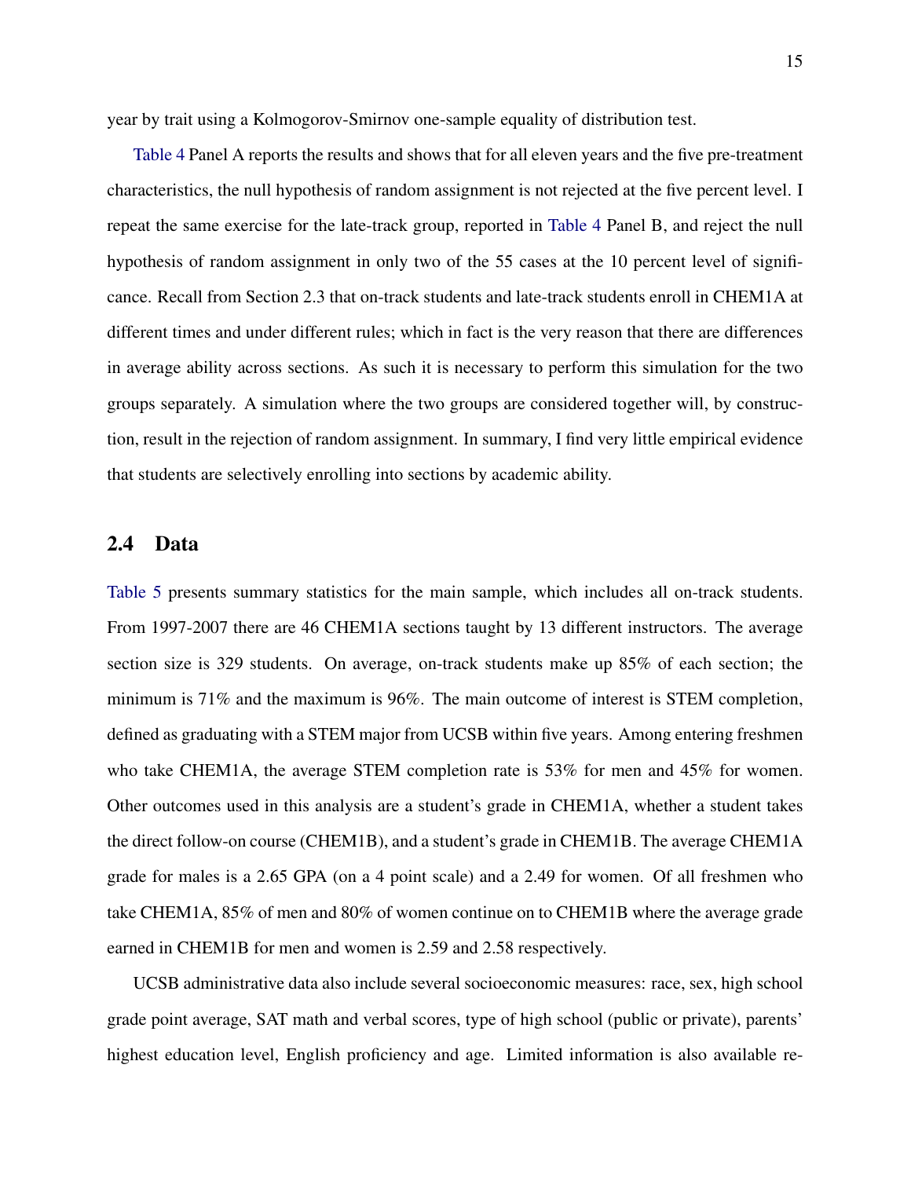year by trait using a Kolmogorov-Smirnov one-sample equality of distribution test.

Table 4 Panel A reports the results and shows that for all eleven years and the five pre-treatment characteristics, the null hypothesis of random assignment is not rejected at the five percent level. I repeat the same exercise for the late-track group, reported in Table 4 Panel B, and reject the null hypothesis of random assignment in only two of the 55 cases at the 10 percent level of significance. Recall from Section 2.3 that on-track students and late-track students enroll in CHEM1A at different times and under different rules; which in fact is the very reason that there are differences in average ability across sections. As such it is necessary to perform this simulation for the two groups separately. A simulation where the two groups are considered together will, by construction, result in the rejection of random assignment. In summary, I find very little empirical evidence that students are selectively enrolling into sections by academic ability.

## 2.4 Data

Table 5 presents summary statistics for the main sample, which includes all on-track students. From 1997-2007 there are 46 CHEM1A sections taught by 13 different instructors. The average section size is 329 students. On average, on-track students make up 85% of each section; the minimum is 71% and the maximum is 96%. The main outcome of interest is STEM completion, defined as graduating with a STEM major from UCSB within five years. Among entering freshmen who take CHEM1A, the average STEM completion rate is 53% for men and 45% for women. Other outcomes used in this analysis are a student's grade in CHEM1A, whether a student takes the direct follow-on course (CHEM1B), and a student's grade in CHEM1B. The average CHEM1A grade for males is a 2.65 GPA (on a 4 point scale) and a 2.49 for women. Of all freshmen who take CHEM1A, 85% of men and 80% of women continue on to CHEM1B where the average grade earned in CHEM1B for men and women is 2.59 and 2.58 respectively.

UCSB administrative data also include several socioeconomic measures: race, sex, high school grade point average, SAT math and verbal scores, type of high school (public or private), parents' highest education level, English proficiency and age. Limited information is also available re-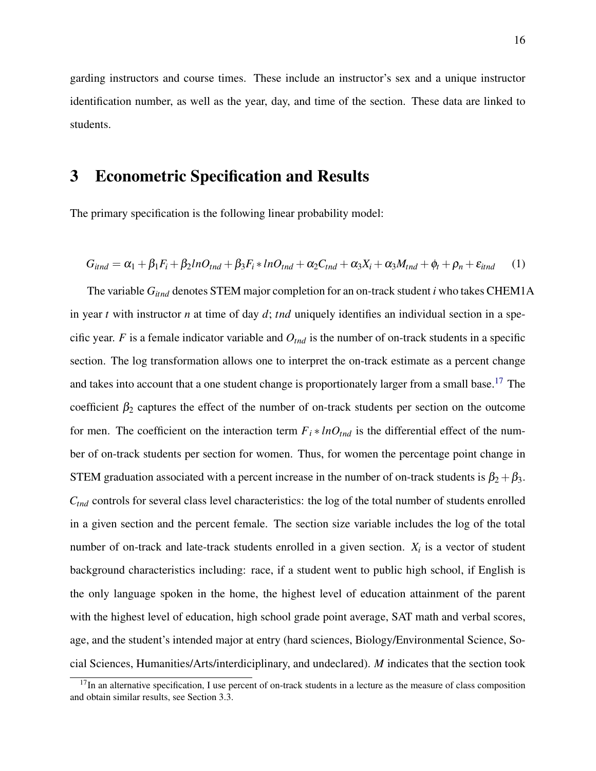garding instructors and course times. These include an instructor's sex and a unique instructor identification number, as well as the year, day, and time of the section. These data are linked to students.

## 3 Econometric Specification and Results

The primary specification is the following linear probability model:

$$G_{itnd} = \alpha_1 + \beta_1 F_i + \beta_2 lnO_{tnd} + \beta_3 F_i * lnO_{tnd} + \alpha_2 C_{tnd} + \alpha_3 X_i + \alpha_3 M_{tnd} + \phi_t + \rho_n + \varepsilon_{itnd} \quad (1)$$

The variable $G_{itnd}$ denotes STEM major completion for an on-track student *i* who takes CHEM1A in year *t* with instructor *n* at time of day *d*; *tnd* uniquely identifies an individual section in a specific year. *F* is a female indicator variable and $O_{tnd}$ is the number of on-track students in a specific section. The log transformation allows one to interpret the on-track estimate as a percent change and takes into account that a one student change is proportionately larger from a small base.[17] The coefficient $\beta_2$ captures the effect of the number of on-track students per section on the outcome for men. The coefficient on the interaction term $F_i * lnO_{tnd}$ is the differential effect of the number of on-track students per section for women. Thus, for women the percentage point change in STEM graduation associated with a percent increase in the number of on-track students is $\beta_2 + \beta_3$. $C_{tnd}$ controls for several class level characteristics: the log of the total number of students enrolled in a given section and the percent female. The section size variable includes the log of the total number of on-track and late-track students enrolled in a given section. $X_i$ is a vector of student background characteristics including: race, if a student went to public high school, if English is the only language spoken in the home, the highest level of education attainment of the parent with the highest level of education, high school grade point average, SAT math and verbal scores, age, and the student's intended major at entry (hard sciences, Biology/Environmental Science, Social Sciences, Humanities/Arts/interdiciplinary, and undeclared). *M* indicates that the section took

[17] In an alternative specification, I use percent of on-track students in a lecture as the measure of class composition and obtain similar results, see Section 3.3.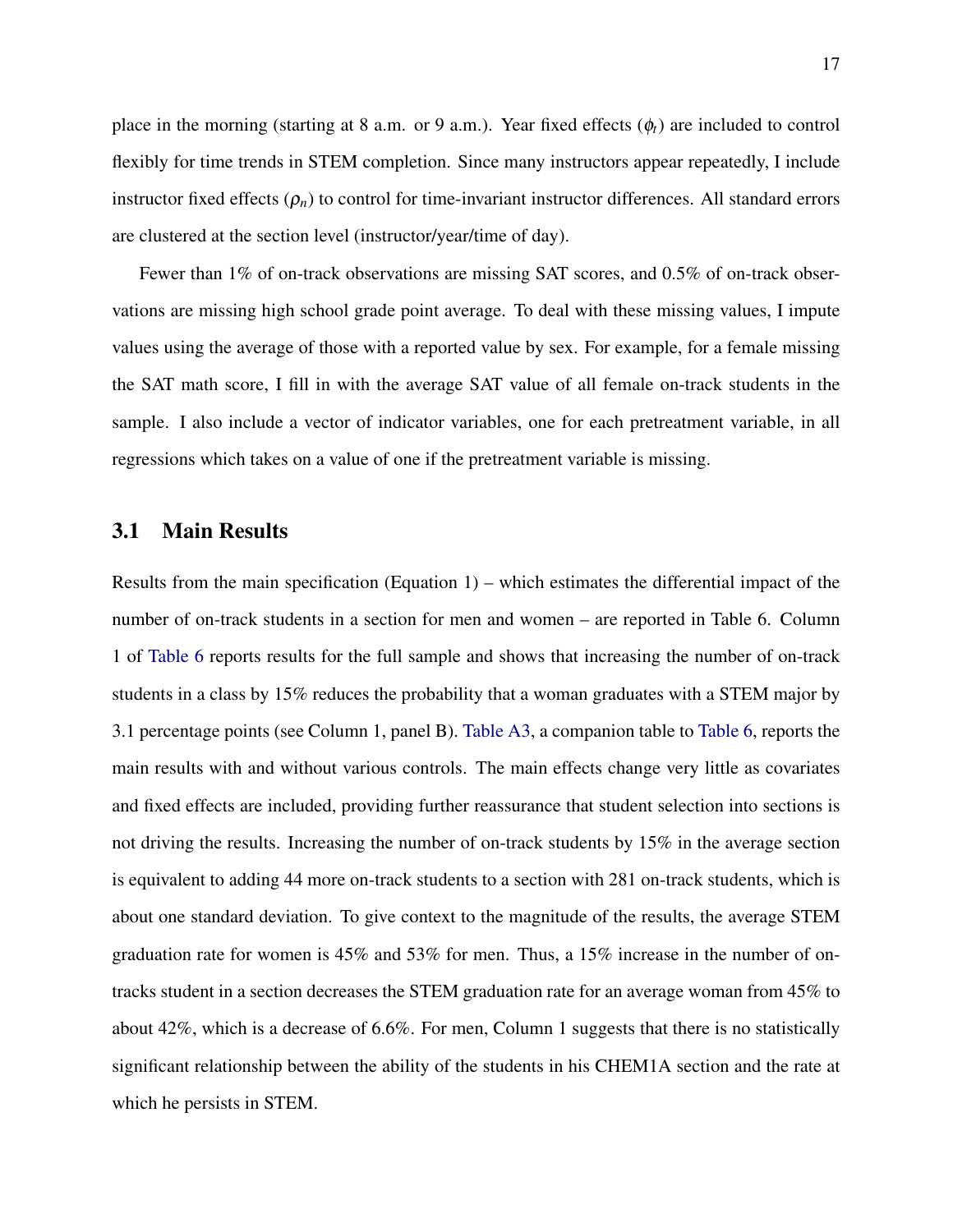place in the morning (starting at 8 a.m. or 9 a.m.). Year fixed effects ($\phi_t$) are included to control flexibly for time trends in STEM completion. Since many instructors appear repeatedly, I include instructor fixed effects ($\rho_n$) to control for time-invariant instructor differences. All standard errors are clustered at the section level (instructor/year/time of day).

Fewer than 1% of on-track observations are missing SAT scores, and 0.5% of on-track observations are missing high school grade point average. To deal with these missing values, I impute values using the average of those with a reported value by sex. For example, for a female missing the SAT math score, I fill in with the average SAT value of all female on-track students in the sample. I also include a vector of indicator variables, one for each pretreatment variable, in all regressions which takes on a value of one if the pretreatment variable is missing.

## 3.1 Main Results

Results from the main specification (Equation 1) – which estimates the differential impact of the number of on-track students in a section for men and women – are reported in Table 6. Column 1 of Table 6 reports results for the full sample and shows that increasing the number of on-track students in a class by 15% reduces the probability that a woman graduates with a STEM major by 3.1 percentage points (see Column 1, panel B). Table A3, a companion table to Table 6, reports the main results with and without various controls. The main effects change very little as covariates and fixed effects are included, providing further reassurance that student selection into sections is not driving the results. Increasing the number of on-track students by 15% in the average section is equivalent to adding 44 more on-track students to a section with 281 on-track students, which is about one standard deviation. To give context to the magnitude of the results, the average STEM graduation rate for women is 45% and 53% for men. Thus, a 15% increase in the number of on-tracks student in a section decreases the STEM graduation rate for an average woman from 45% to about 42%, which is a decrease of 6.6%. For men, Column 1 suggests that there is no statistically significant relationship between the ability of the students in his CHEM1A section and the rate at which he persists in STEM.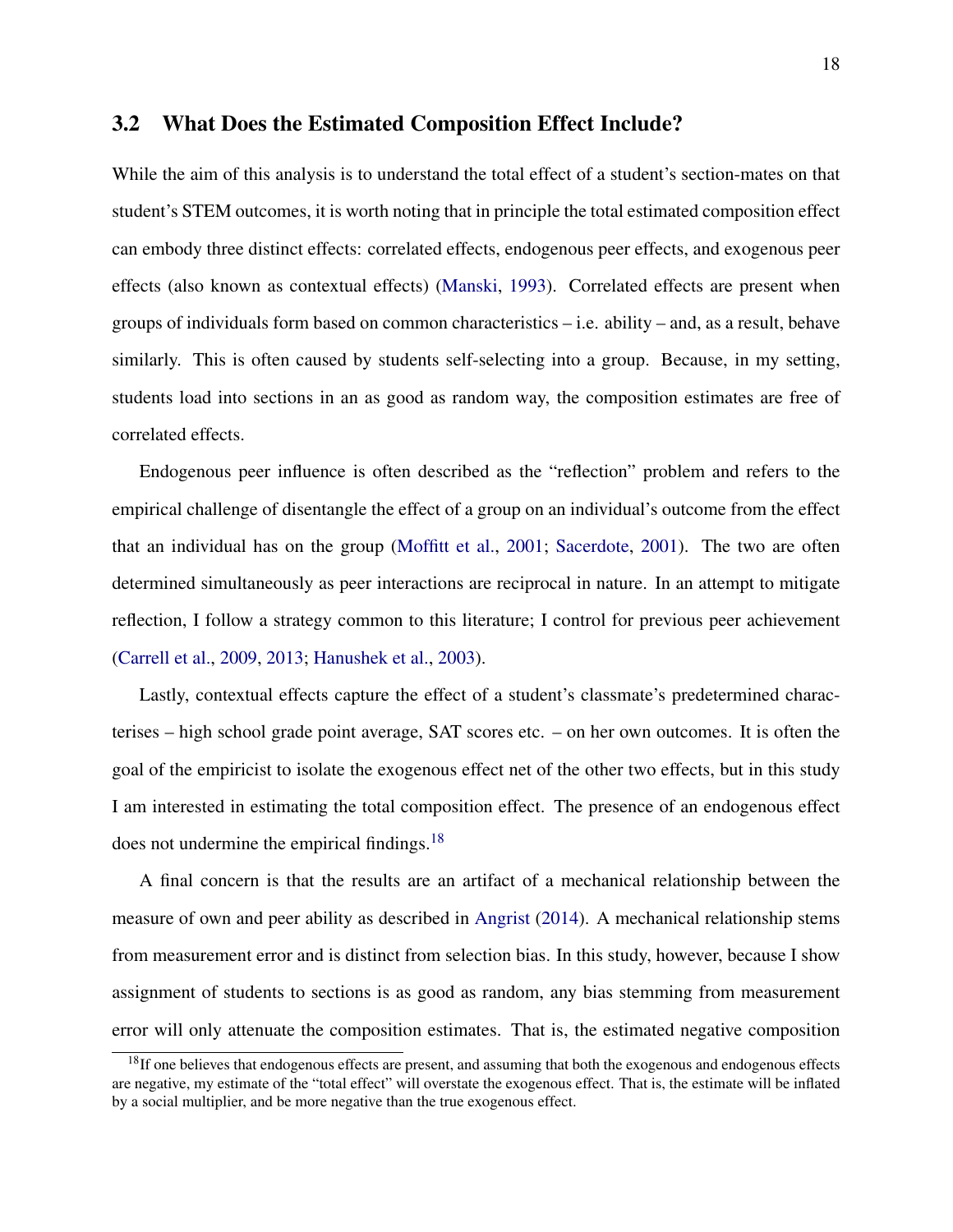## 3.2 What Does the Estimated Composition Effect Include?

While the aim of this analysis is to understand the total effect of a student's section-mates on that student's STEM outcomes, it is worth noting that in principle the total estimated composition effect can embody three distinct effects: correlated effects, endogenous peer effects, and exogenous peer effects (also known as contextual effects) (Manski, 1993). Correlated effects are present when groups of individuals form based on common characteristics – i.e. ability – and, as a result, behave similarly. This is often caused by students self-selecting into a group. Because, in my setting, students load into sections in an as good as random way, the composition estimates are free of correlated effects.

Endogenous peer influence is often described as the "reflection" problem and refers to the empirical challenge of disentangle the effect of a group on an individual's outcome from the effect that an individual has on the group (Moffitt et al., 2001; Sacerdote, 2001). The two are often determined simultaneously as peer interactions are reciprocal in nature. In an attempt to mitigate reflection, I follow a strategy common to this literature; I control for previous peer achievement (Carrell et al., 2009, 2013; Hanushek et al., 2003).

Lastly, contextual effects capture the effect of a student's classmate's predetermined characterises – high school grade point average, SAT scores etc. – on her own outcomes. It is often the goal of the empiricist to isolate the exogenous effect net of the other two effects, but in this study I am interested in estimating the total composition effect. The presence of an endogenous effect does not undermine the empirical findings.[18]

A final concern is that the results are an artifact of a mechanical relationship between the measure of own and peer ability as described in Angrist (2014). A mechanical relationship stems from measurement error and is distinct from selection bias. In this study, however, because I show assignment of students to sections is as good as random, any bias stemming from measurement error will only attenuate the composition estimates. That is, the estimated negative composition

[18] If one believes that endogenous effects are present, and assuming that both the exogenous and endogenous effects are negative, my estimate of the "total effect" will overstate the exogenous effect. That is, the estimate will be inflated by a social multiplier, and be more negative than the true exogenous effect.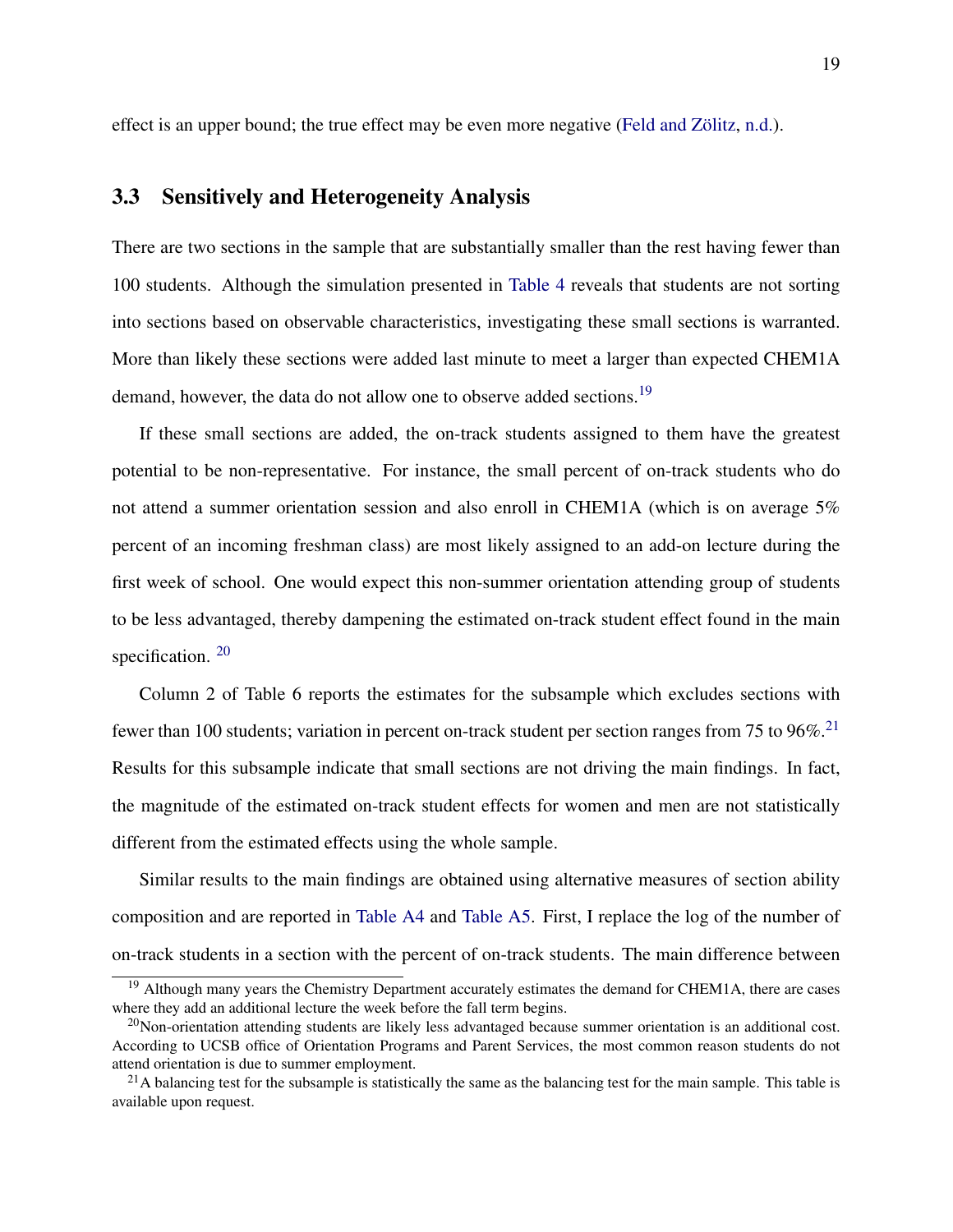effect is an upper bound; the true effect may be even more negative (Feld and Zölitz, n.d.).

### 3.3 Sensitively and Heterogeneity Analysis

There are two sections in the sample that are substantially smaller than the rest having fewer than 100 students. Although the simulation presented in Table 4 reveals that students are not sorting into sections based on observable characteristics, investigating these small sections is warranted. More than likely these sections were added last minute to meet a larger than expected CHEM1A demand, however, the data do not allow one to observe added sections.[19]

If these small sections are added, the on-track students assigned to them have the greatest potential to be non-representative. For instance, the small percent of on-track students who do not attend a summer orientation session and also enroll in CHEM1A (which is on average 5% percent of an incoming freshman class) are most likely assigned to an add-on lecture during the first week of school. One would expect this non-summer orientation attending group of students to be less advantaged, thereby dampening the estimated on-track student effect found in the main specification. [20]

Column 2 of Table 6 reports the estimates for the subsample which excludes sections with fewer than 100 students; variation in percent on-track student per section ranges from 75 to 96%.[21] Results for this subsample indicate that small sections are not driving the main findings. In fact, the magnitude of the estimated on-track student effects for women and men are not statistically different from the estimated effects using the whole sample.

Similar results to the main findings are obtained using alternative measures of section ability composition and are reported in Table A4 and Table A5. First, I replace the log of the number of on-track students in a section with the percent of on-track students. The main difference between

---

[19] Although many years the Chemistry Department accurately estimates the demand for CHEM1A, there are cases where they add an additional lecture the week before the fall term begins.

[20] Non-orientation attending students are likely less advantaged because summer orientation is an additional cost. According to UCSB office of Orientation Programs and Parent Services, the most common reason students do not attend orientation is due to summer employment.

[21] A balancing test for the subsample is statistically the same as the balancing test for the main sample. This table is available upon request.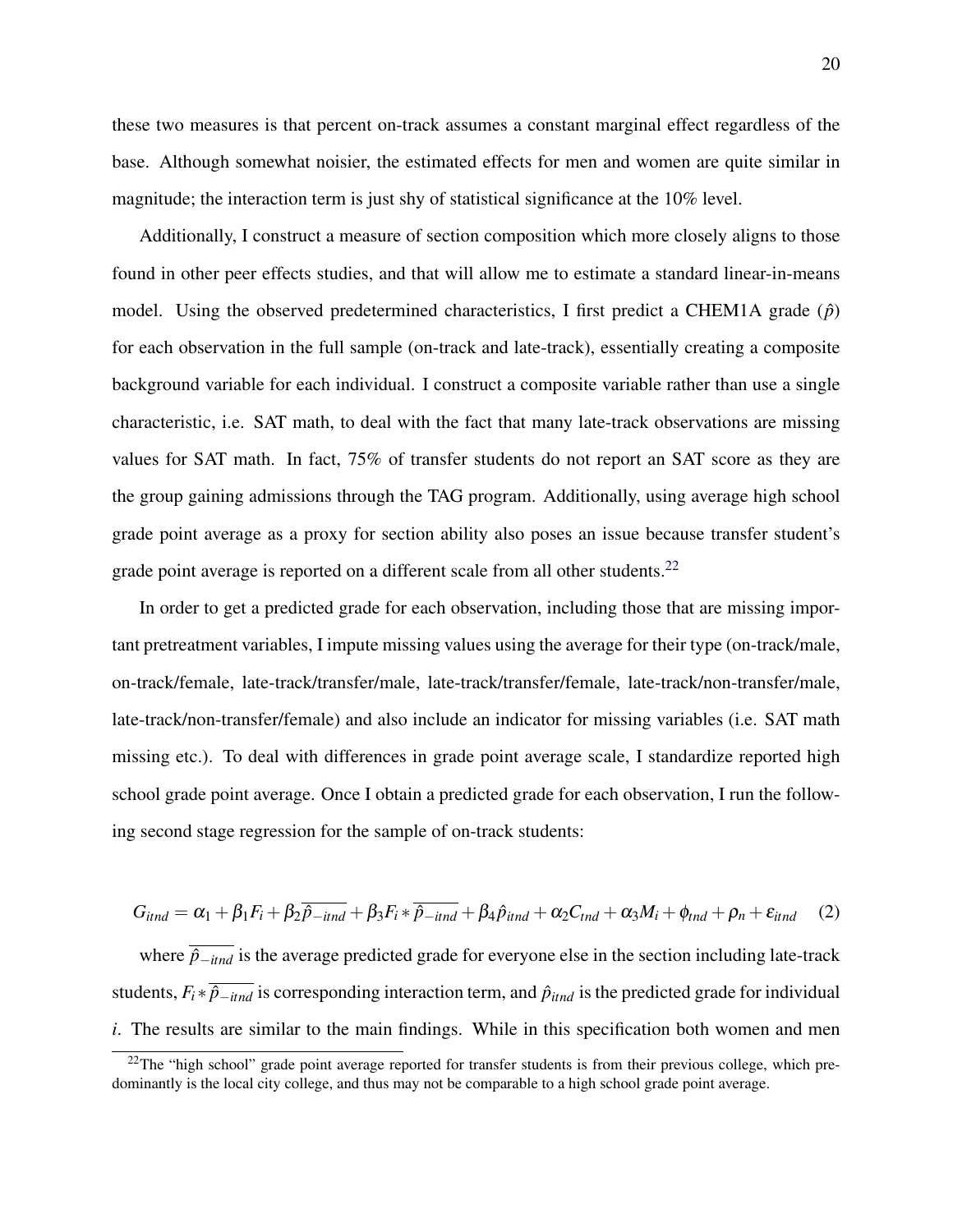these two measures is that percent on-track assumes a constant marginal effect regardless of the base. Although somewhat noisier, the estimated effects for men and women are quite similar in magnitude; the interaction term is just shy of statistical significance at the 10% level.

Additionally, I construct a measure of section composition which more closely aligns to those found in other peer effects studies, and that will allow me to estimate a standard linear-in-means model. Using the observed predetermined characteristics, I first predict a CHEM1A grade ($\hat{p}$) for each observation in the full sample (on-track and late-track), essentially creating a composite background variable for each individual. I construct a composite variable rather than use a single characteristic, i.e. SAT math, to deal with the fact that many late-track observations are missing values for SAT math. In fact, 75% of transfer students do not report an SAT score as they are the group gaining admissions through the TAG program. Additionally, using average high school grade point average as a proxy for section ability also poses an issue because transfer student's grade point average is reported on a different scale from all other students.[22]

In order to get a predicted grade for each observation, including those that are missing important pretreatment variables, I impute missing values using the average for their type (on-track/male, on-track/female, late-track/transfer/male, late-track/transfer/female, late-track/non-transfer/male, late-track/non-transfer/female) and also include an indicator for missing variables (i.e. SAT math missing etc.). To deal with differences in grade point average scale, I standardize reported high school grade point average. Once I obtain a predicted grade for each observation, I run the following second stage regression for the sample of on-track students:

$$G_{itnd} = \alpha_1 + \beta_1 F_i + \beta_2 \overline{\hat{p}_{-itnd}} + \beta_3 F_i * \overline{\hat{p}_{-itnd}} + \beta_4 \hat{p}_{itnd} + \alpha_2 C_{tnd} + \alpha_3 M_i + \phi_{tnd} + \rho_n + \varepsilon_{itnd} \quad (2)$$

where $\overline{\hat{p}_{-itnd}}$ is the average predicted grade for everyone else in the section including late-track students, $F_i * \overline{\hat{p}_{-itnd}}$ is corresponding interaction term, and $\hat{p}_{itnd}$ is the predicted grade for individual $i$. The results are similar to the main findings. While in this specification both women and men

[22] The "high school" grade point average reported for transfer students is from their previous college, which predominantly is the local city college, and thus may not be comparable to a high school grade point average.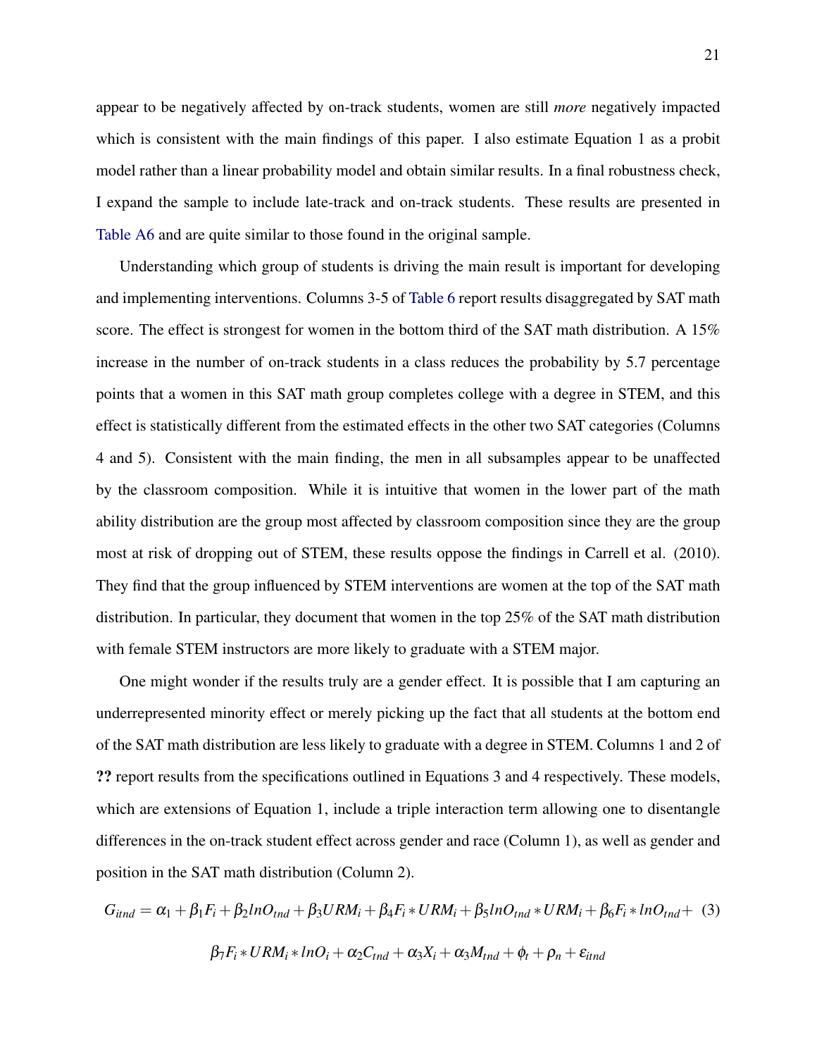appear to be negatively affected by on-track students, women are still *more* negatively impacted which is consistent with the main findings of this paper. I also estimate Equation 1 as a probit model rather than a linear probability model and obtain similar results. In a final robustness check, I expand the sample to include late-track and on-track students. These results are presented in Table A6 and are quite similar to those found in the original sample.

Understanding which group of students is driving the main result is important for developing and implementing interventions. Columns 3-5 of Table 6 report results disaggregated by SAT math score. The effect is strongest for women in the bottom third of the SAT math distribution. A 15% increase in the number of on-track students in a class reduces the probability by 5.7 percentage points that a women in this SAT math group completes college with a degree in STEM, and this effect is statistically different from the estimated effects in the other two SAT categories (Columns 4 and 5). Consistent with the main finding, the men in all subsamples appear to be unaffected by the classroom composition. While it is intuitive that women in the lower part of the math ability distribution are the group most affected by classroom composition since they are the group most at risk of dropping out of STEM, these results oppose the findings in Carrell et al. (2010). They find that the group influenced by STEM interventions are women at the top of the SAT math distribution. In particular, they document that women in the top 25% of the SAT math distribution with female STEM instructors are more likely to graduate with a STEM major.

One might wonder if the results truly are a gender effect. It is possible that I am capturing an underrepresented minority effect or merely picking up the fact that all students at the bottom end of the SAT math distribution are less likely to graduate with a degree in STEM. Columns 1 and 2 of **??** report results from the specifications outlined in Equations 3 and 4 respectively. These models, which are extensions of Equation 1, include a triple interaction term allowing one to disentangle differences in the on-track student effect across gender and race (Column 1), as well as gender and position in the SAT math distribution (Column 2).

$$G_{itnd} = \alpha_1 + \beta_1 F_i + \beta_2 lnO_{tnd} + \beta_3 URM_i + \beta_4 F_i * URM_i + \beta_5 lnO_{tnd} * URM_i + \beta_6 F_i * lnO_{tnd} + \quad (3)$$

$$\beta_7 F_i * URM_i * lnO_i + \alpha_2 C_{tnd} + \alpha_3 X_i + \alpha_3 M_{tnd} + \phi_t + \rho_n + \varepsilon_{itnd}$$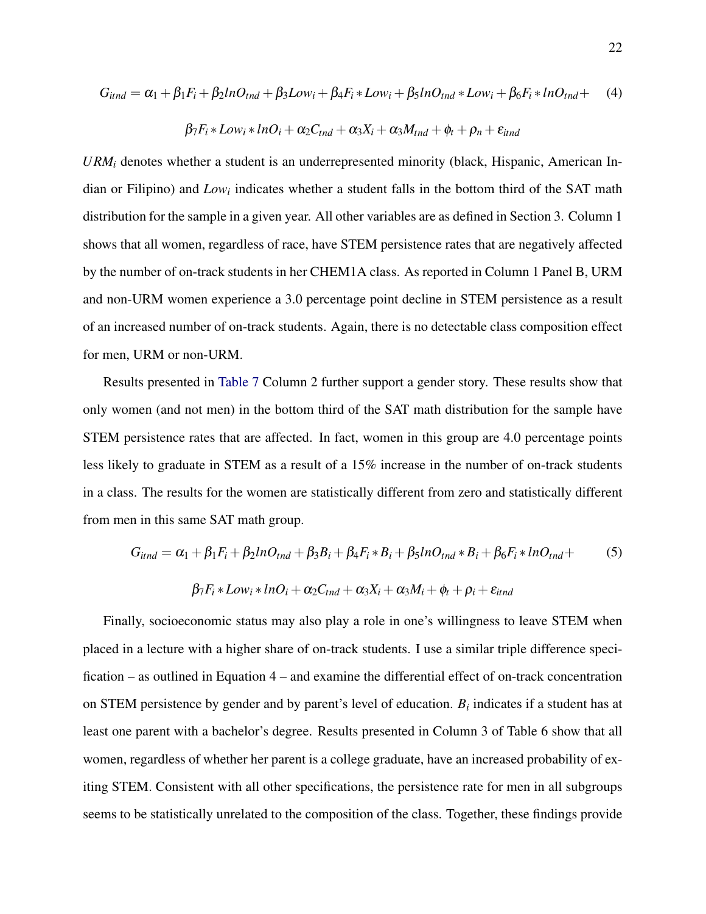$$G_{itnd} = \alpha_1 + \beta_1 F_i + \beta_2 lnO_{tnd} + \beta_3 Low_i + \beta_4 F_i * Low_i + \beta_5 lnO_{tnd} * Low_i + \beta_6 F_i * lnO_{tnd} + \quad (4)$$

$$\beta_7 F_i * Low_i * lnO_i + \alpha_2 C_{tnd} + \alpha_3 X_i + \alpha_3 M_{tnd} + \phi_t + \rho_n + \varepsilon_{itnd}$$

$URM_i$ denotes whether a student is an underrepresented minority (black, Hispanic, American Indian or Filipino) and $Low_i$ indicates whether a student falls in the bottom third of the SAT math distribution for the sample in a given year. All other variables are as defined in Section 3. Column 1 shows that all women, regardless of race, have STEM persistence rates that are negatively affected by the number of on-track students in her CHEM1A class. As reported in Column 1 Panel B, URM and non-URM women experience a 3.0 percentage point decline in STEM persistence as a result of an increased number of on-track students. Again, there is no detectable class composition effect for men, URM or non-URM.

Results presented in Table 7 Column 2 further support a gender story. These results show that only women (and not men) in the bottom third of the SAT math distribution for the sample have STEM persistence rates that are affected. In fact, women in this group are 4.0 percentage points less likely to graduate in STEM as a result of a 15% increase in the number of on-track students in a class. The results for the women are statistically different from zero and statistically different from men in this same SAT math group.

$$G_{itnd} = \alpha_1 + \beta_1 F_i + \beta_2 lnO_{tnd} + \beta_3 B_i + \beta_4 F_i * B_i + \beta_5 lnO_{tnd} * B_i + \beta_6 F_i * lnO_{tnd} + \quad (5)$$

$$\beta_7 F_i * Low_i * lnO_i + \alpha_2 C_{tnd} + \alpha_3 X_i + \alpha_3 M_i + \phi_t + \rho_i + \varepsilon_{itnd}$$

Finally, socioeconomic status may also play a role in one's willingness to leave STEM when placed in a lecture with a higher share of on-track students. I use a similar triple difference specification – as outlined in Equation 4 – and examine the differential effect of on-track concentration on STEM persistence by gender and by parent's level of education. $B_i$ indicates if a student has at least one parent with a bachelor's degree. Results presented in Column 3 of Table 6 show that all women, regardless of whether her parent is a college graduate, have an increased probability of exiting STEM. Consistent with all other specifications, the persistence rate for men in all subgroups seems to be statistically unrelated to the composition of the class. Together, these findings provide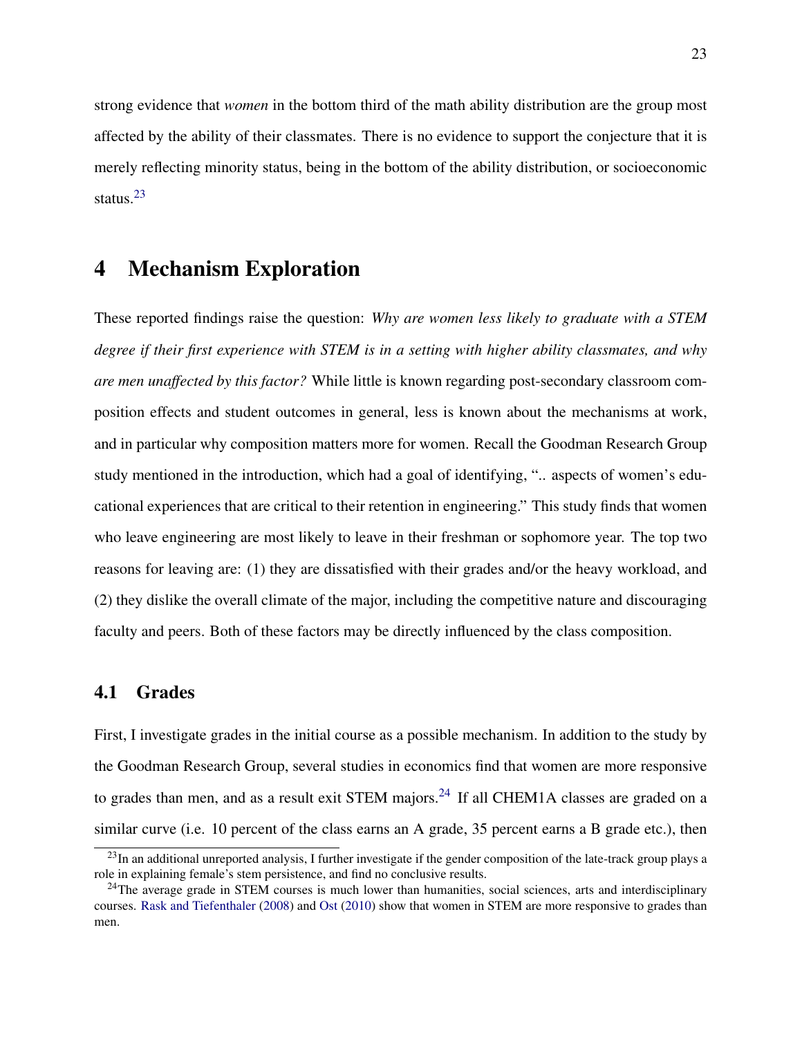strong evidence that *women* in the bottom third of the math ability distribution are the group most affected by the ability of their classmates. There is no evidence to support the conjecture that it is merely reflecting minority status, being in the bottom of the ability distribution, or socioeconomic status.[23]

# 4 Mechanism Exploration

These reported findings raise the question: *Why are women less likely to graduate with a STEM degree if their first experience with STEM is in a setting with higher ability classmates, and why are men unaffected by this factor?* While little is known regarding post-secondary classroom composition effects and student outcomes in general, less is known about the mechanisms at work, and in particular why composition matters more for women. Recall the Goodman Research Group study mentioned in the introduction, which had a goal of identifying, ".. aspects of women's educational experiences that are critical to their retention in engineering." This study finds that women who leave engineering are most likely to leave in their freshman or sophomore year. The top two reasons for leaving are: (1) they are dissatisfied with their grades and/or the heavy workload, and (2) they dislike the overall climate of the major, including the competitive nature and discouraging faculty and peers. Both of these factors may be directly influenced by the class composition.

## 4.1 Grades

First, I investigate grades in the initial course as a possible mechanism. In addition to the study by the Goodman Research Group, several studies in economics find that women are more responsive to grades than men, and as a result exit STEM majors.[24] If all CHEM1A classes are graded on a similar curve (i.e. 10 percent of the class earns an A grade, 35 percent earns a B grade etc.), then

[23] In an additional unreported analysis, I further investigate if the gender composition of the late-track group plays a role in explaining female's stem persistence, and find no conclusive results.

[24] The average grade in STEM courses is much lower than humanities, social sciences, arts and interdisciplinary courses. Rask and Tiefenthaler (2008) and Ost (2010) show that women in STEM are more responsive to grades than men.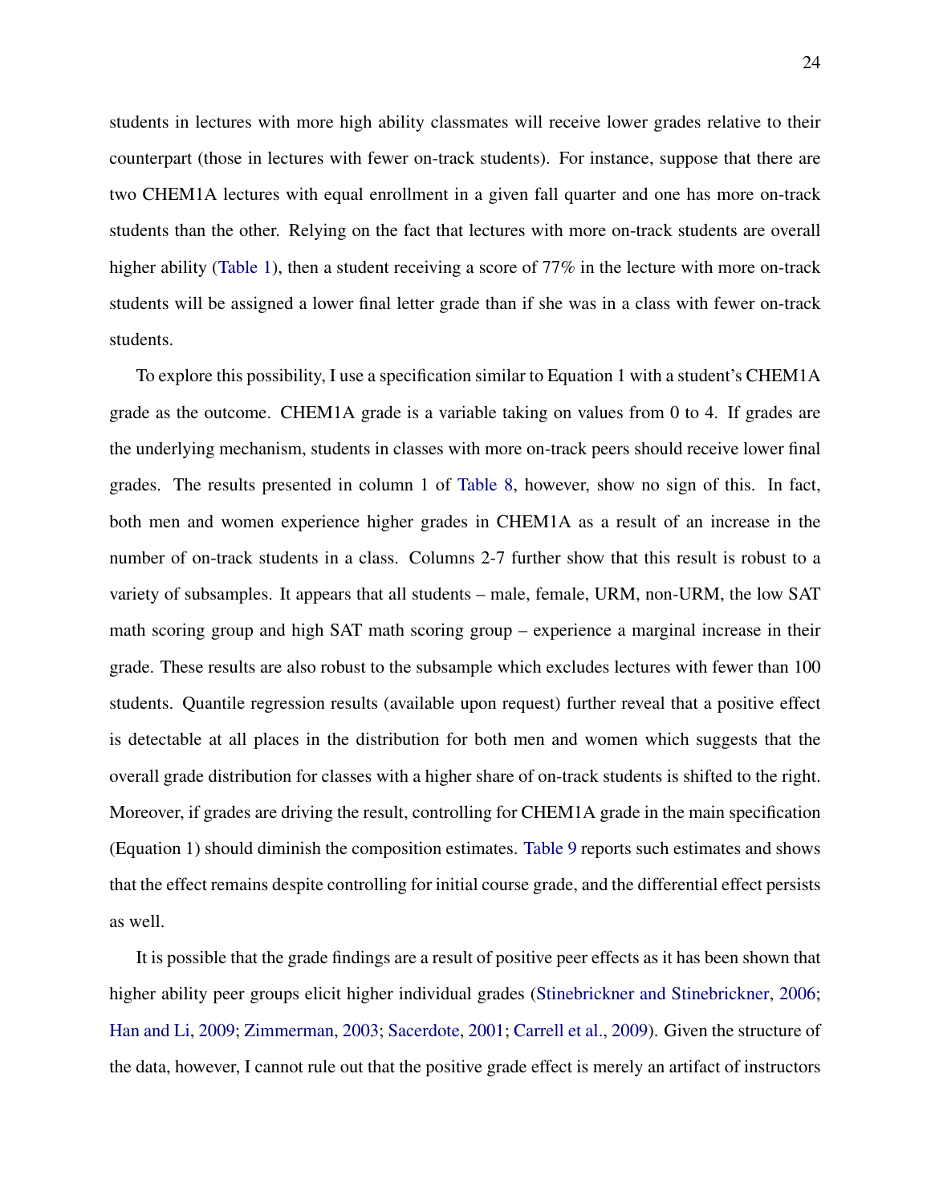students in lectures with more high ability classmates will receive lower grades relative to their counterpart (those in lectures with fewer on-track students). For instance, suppose that there are two CHEM1A lectures with equal enrollment in a given fall quarter and one has more on-track students than the other. Relying on the fact that lectures with more on-track students are overall higher ability (Table 1), then a student receiving a score of 77% in the lecture with more on-track students will be assigned a lower final letter grade than if she was in a class with fewer on-track students.

To explore this possibility, I use a specification similar to Equation 1 with a student's CHEM1A grade as the outcome. CHEM1A grade is a variable taking on values from 0 to 4. If grades are the underlying mechanism, students in classes with more on-track peers should receive lower final grades. The results presented in column 1 of Table 8, however, show no sign of this. In fact, both men and women experience higher grades in CHEM1A as a result of an increase in the number of on-track students in a class. Columns 2-7 further show that this result is robust to a variety of subsamples. It appears that all students – male, female, URM, non-URM, the low SAT math scoring group and high SAT math scoring group – experience a marginal increase in their grade. These results are also robust to the subsample which excludes lectures with fewer than 100 students. Quantile regression results (available upon request) further reveal that a positive effect is detectable at all places in the distribution for both men and women which suggests that the overall grade distribution for classes with a higher share of on-track students is shifted to the right. Moreover, if grades are driving the result, controlling for CHEM1A grade in the main specification (Equation 1) should diminish the composition estimates. Table 9 reports such estimates and shows that the effect remains despite controlling for initial course grade, and the differential effect persists as well.

It is possible that the grade findings are a result of positive peer effects as it has been shown that higher ability peer groups elicit higher individual grades (Stinebrickner and Stinebrickner, 2006; Han and Li, 2009; Zimmerman, 2003; Sacerdote, 2001; Carrell et al., 2009). Given the structure of the data, however, I cannot rule out that the positive grade effect is merely an artifact of instructors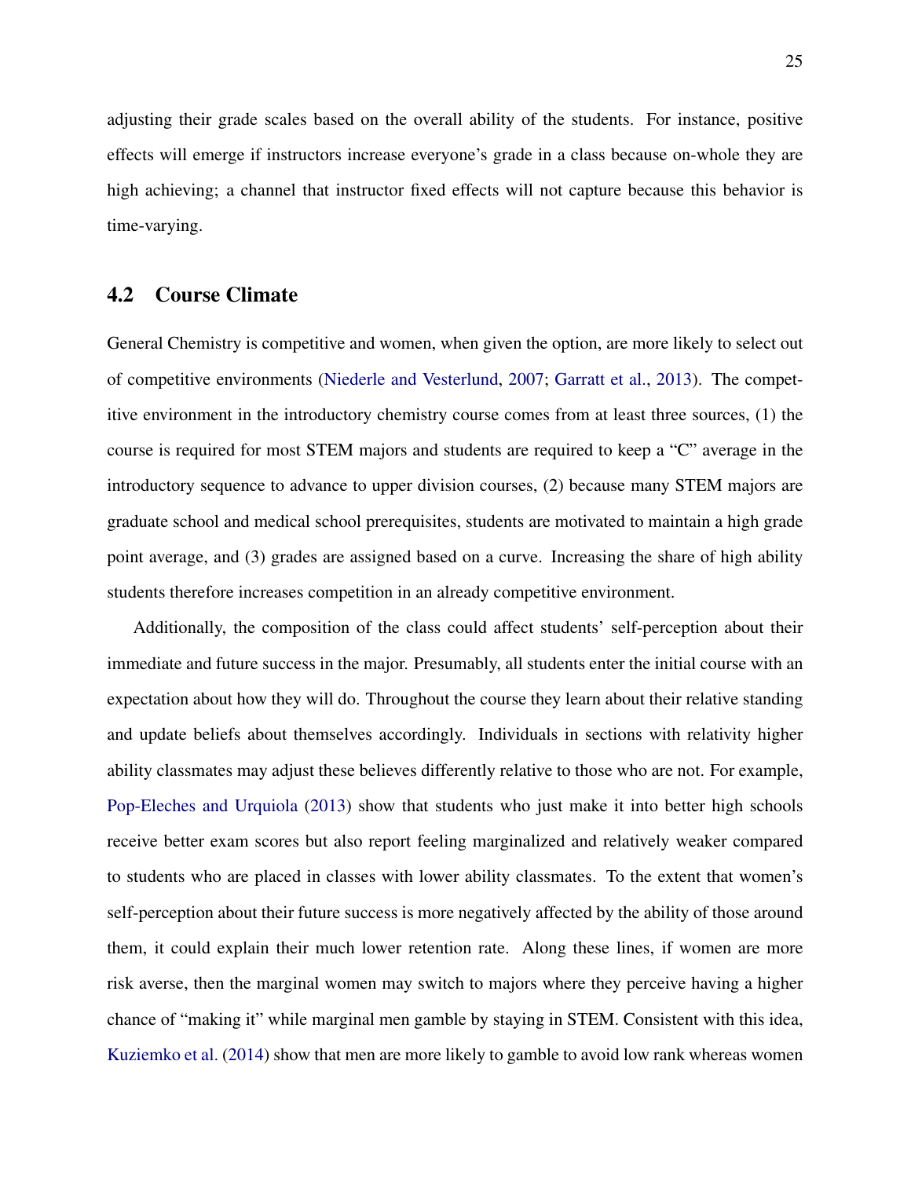adjusting their grade scales based on the overall ability of the students. For instance, positive effects will emerge if instructors increase everyone's grade in a class because on-whole they are high achieving; a channel that instructor fixed effects will not capture because this behavior is time-varying.

## 4.2 Course Climate

General Chemistry is competitive and women, when given the option, are more likely to select out of competitive environments (Niederle and Vesterlund, 2007; Garratt et al., 2013). The competitive environment in the introductory chemistry course comes from at least three sources, (1) the course is required for most STEM majors and students are required to keep a "C" average in the introductory sequence to advance to upper division courses, (2) because many STEM majors are graduate school and medical school prerequisites, students are motivated to maintain a high grade point average, and (3) grades are assigned based on a curve. Increasing the share of high ability students therefore increases competition in an already competitive environment.

Additionally, the composition of the class could affect students' self-perception about their immediate and future success in the major. Presumably, all students enter the initial course with an expectation about how they will do. Throughout the course they learn about their relative standing and update beliefs about themselves accordingly. Individuals in sections with relativity higher ability classmates may adjust these believes differently relative to those who are not. For example, Pop-Eleches and Urquiola (2013) show that students who just make it into better high schools receive better exam scores but also report feeling marginalized and relatively weaker compared to students who are placed in classes with lower ability classmates. To the extent that women's self-perception about their future success is more negatively affected by the ability of those around them, it could explain their much lower retention rate. Along these lines, if women are more risk averse, then the marginal women may switch to majors where they perceive having a higher chance of "making it" while marginal men gamble by staying in STEM. Consistent with this idea, Kuziemko et al. (2014) show that men are more likely to gamble to avoid low rank whereas women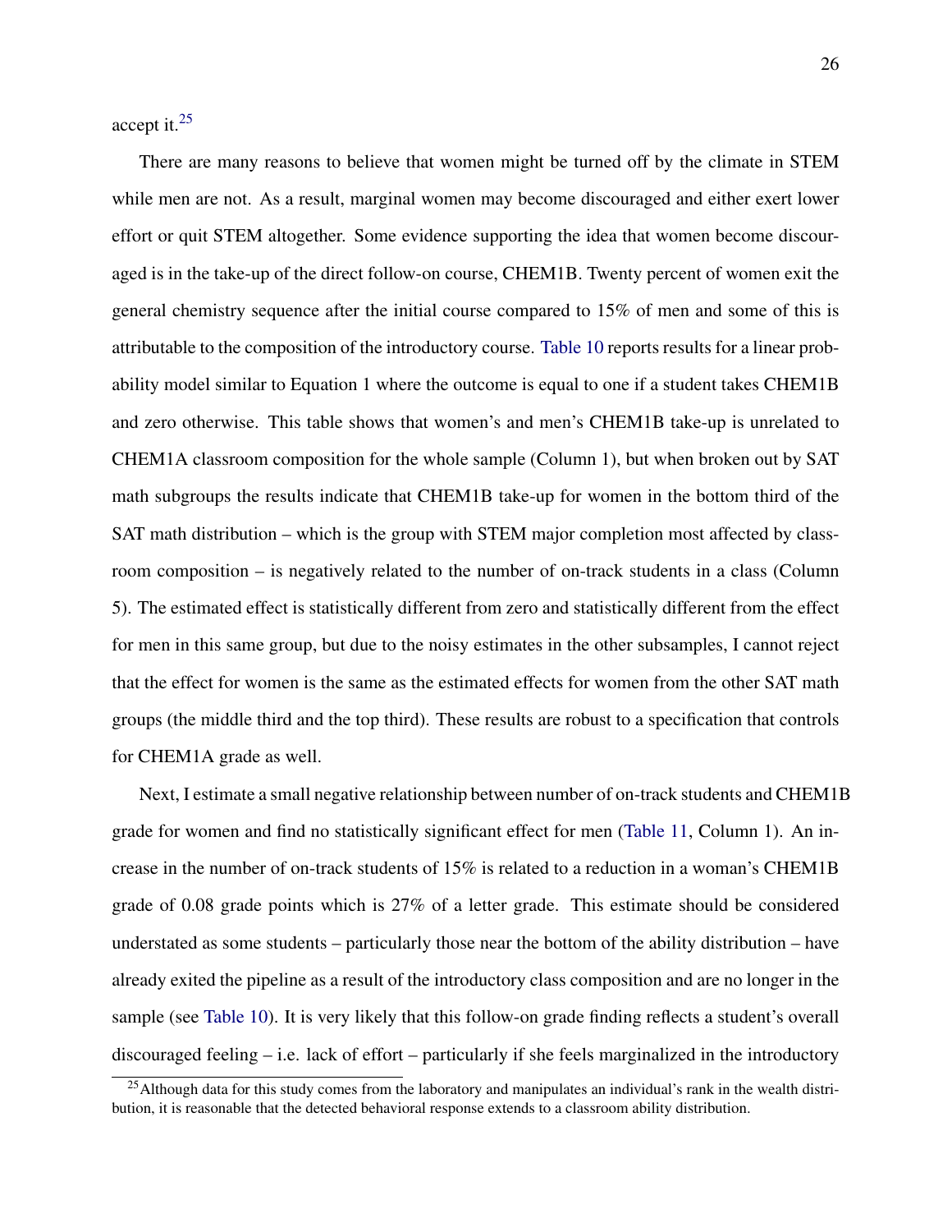accept it.[25]

There are many reasons to believe that women might be turned off by the climate in STEM while men are not. As a result, marginal women may become discouraged and either exert lower effort or quit STEM altogether. Some evidence supporting the idea that women become discouraged is in the take-up of the direct follow-on course, CHEM1B. Twenty percent of women exit the general chemistry sequence after the initial course compared to 15% of men and some of this is attributable to the composition of the introductory course. Table 10 reports results for a linear probability model similar to Equation 1 where the outcome is equal to one if a student takes CHEM1B and zero otherwise. This table shows that women's and men's CHEM1B take-up is unrelated to CHEM1A classroom composition for the whole sample (Column 1), but when broken out by SAT math subgroups the results indicate that CHEM1B take-up for women in the bottom third of the SAT math distribution – which is the group with STEM major completion most affected by classroom composition – is negatively related to the number of on-track students in a class (Column 5). The estimated effect is statistically different from zero and statistically different from the effect for men in this same group, but due to the noisy estimates in the other subsamples, I cannot reject that the effect for women is the same as the estimated effects for women from the other SAT math groups (the middle third and the top third). These results are robust to a specification that controls for CHEM1A grade as well.

Next, I estimate a small negative relationship between number of on-track students and CHEM1B grade for women and find no statistically significant effect for men (Table 11, Column 1). An increase in the number of on-track students of 15% is related to a reduction in a woman's CHEM1B grade of 0.08 grade points which is 27% of a letter grade. This estimate should be considered understated as some students – particularly those near the bottom of the ability distribution – have already exited the pipeline as a result of the introductory class composition and are no longer in the sample (see Table 10). It is very likely that this follow-on grade finding reflects a student's overall discouraged feeling – i.e. lack of effort – particularly if she feels marginalized in the introductory

[25] Although data for this study comes from the laboratory and manipulates an individual's rank in the wealth distribution, it is reasonable that the detected behavioral response extends to a classroom ability distribution.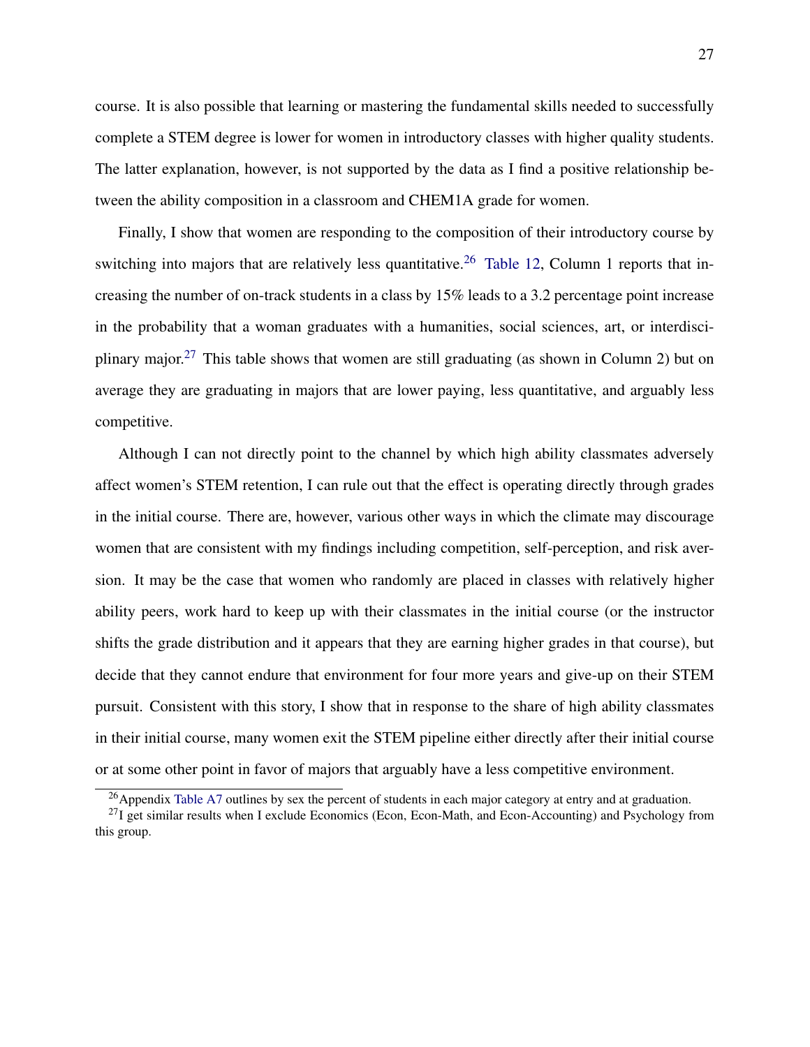course. It is also possible that learning or mastering the fundamental skills needed to successfully complete a STEM degree is lower for women in introductory classes with higher quality students. The latter explanation, however, is not supported by the data as I find a positive relationship between the ability composition in a classroom and CHEM1A grade for women.

Finally, I show that women are responding to the composition of their introductory course by switching into majors that are relatively less quantitative.[26] Table 12, Column 1 reports that increasing the number of on-track students in a class by 15% leads to a 3.2 percentage point increase in the probability that a woman graduates with a humanities, social sciences, art, or interdisciplinary major.[27] This table shows that women are still graduating (as shown in Column 2) but on average they are graduating in majors that are lower paying, less quantitative, and arguably less competitive.

Although I can not directly point to the channel by which high ability classmates adversely affect women's STEM retention, I can rule out that the effect is operating directly through grades in the initial course. There are, however, various other ways in which the climate may discourage women that are consistent with my findings including competition, self-perception, and risk aversion. It may be the case that women who randomly are placed in classes with relatively higher ability peers, work hard to keep up with their classmates in the initial course (or the instructor shifts the grade distribution and it appears that they are earning higher grades in that course), but decide that they cannot endure that environment for four more years and give-up on their STEM pursuit. Consistent with this story, I show that in response to the share of high ability classmates in their initial course, many women exit the STEM pipeline either directly after their initial course or at some other point in favor of majors that arguably have a less competitive environment.

[26] Appendix Table A7 outlines by sex the percent of students in each major category at entry and at graduation.

[27] I get similar results when I exclude Economics (Econ, Econ-Math, and Econ-Accounting) and Psychology from this group.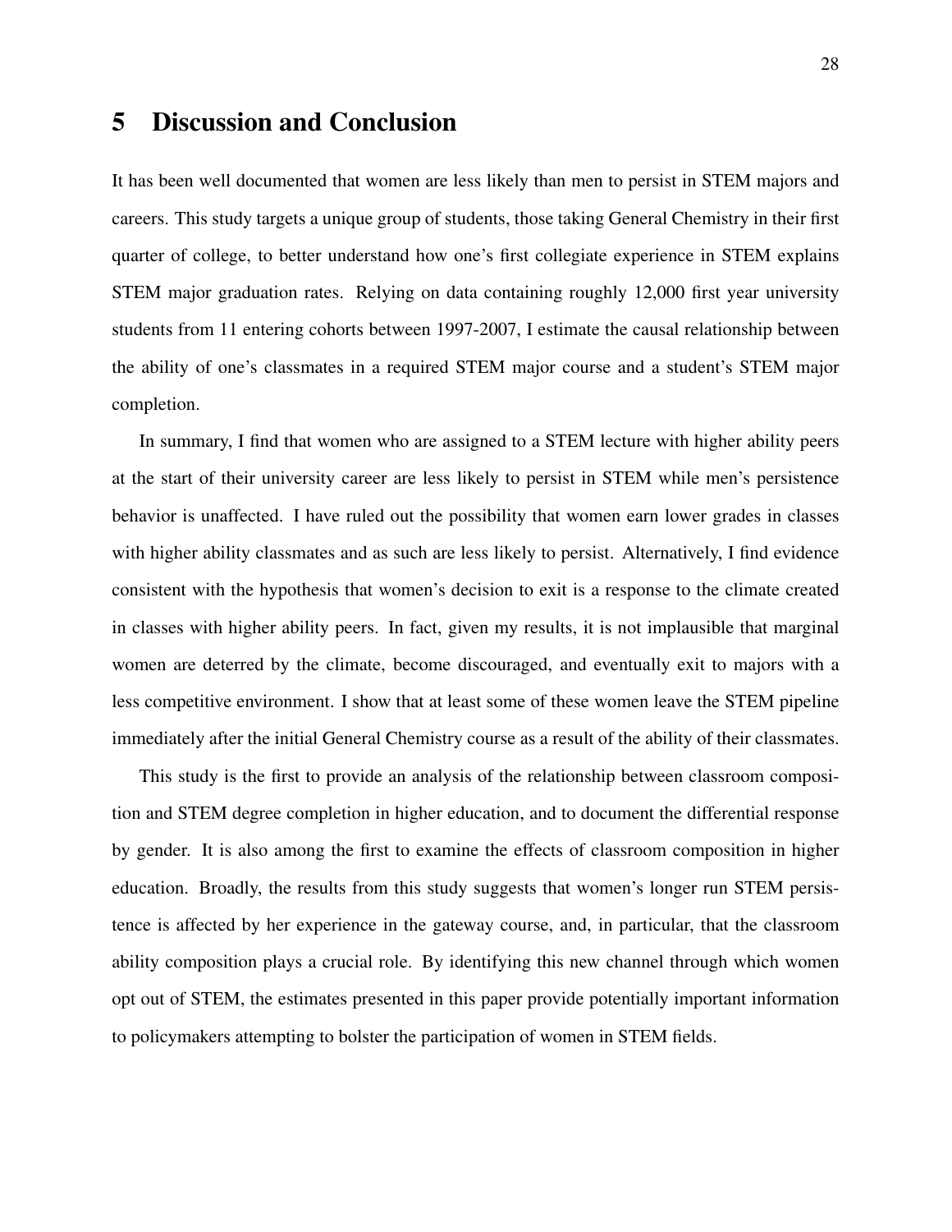# 5 Discussion and Conclusion

It has been well documented that women are less likely than men to persist in STEM majors and careers. This study targets a unique group of students, those taking General Chemistry in their first quarter of college, to better understand how one's first collegiate experience in STEM explains STEM major graduation rates. Relying on data containing roughly 12,000 first year university students from 11 entering cohorts between 1997-2007, I estimate the causal relationship between the ability of one's classmates in a required STEM major course and a student's STEM major completion.

In summary, I find that women who are assigned to a STEM lecture with higher ability peers at the start of their university career are less likely to persist in STEM while men's persistence behavior is unaffected. I have ruled out the possibility that women earn lower grades in classes with higher ability classmates and as such are less likely to persist. Alternatively, I find evidence consistent with the hypothesis that women's decision to exit is a response to the climate created in classes with higher ability peers. In fact, given my results, it is not implausible that marginal women are deterred by the climate, become discouraged, and eventually exit to majors with a less competitive environment. I show that at least some of these women leave the STEM pipeline immediately after the initial General Chemistry course as a result of the ability of their classmates.

This study is the first to provide an analysis of the relationship between classroom composition and STEM degree completion in higher education, and to document the differential response by gender. It is also among the first to examine the effects of classroom composition in higher education. Broadly, the results from this study suggests that women's longer run STEM persistence is affected by her experience in the gateway course, and, in particular, that the classroom ability composition plays a crucial role. By identifying this new channel through which women opt out of STEM, the estimates presented in this paper provide potentially important information to policymakers attempting to bolster the participation of women in STEM fields.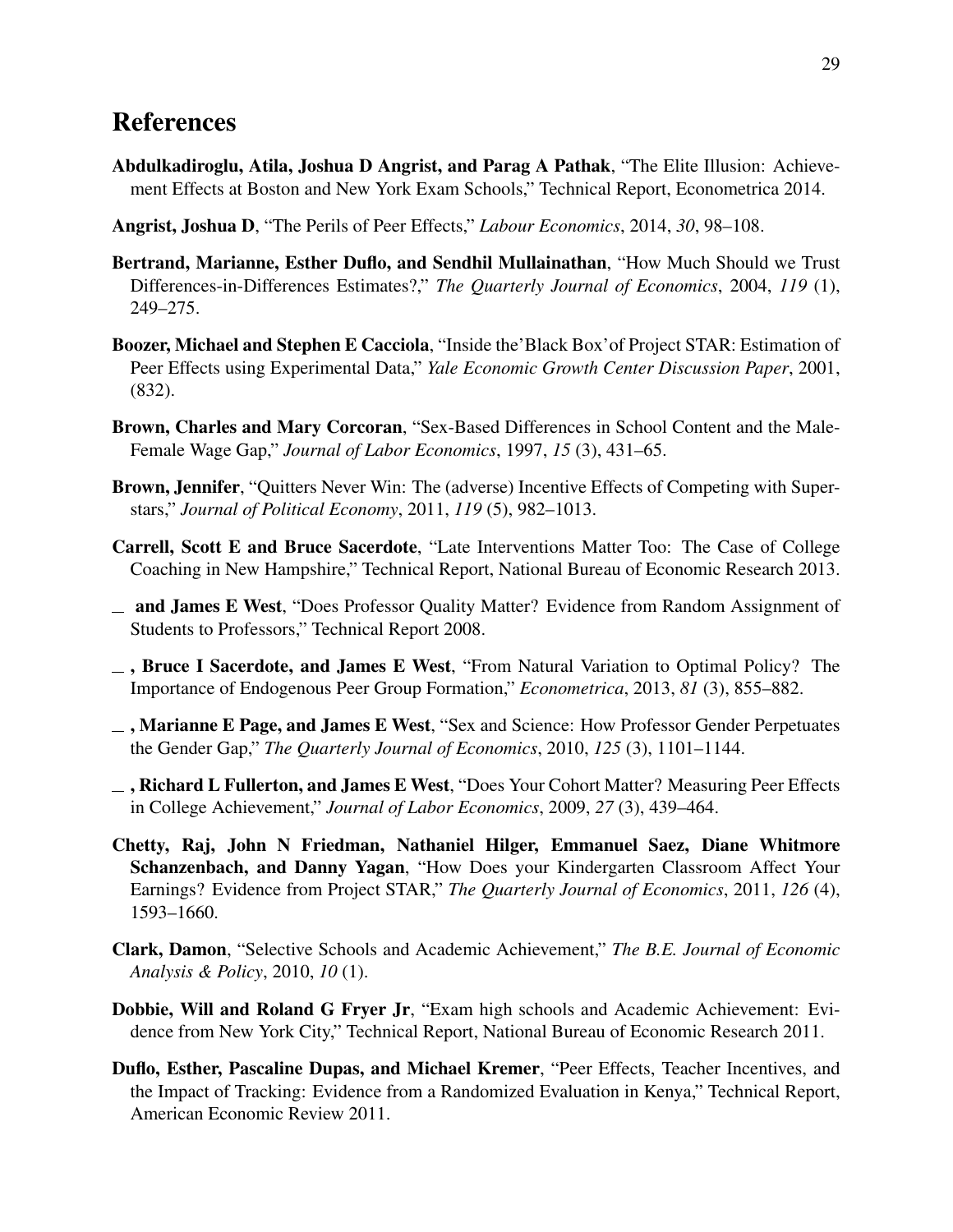# References

**Abdulkadiroglu, Atila, Joshua D Angrist, and Parag A Pathak**, "The Elite Illusion: Achievement Effects at Boston and New York Exam Schools," Technical Report, Econometrica 2014.

**Angrist, Joshua D**, "The Perils of Peer Effects," *Labour Economics*, 2014, *30*, 98–108.

**Bertrand, Marianne, Esther Duflo, and Sendhil Mullainathan**, "How Much Should we Trust Differences-in-Differences Estimates?," *The Quarterly Journal of Economics*, 2004, *119* (1), 249–275.

**Boozer, Michael and Stephen E Cacciola**, "Inside the'Black Box'of Project STAR: Estimation of Peer Effects using Experimental Data," *Yale Economic Growth Center Discussion Paper*, 2001, (832).

**Brown, Charles and Mary Corcoran**, "Sex-Based Differences in School Content and the Male-Female Wage Gap," *Journal of Labor Economics*, 1997, *15* (3), 431–65.

**Brown, Jennifer**, "Quitters Never Win: The (adverse) Incentive Effects of Competing with Superstars," *Journal of Political Economy*, 2011, *119* (5), 982–1013.

**Carrell, Scott E and Bruce Sacerdote**, "Late Interventions Matter Too: The Case of College Coaching in New Hampshire," Technical Report, National Bureau of Economic Research 2013.

_ **and James E West**, "Does Professor Quality Matter? Evidence from Random Assignment of Students to Professors," Technical Report 2008.

_ **, Bruce I Sacerdote, and James E West**, "From Natural Variation to Optimal Policy? The Importance of Endogenous Peer Group Formation," *Econometrica*, 2013, *81* (3), 855–882.

_ **, Marianne E Page, and James E West**, "Sex and Science: How Professor Gender Perpetuates the Gender Gap," *The Quarterly Journal of Economics*, 2010, *125* (3), 1101–1144.

_ **, Richard L Fullerton, and James E West**, "Does Your Cohort Matter? Measuring Peer Effects in College Achievement," *Journal of Labor Economics*, 2009, *27* (3), 439–464.

**Chetty, Raj, John N Friedman, Nathaniel Hilger, Emmanuel Saez, Diane Whitmore Schanzenbach, and Danny Yagan**, "How Does your Kindergarten Classroom Affect Your Earnings? Evidence from Project STAR," *The Quarterly Journal of Economics*, 2011, *126* (4), 1593–1660.

**Clark, Damon**, "Selective Schools and Academic Achievement," *The B.E. Journal of Economic Analysis & Policy*, 2010, *10* (1).

**Dobbie, Will and Roland G Fryer Jr**, "Exam high schools and Academic Achievement: Evidence from New York City," Technical Report, National Bureau of Economic Research 2011.

**Duflo, Esther, Pascaline Dupas, and Michael Kremer**, "Peer Effects, Teacher Incentives, and the Impact of Tracking: Evidence from a Randomized Evaluation in Kenya," Technical Report, American Economic Review 2011.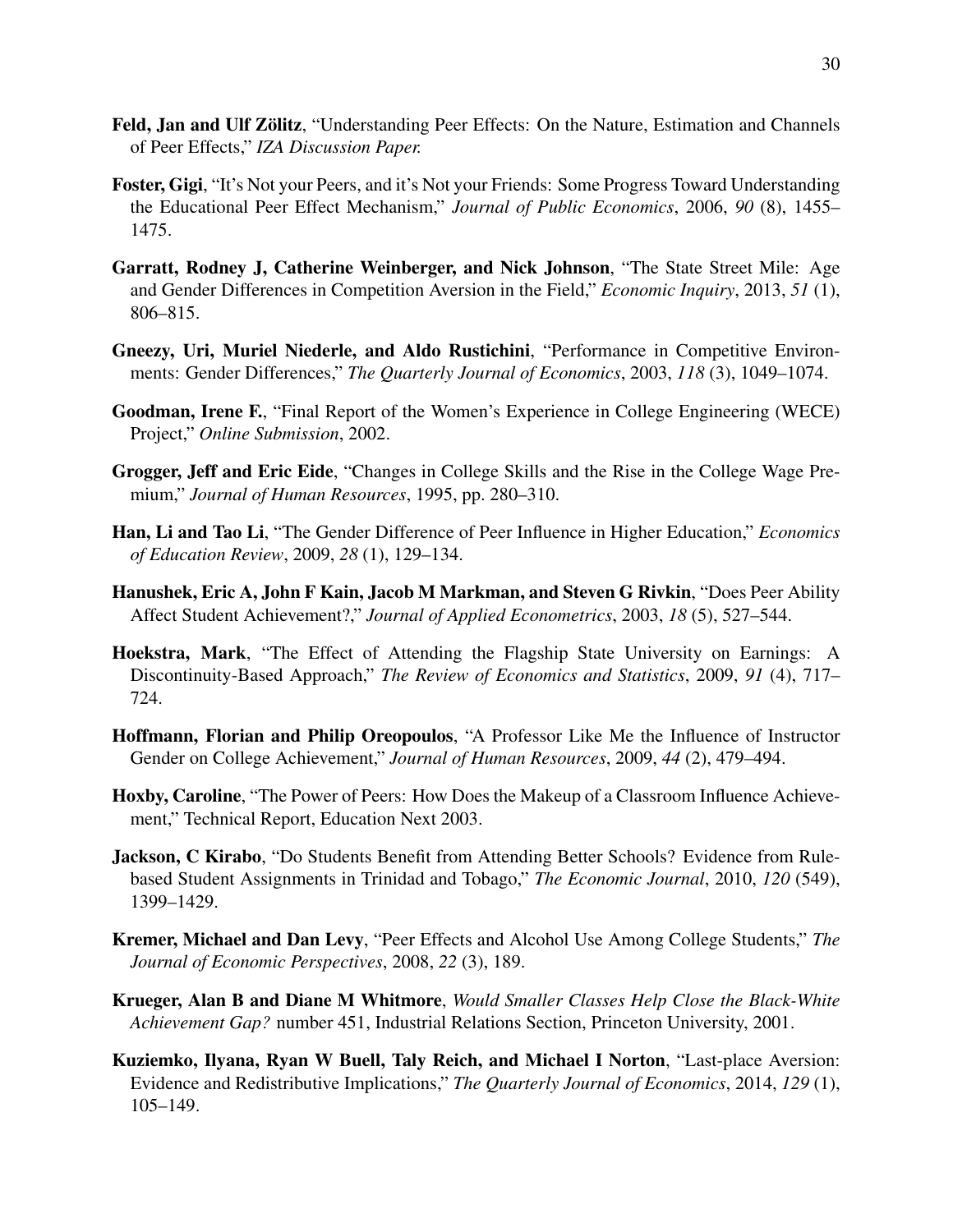**Feld, Jan and Ulf Zölitz**, "Understanding Peer Effects: On the Nature, Estimation and Channels of Peer Effects," *IZA Discussion Paper.*

**Foster, Gigi**, "It's Not your Peers, and it's Not your Friends: Some Progress Toward Understanding the Educational Peer Effect Mechanism," *Journal of Public Economics*, 2006, *90* (8), 1455–1475.

**Garratt, Rodney J, Catherine Weinberger, and Nick Johnson**, "The State Street Mile: Age and Gender Differences in Competition Aversion in the Field," *Economic Inquiry*, 2013, *51* (1), 806–815.

**Gneezy, Uri, Muriel Niederle, and Aldo Rustichini**, "Performance in Competitive Environments: Gender Differences," *The Quarterly Journal of Economics*, 2003, *118* (3), 1049–1074.

**Goodman, Irene F.**, "Final Report of the Women's Experience in College Engineering (WECE) Project," *Online Submission*, 2002.

**Grogger, Jeff and Eric Eide**, "Changes in College Skills and the Rise in the College Wage Premium," *Journal of Human Resources*, 1995, pp. 280–310.

**Han, Li and Tao Li**, "The Gender Difference of Peer Influence in Higher Education," *Economics of Education Review*, 2009, *28* (1), 129–134.

**Hanushek, Eric A, John F Kain, Jacob M Markman, and Steven G Rivkin**, "Does Peer Ability Affect Student Achievement?," *Journal of Applied Econometrics*, 2003, *18* (5), 527–544.

**Hoekstra, Mark**, "The Effect of Attending the Flagship State University on Earnings: A Discontinuity-Based Approach," *The Review of Economics and Statistics*, 2009, *91* (4), 717–724.

**Hoffmann, Florian and Philip Oreopoulos**, "A Professor Like Me the Influence of Instructor Gender on College Achievement," *Journal of Human Resources*, 2009, *44* (2), 479–494.

**Hoxby, Caroline**, "The Power of Peers: How Does the Makeup of a Classroom Influence Achievement," Technical Report, Education Next 2003.

**Jackson, C Kirabo**, "Do Students Benefit from Attending Better Schools? Evidence from Rule-based Student Assignments in Trinidad and Tobago," *The Economic Journal*, 2010, *120* (549), 1399–1429.

**Kremer, Michael and Dan Levy**, "Peer Effects and Alcohol Use Among College Students," *The Journal of Economic Perspectives*, 2008, *22* (3), 189.

**Krueger, Alan B and Diane M Whitmore**, *Would Smaller Classes Help Close the Black-White Achievement Gap?* number 451, Industrial Relations Section, Princeton University, 2001.

**Kuziemko, Ilyana, Ryan W Buell, Taly Reich, and Michael I Norton**, "Last-place Aversion: Evidence and Redistributive Implications," *The Quarterly Journal of Economics*, 2014, *129* (1), 105–149.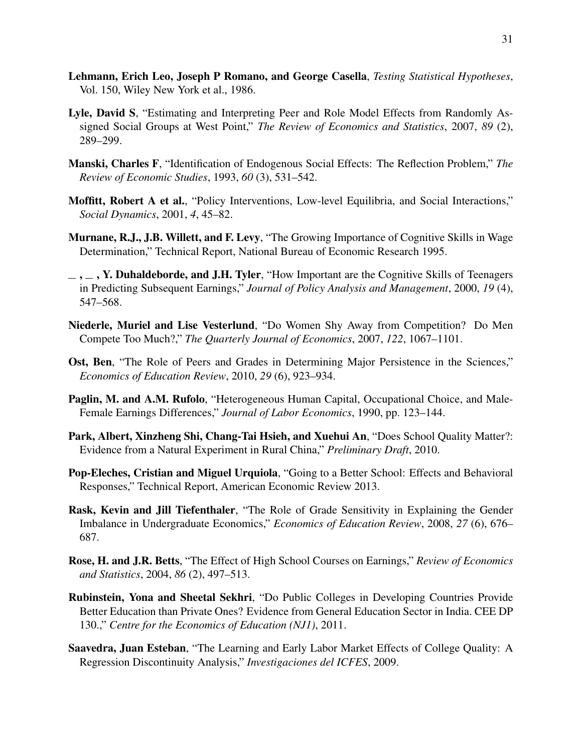**Lehmann, Erich Leo, Joseph P Romano, and George Casella**, *Testing Statistical Hypotheses*, Vol. 150, Wiley New York et al., 1986.

**Lyle, David S**, "Estimating and Interpreting Peer and Role Model Effects from Randomly Assigned Social Groups at West Point," *The Review of Economics and Statistics*, 2007, *89* (2), 289–299.

**Manski, Charles F**, "Identification of Endogenous Social Effects: The Reflection Problem," *The Review of Economic Studies*, 1993, *60* (3), 531–542.

**Moffitt, Robert A et al.**, "Policy Interventions, Low-level Equilibria, and Social Interactions," *Social Dynamics*, 2001, *4*, 45–82.

**Murnane, R.J., J.B. Willett, and F. Levy**, "The Growing Importance of Cognitive Skills in Wage Determination," Technical Report, National Bureau of Economic Research 1995.

**_ , _ , Y. Duhaldeborde, and J.H. Tyler**, "How Important are the Cognitive Skills of Teenagers in Predicting Subsequent Earnings," *Journal of Policy Analysis and Management*, 2000, *19* (4), 547–568.

**Niederle, Muriel and Lise Vesterlund**, "Do Women Shy Away from Competition? Do Men Compete Too Much?," *The Quarterly Journal of Economics*, 2007, *122*, 1067–1101.

**Ost, Ben**, "The Role of Peers and Grades in Determining Major Persistence in the Sciences," *Economics of Education Review*, 2010, *29* (6), 923–934.

**Paglin, M. and A.M. Rufolo**, "Heterogeneous Human Capital, Occupational Choice, and Male-Female Earnings Differences," *Journal of Labor Economics*, 1990, pp. 123–144.

**Park, Albert, Xinzheng Shi, Chang-Tai Hsieh, and Xuehui An**, "Does School Quality Matter?: Evidence from a Natural Experiment in Rural China," *Preliminary Draft*, 2010.

**Pop-Eleches, Cristian and Miguel Urquiola**, "Going to a Better School: Effects and Behavioral Responses," Technical Report, American Economic Review 2013.

**Rask, Kevin and Jill Tiefenthaler**, "The Role of Grade Sensitivity in Explaining the Gender Imbalance in Undergraduate Economics," *Economics of Education Review*, 2008, *27* (6), 676–687.

**Rose, H. and J.R. Betts**, "The Effect of High School Courses on Earnings," *Review of Economics and Statistics*, 2004, *86* (2), 497–513.

**Rubinstein, Yona and Sheetal Sekhri**, "Do Public Colleges in Developing Countries Provide Better Education than Private Ones? Evidence from General Education Sector in India. CEE DP 130.," *Centre for the Economics of Education (NJ1)*, 2011.

**Saavedra, Juan Esteban**, "The Learning and Early Labor Market Effects of College Quality: A Regression Discontinuity Analysis," *Investigaciones del ICFES*, 2009.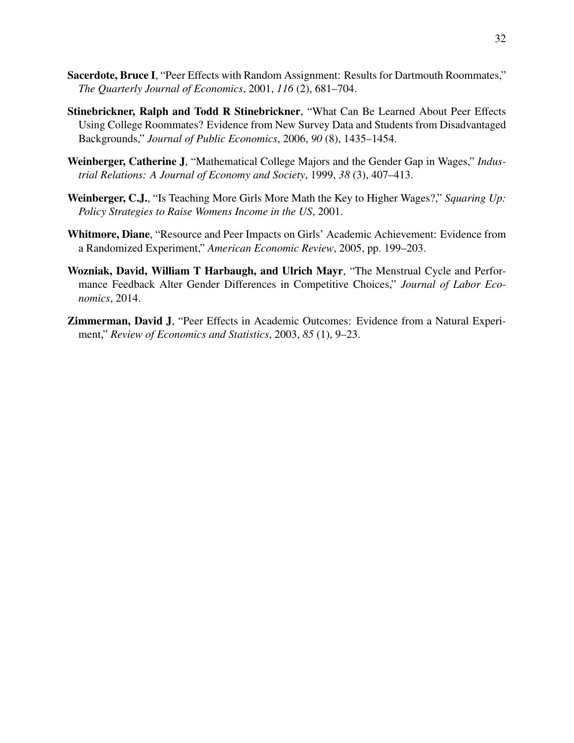**Sacerdote, Bruce I**, "Peer Effects with Random Assignment: Results for Dartmouth Roommates," *The Quarterly Journal of Economics*, 2001, *116* (2), 681–704.

**Stinebrickner, Ralph and Todd R Stinebrickner**, "What Can Be Learned About Peer Effects Using College Roommates? Evidence from New Survey Data and Students from Disadvantaged Backgrounds," *Journal of Public Economics*, 2006, *90* (8), 1435–1454.

**Weinberger, Catherine J**, "Mathematical College Majors and the Gender Gap in Wages," *Industrial Relations: A Journal of Economy and Society*, 1999, *38* (3), 407–413.

**Weinberger, C.J.**, "Is Teaching More Girls More Math the Key to Higher Wages?," *Squaring Up: Policy Strategies to Raise Womens Income in the US*, 2001.

**Whitmore, Diane**, "Resource and Peer Impacts on Girls' Academic Achievement: Evidence from a Randomized Experiment," *American Economic Review*, 2005, pp. 199–203.

**Wozniak, David, William T Harbaugh, and Ulrich Mayr**, "The Menstrual Cycle and Performance Feedback Alter Gender Differences in Competitive Choices," *Journal of Labor Economics*, 2014.

**Zimmerman, David J**, "Peer Effects in Academic Outcomes: Evidence from a Natural Experiment," *Review of Economics and Statistics*, 2003, *85* (1), 9–23.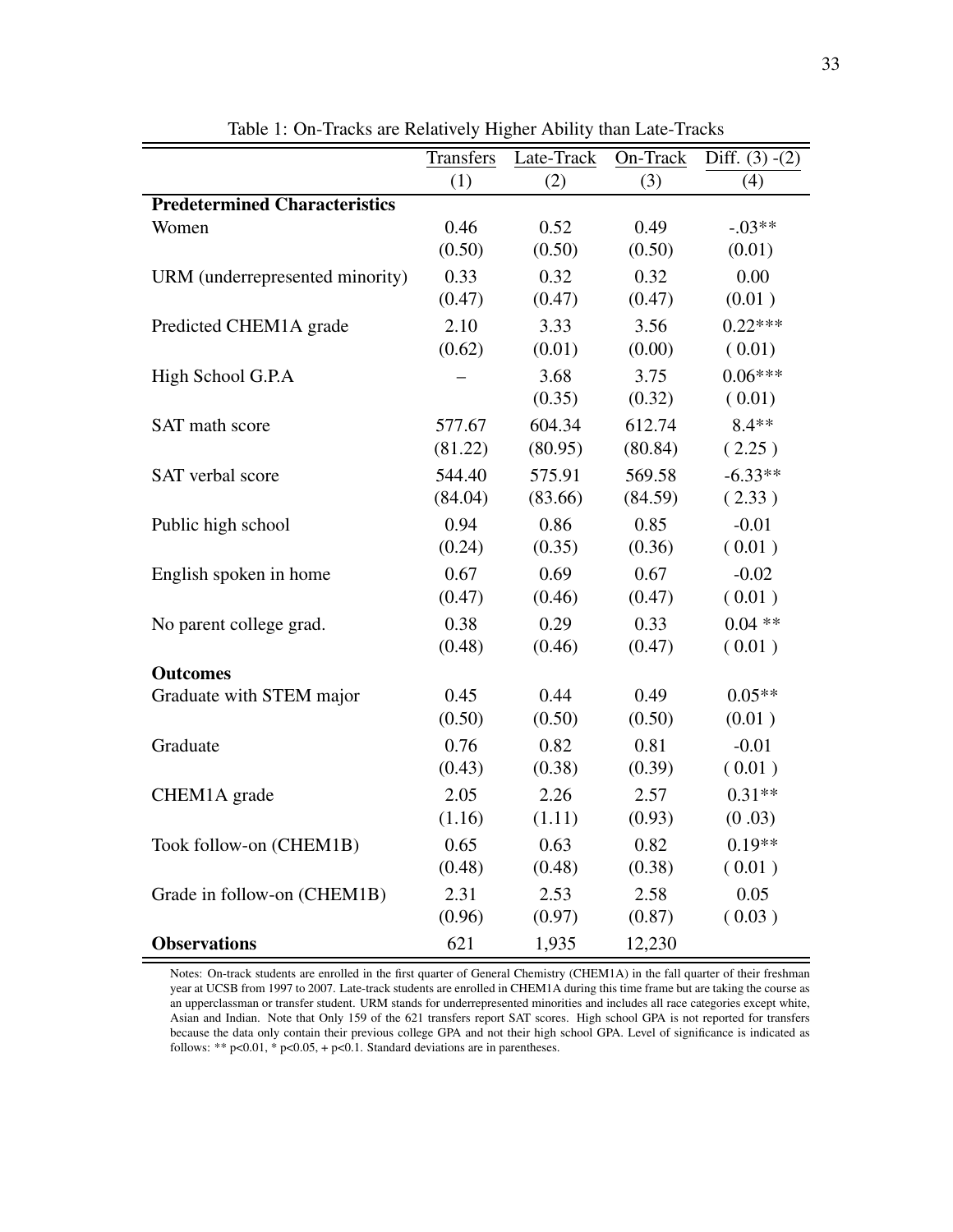Table 1: On-Tracks are Relatively Higher Ability than Late-Tracks

| | Transfers | Late-Track | On-Track | Diff. (3) -(2) |
|---|---|---|---|---|
| | (1) | (2) | (3) | (4) |
| **Predetermined Characteristics** | | | | |
| Women | 0.46 | 0.52 | 0.49 | -.03** |
| | (0.50) | (0.50) | (0.50) | (0.01) |
| URM (underrepresented minority) | 0.33 | 0.32 | 0.32 | 0.00 |
| | (0.47) | (0.47) | (0.47) | (0.01 ) |
| Predicted CHEM1A grade | 2.10 | 3.33 | 3.56 | 0.22*** |
| | (0.62) | (0.01) | (0.00) | ( 0.01) |
| High School G.P.A | – | 3.68 | 3.75 | 0.06*** |
| | | (0.35) | (0.32) | ( 0.01) |
| SAT math score | 577.67 | 604.34 | 612.74 | 8.4** |
| | (81.22) | (80.95) | (80.84) | ( 2.25 ) |
| SAT verbal score | 544.40 | 575.91 | 569.58 | -6.33** |
| | (84.04) | (83.66) | (84.59) | ( 2.33 ) |
| Public high school | 0.94 | 0.86 | 0.85 | -0.01 |
| | (0.24) | (0.35) | (0.36) | ( 0.01 ) |
| English spoken in home | 0.67 | 0.69 | 0.67 | -0.02 |
| | (0.47) | (0.46) | (0.47) | ( 0.01 ) |
| No parent college grad. | 0.38 | 0.29 | 0.33 | 0.04 ** |
| | (0.48) | (0.46) | (0.47) | ( 0.01 ) |
| **Outcomes** | | | | |
| Graduate with STEM major | 0.45 | 0.44 | 0.49 | 0.05** |
| | (0.50) | (0.50) | (0.50) | (0.01 ) |
| Graduate | 0.76 | 0.82 | 0.81 | -0.01 |
| | (0.43) | (0.38) | (0.39) | ( 0.01 ) |
| CHEM1A grade | 2.05 | 2.26 | 2.57 | 0.31** |
| | (1.16) | (1.11) | (0.93) | (0 .03) |
| Took follow-on (CHEM1B) | 0.65 | 0.63 | 0.82 | 0.19** |
| | (0.48) | (0.48) | (0.38) | ( 0.01 ) |
| Grade in follow-on (CHEM1B) | 2.31 | 2.53 | 2.58 | 0.05 |
| | (0.96) | (0.97) | (0.87) | ( 0.03 ) |
| **Observations** | 621 | 1,935 | 12,230 | |

Notes: On-track students are enrolled in the first quarter of General Chemistry (CHEM1A) in the fall quarter of their freshman year at UCSB from 1997 to 2007. Late-track students are enrolled in CHEM1A during this time frame but are taking the course as an upperclassman or transfer student. URM stands for underrepresented minorities and includes all race categories except white, Asian and Indian. Note that Only 159 of the 621 transfers report SAT scores. High school GPA is not reported for transfers because the data only contain their previous college GPA and not their high school GPA. Level of significance is indicated as follows: ** p<0.01, * p<0.05, + p<0.1. Standard deviations are in parentheses.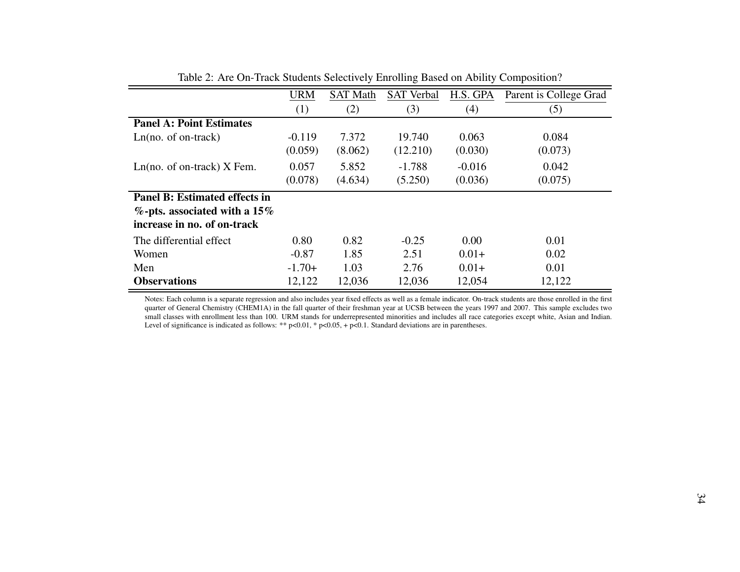Table 2: Are On-Track Students Selectively Enrolling Based on Ability Composition?

| | URM | SAT Math | SAT Verbal | H.S. GPA | Parent is College Grad |
|---|---|---|---|---|---|
| | (1) | (2) | (3) | (4) | (5) |
| **Panel A: Point Estimates** | | | | | |
| Ln(no. of on-track) | -0.119 | 7.372 | 19.740 | 0.063 | 0.084 |
| | (0.059) | (8.062) | (12.210) | (0.030) | (0.073) |
| Ln(no. of on-track) X Fem. | 0.057 | 5.852 | -1.788 | -0.016 | 0.042 |
| | (0.078) | (4.634) | (5.250) | (0.036) | (0.075) |
| **Panel B: Estimated effects in %-pts. associated with a 15% increase in no. of on-track** | | | | | |
| The differential effect | 0.80 | 0.82 | -0.25 | 0.00 | 0.01 |
| Women | -0.87 | 1.85 | 2.51 | 0.01+ | 0.02 |
| Men | -1.70+ | 1.03 | 2.76 | 0.01+ | 0.01 |
| **Observations** | 12,122 | 12,036 | 12,036 | 12,054 | 12,122 |

Notes: Each column is a separate regression and also includes year fixed effects as well as a female indicator. On-track students are those enrolled in the first quarter of General Chemistry (CHEM1A) in the fall quarter of their freshman year at UCSB between the years 1997 and 2007. This sample excludes two small classes with enrollment less than 100. URM stands for underrepresented minorities and includes all race categories except white, Asian and Indian. Level of significance is indicated as follows: ** $p<0.01$, * $p<0.05$, + $p<0.1$. Standard deviations are in parentheses.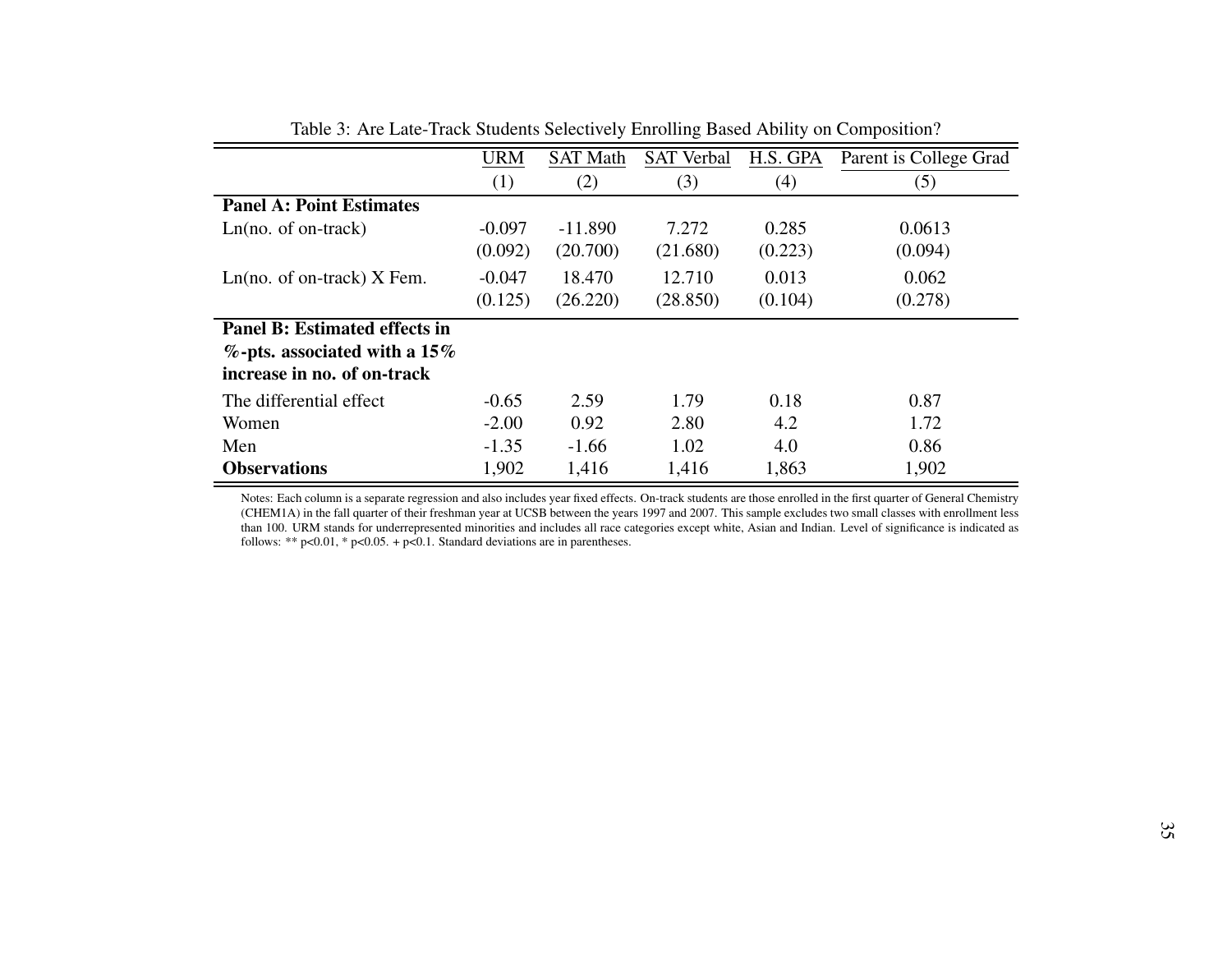Table 3: Are Late-Track Students Selectively Enrolling Based Ability on Composition?

| | URM | SAT Math | SAT Verbal | H.S. GPA | Parent is College Grad |
|---|---|---|---|---|---|
| | (1) | (2) | (3) | (4) | (5) |
| **Panel A: Point Estimates** | | | | | |
| Ln(no. of on-track) | -0.097 | -11.890 | 7.272 | 0.285 | 0.0613 |
| | (0.092) | (20.700) | (21.680) | (0.223) | (0.094) |
| Ln(no. of on-track) X Fem. | -0.047 | 18.470 | 12.710 | 0.013 | 0.062 |
| | (0.125) | (26.220) | (28.850) | (0.104) | (0.278) |
| **Panel B: Estimated effects in %-pts. associated with a 15% increase in no. of on-track** | | | | | |
| The differential effect | -0.65 | 2.59 | 1.79 | 0.18 | 0.87 |
| Women | -2.00 | 0.92 | 2.80 | 4.2 | 1.72 |
| Men | -1.35 | -1.66 | 1.02 | 4.0 | 0.86 |
| **Observations** | 1,902 | 1,416 | 1,416 | 1,863 | 1,902 |

Notes: Each column is a separate regression and also includes year fixed effects. On-track students are those enrolled in the first quarter of General Chemistry (CHEM1A) in the fall quarter of their freshman year at UCSB between the years 1997 and 2007. This sample excludes two small classes with enrollment less than 100. URM stands for underrepresented minorities and includes all race categories except white, Asian and Indian. Level of significance is indicated as follows: ** $p<0.01$, * $p<0.05$. + $p<0.1$. Standard deviations are in parentheses.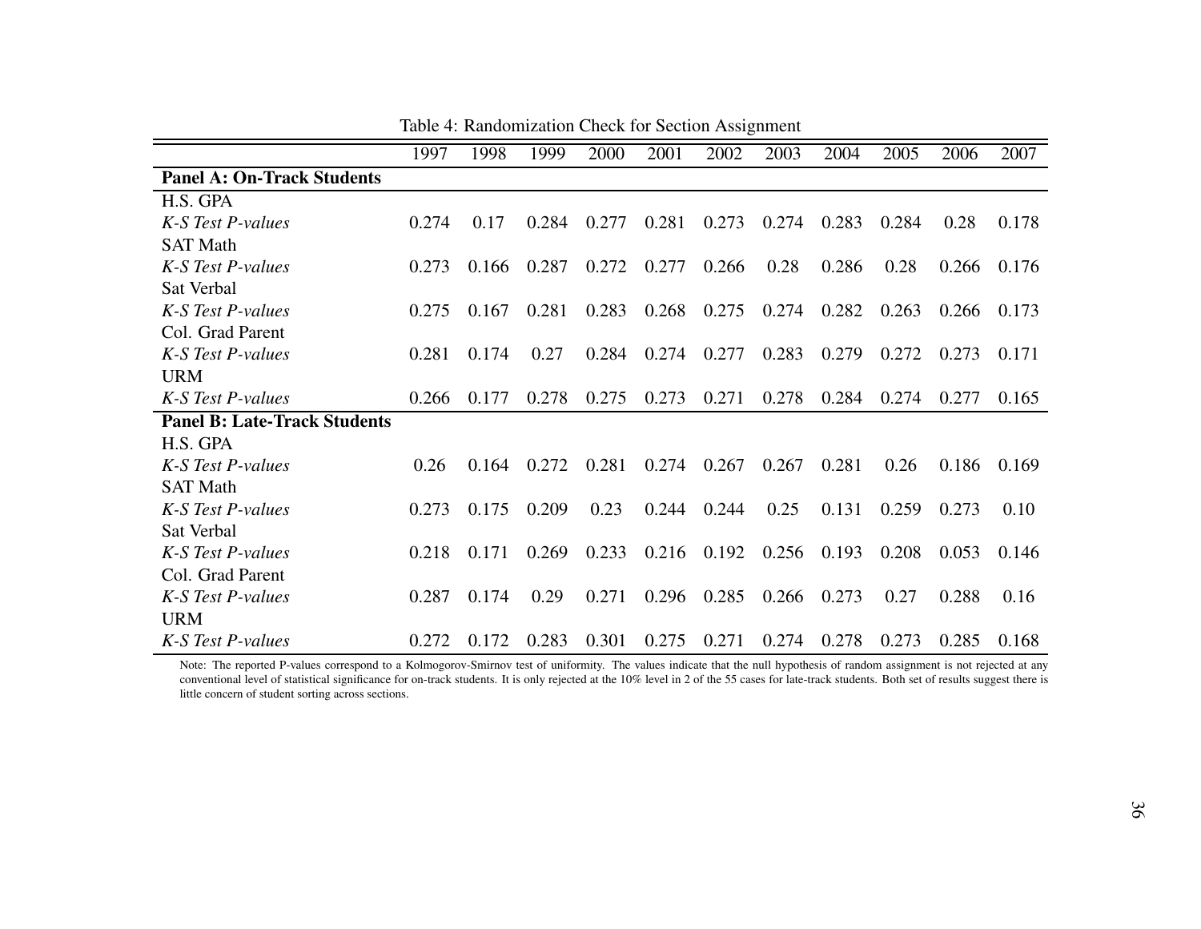Table 4: Randomization Check for Section Assignment

| | 1997 | 1998 | 1999 | 2000 | 2001 | 2002 | 2003 | 2004 | 2005 | 2006 | 2007 |
|---|---|---|---|---|---|---|---|---|---|---|---|
| **Panel A: On-Track Students** | | | | | | | | | | | |
| H.S. GPA | | | | | | | | | | | |
| *K-S Test P-values* | 0.274 | 0.17 | 0.284 | 0.277 | 0.281 | 0.273 | 0.274 | 0.283 | 0.284 | 0.28 | 0.178 |
| SAT Math | | | | | | | | | | | |
| *K-S Test P-values* | 0.273 | 0.166 | 0.287 | 0.272 | 0.277 | 0.266 | 0.28 | 0.286 | 0.28 | 0.266 | 0.176 |
| Sat Verbal | | | | | | | | | | | |
| *K-S Test P-values* | 0.275 | 0.167 | 0.281 | 0.283 | 0.268 | 0.275 | 0.274 | 0.282 | 0.263 | 0.266 | 0.173 |
| Col. Grad Parent | | | | | | | | | | | |
| *K-S Test P-values* | 0.281 | 0.174 | 0.27 | 0.284 | 0.274 | 0.277 | 0.283 | 0.279 | 0.272 | 0.273 | 0.171 |
| URM | | | | | | | | | | | |
| *K-S Test P-values* | 0.266 | 0.177 | 0.278 | 0.275 | 0.273 | 0.271 | 0.278 | 0.284 | 0.274 | 0.277 | 0.165 |
| **Panel B: Late-Track Students** | | | | | | | | | | | |
| H.S. GPA | | | | | | | | | | | |
| *K-S Test P-values* | 0.26 | 0.164 | 0.272 | 0.281 | 0.274 | 0.267 | 0.267 | 0.281 | 0.26 | 0.186 | 0.169 |
| SAT Math | | | | | | | | | | | |
| *K-S Test P-values* | 0.273 | 0.175 | 0.209 | 0.23 | 0.244 | 0.244 | 0.25 | 0.131 | 0.259 | 0.273 | 0.10 |
| Sat Verbal | | | | | | | | | | | |
| *K-S Test P-values* | 0.218 | 0.171 | 0.269 | 0.233 | 0.216 | 0.192 | 0.256 | 0.193 | 0.208 | 0.053 | 0.146 |
| Col. Grad Parent | | | | | | | | | | | |
| *K-S Test P-values* | 0.287 | 0.174 | 0.29 | 0.271 | 0.296 | 0.285 | 0.266 | 0.273 | 0.27 | 0.288 | 0.16 |
| URM | | | | | | | | | | | |
| *K-S Test P-values* | 0.272 | 0.172 | 0.283 | 0.301 | 0.275 | 0.271 | 0.274 | 0.278 | 0.273 | 0.285 | 0.168 |

Note: The reported P-values correspond to a Kolmogorov-Smirnov test of uniformity. The values indicate that the null hypothesis of random assignment is not rejected at any conventional level of statistical significance for on-track students. It is only rejected at the 10% level in 2 of the 55 cases for late-track students. Both set of results suggest there is little concern of student sorting across sections.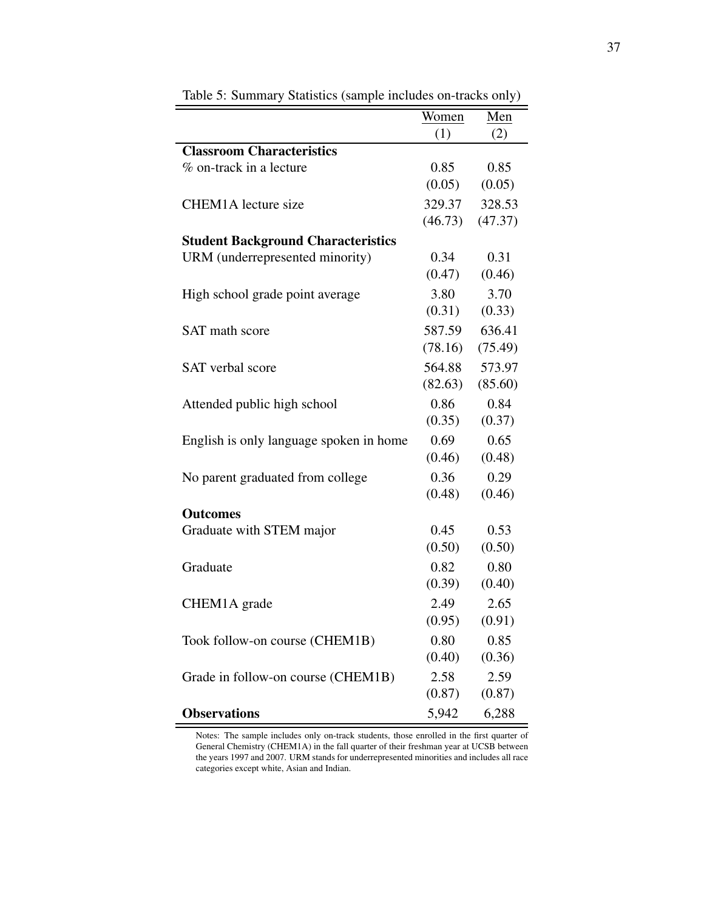Table 5: Summary Statistics (sample includes on-tracks only)

| | Women | Men |
|---|---|---|
| | (1) | (2) |
| **Classroom Characteristics** | | |
| % on-track in a lecture | 0.85 | 0.85 |
| | (0.05) | (0.05) |
| CHEM1A lecture size | 329.37 | 328.53 |
| | (46.73) | (47.37) |
| **Student Background Characteristics** | | |
| URM (underrepresented minority) | 0.34 | 0.31 |
| | (0.47) | (0.46) |
| High school grade point average | 3.80 | 3.70 |
| | (0.31) | (0.33) |
| SAT math score | 587.59 | 636.41 |
| | (78.16) | (75.49) |
| SAT verbal score | 564.88 | 573.97 |
| | (82.63) | (85.60) |
| Attended public high school | 0.86 | 0.84 |
| | (0.35) | (0.37) |
| English is only language spoken in home | 0.69 | 0.65 |
| | (0.46) | (0.48) |
| No parent graduated from college | 0.36 | 0.29 |
| | (0.48) | (0.46) |
| **Outcomes** | | |
| Graduate with STEM major | 0.45 | 0.53 |
| | (0.50) | (0.50) |
| Graduate | 0.82 | 0.80 |
| | (0.39) | (0.40) |
| CHEM1A grade | 2.49 | 2.65 |
| | (0.95) | (0.91) |
| Took follow-on course (CHEM1B) | 0.80 | 0.85 |
| | (0.40) | (0.36) |
| Grade in follow-on course (CHEM1B) | 2.58 | 2.59 |
| | (0.87) | (0.87) |
| **Observations** | 5,942 | 6,288 |

Notes: The sample includes only on-track students, those enrolled in the first quarter of General Chemistry (CHEM1A) in the fall quarter of their freshman year at UCSB between the years 1997 and 2007. URM stands for underrepresented minorities and includes all race categories except white, Asian and Indian.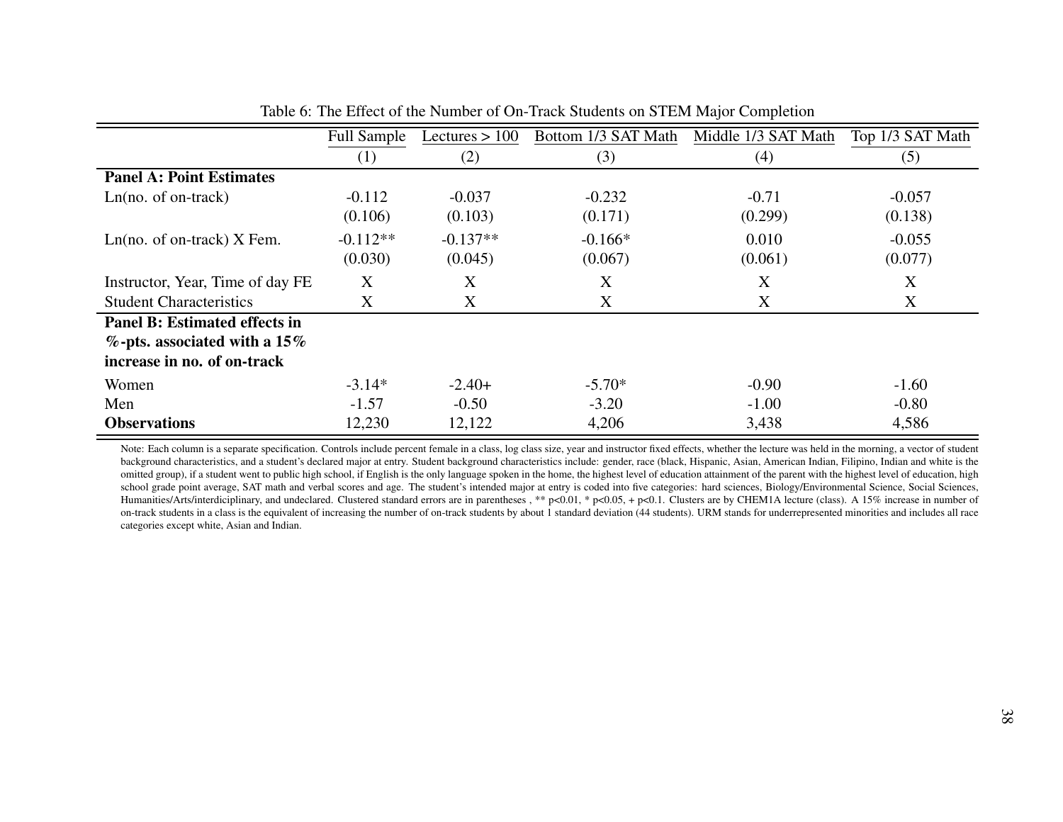Table 6: The Effect of the Number of On-Track Students on STEM Major Completion

| | Full Sample | Lectures > 100 | Bottom 1/3 SAT Math | Middle 1/3 SAT Math | Top 1/3 SAT Math |
|---|---|---|---|---|---|
| | (1) | (2) | (3) | (4) | (5) |
| **Panel A: Point Estimates** | | | | | |
| Ln(no. of on-track) | -0.112 | -0.037 | -0.232 | -0.71 | -0.057 |
| | (0.106) | (0.103) | (0.171) | (0.299) | (0.138) |
| Ln(no. of on-track) X Fem. | -0.112** | -0.137** | -0.166* | 0.010 | -0.055 |
| | (0.030) | (0.045) | (0.067) | (0.061) | (0.077) |
| Instructor, Year, Time of day FE | X | X | X | X | X |
| Student Characteristics | X | X | X | X | X |
| **Panel B: Estimated effects in %-pts. associated with a 15% increase in no. of on-track** | | | | | |
| Women | -3.14* | -2.40+ | -5.70* | -0.90 | -1.60 |
| Men | -1.57 | -0.50 | -3.20 | -1.00 | -0.80 |
| **Observations** | 12,230 | 12,122 | 4,206 | 3,438 | 4,586 |

Note: Each column is a separate specification. Controls include percent female in a class, log class size, year and instructor fixed effects, whether the lecture was held in the morning, a vector of student background characteristics, and a student's declared major at entry. Student background characteristics include: gender, race (black, Hispanic, Asian, American Indian, Filipino, Indian and white is the omitted group), if a student went to public high school, if English is the only language spoken in the home, the highest level of education attainment of the parent with the highest level of education, high school grade point average, SAT math and verbal scores and age. The student's intended major at entry is coded into five categories: hard sciences, Biology/Environmental Science, Social Sciences, Humanities/Arts/interdiciplinary, and undeclared. Clustered standard errors are in parentheses , ** p<0.01, * p<0.05, + p<0.1. Clusters are by CHEM1A lecture (class). A 15% increase in number of on-track students in a class is the equivalent of increasing the number of on-track students by about 1 standard deviation (44 students). URM stands for underrepresented minorities and includes all race categories except white, Asian and Indian.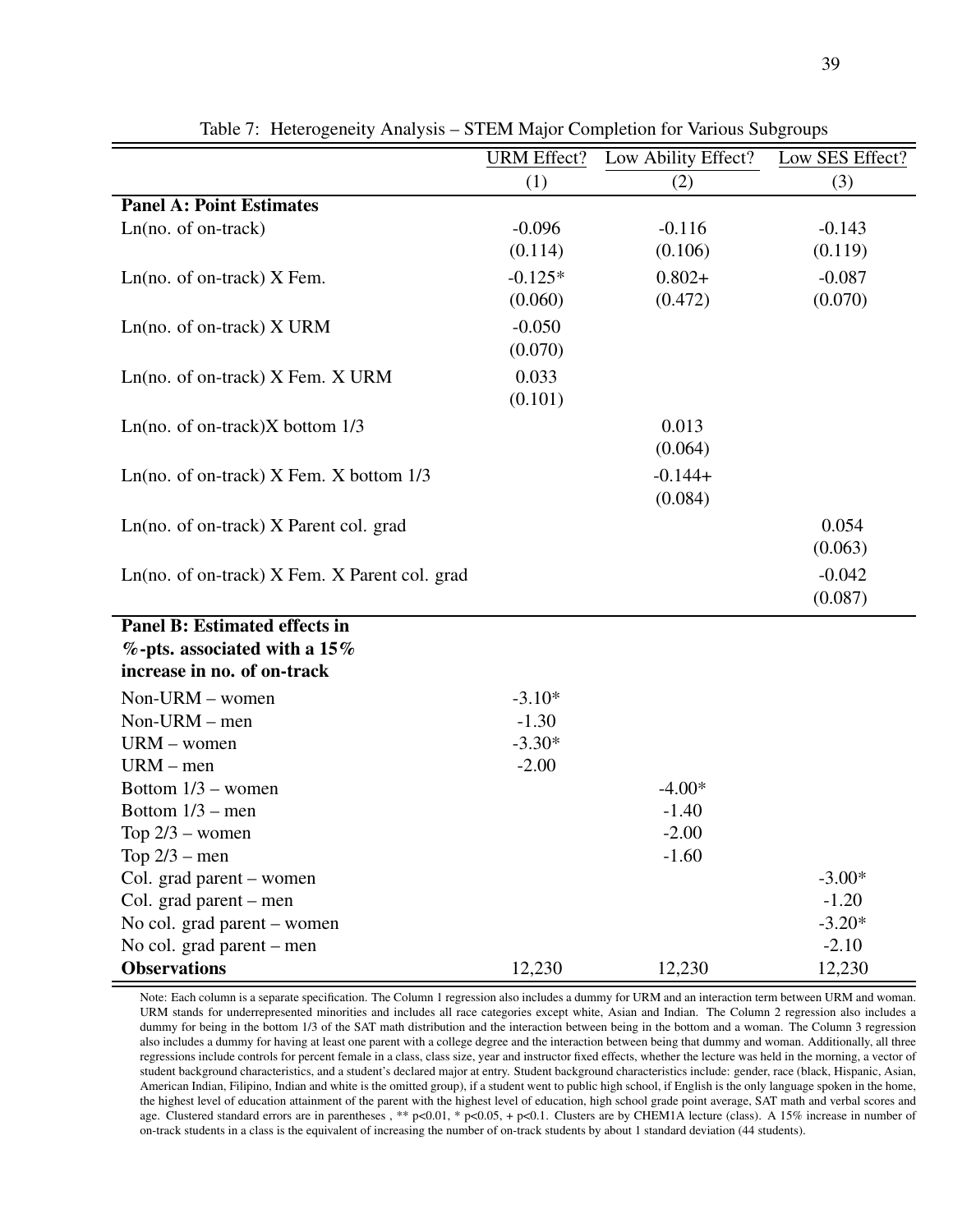Table 7: Heterogeneity Analysis – STEM Major Completion for Various Subgroups

| | URM Effect? | Low Ability Effect? | Low SES Effect? |
|---|---|---|---|
| | (1) | (2) | (3) |
| **Panel A: Point Estimates** | | | |
| Ln(no. of on-track) | -0.096 | -0.116 | -0.143 |
| | (0.114) | (0.106) | (0.119) |
| Ln(no. of on-track) X Fem. | -0.125* | 0.802+ | -0.087 |
| | (0.060) | (0.472) | (0.070) |
| Ln(no. of on-track) X URM | -0.050 | | |
| | (0.070) | | |
| Ln(no. of on-track) X Fem. X URM | 0.033 | | |
| | (0.101) | | |
| Ln(no. of on-track)X bottom 1/3 | | 0.013 | |
| | | (0.064) | |
| Ln(no. of on-track) X Fem. X bottom 1/3 | | -0.144+ | |
| | | (0.084) | |
| Ln(no. of on-track) X Parent col. grad | | | 0.054 |
| | | | (0.063) |
| Ln(no. of on-track) X Fem. X Parent col. grad | | | -0.042 |
| | | | (0.087) |
| **Panel B: Estimated effects in %-pts. associated with a 15% increase in no. of on-track** | | | |
| Non-URM – women | -3.10* | | |
| Non-URM – men | -1.30 | | |
| URM – women | -3.30* | | |
| URM – men | -2.00 | | |
| Bottom 1/3 – women | | -4.00* | |
| Bottom 1/3 – men | | -1.40 | |
| Top 2/3 – women | | -2.00 | |
| Top 2/3 – men | | -1.60 | |
| Col. grad parent – women | | | -3.00* |
| Col. grad parent – men | | | -1.20 |
| No col. grad parent – women | | | -3.20* |
| No col. grad parent – men | | | -2.10 |
| **Observations** | 12,230 | 12,230 | 12,230 |

Note: Each column is a separate specification. The Column 1 regression also includes a dummy for URM and an interaction term between URM and woman. URM stands for underrepresented minorities and includes all race categories except white, Asian and Indian. The Column 2 regression also includes a dummy for being in the bottom 1/3 of the SAT math distribution and the interaction between being in the bottom and a woman. The Column 3 regression also includes a dummy for having at least one parent with a college degree and the interaction between being that dummy and woman. Additionally, all three regressions include controls for percent female in a class, class size, year and instructor fixed effects, whether the lecture was held in the morning, a vector of student background characteristics, and a student's declared major at entry. Student background characteristics include: gender, race (black, Hispanic, Asian, American Indian, Filipino, Indian and white is the omitted group), if a student went to public high school, if English is the only language spoken in the home, the highest level of education attainment of the parent with the highest level of education, high school grade point average, SAT math and verbal scores and age. Clustered standard errors are in parentheses , ** p<0.01, * p<0.05, + p<0.1. Clusters are by CHEM1A lecture (class). A 15% increase in number of on-track students in a class is the equivalent of increasing the number of on-track students by about 1 standard deviation (44 students).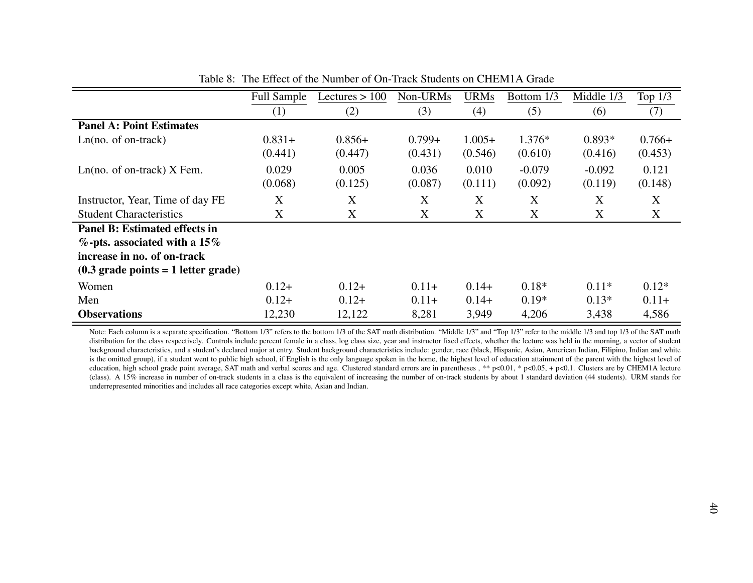Table 8: The Effect of the Number of On-Track Students on CHEM1A Grade

| | Full Sample | Lectures > 100 | Non-URMs | URMs | Bottom 1/3 | Middle 1/3 | Top 1/3 |
|---|---|---|---|---|---|---|---|
| | (1) | (2) | (3) | (4) | (5) | (6) | (7) |
| **Panel A: Point Estimates** | | | | | | | |
| Ln(no. of on-track) | 0.831+ | 0.856+ | 0.799+ | 1.005+ | 1.376* | 0.893* | 0.766+ |
| | (0.441) | (0.447) | (0.431) | (0.546) | (0.610) | (0.416) | (0.453) |
| Ln(no. of on-track) X Fem. | 0.029 | 0.005 | 0.036 | 0.010 | -0.079 | -0.092 | 0.121 |
| | (0.068) | (0.125) | (0.087) | (0.111) | (0.092) | (0.119) | (0.148) |
| Instructor, Year, Time of day FE | X | X | X | X | X | X | X |
| Student Characteristics | X | X | X | X | X | X | X |
| **Panel B: Estimated effects in %-pts. associated with a 15% increase in no. of on-track (0.3 grade points = 1 letter grade)** | | | | | | | |
| Women | 0.12+ | 0.12+ | 0.11+ | 0.14+ | 0.18* | 0.11* | 0.12* |
| Men | 0.12+ | 0.12+ | 0.11+ | 0.14+ | 0.19* | 0.13* | 0.11+ |
| **Observations** | 12,230 | 12,122 | 8,281 | 3,949 | 4,206 | 3,438 | 4,586 |

Note: Each column is a separate specification. "Bottom 1/3" refers to the bottom 1/3 of the SAT math distribution. "Middle 1/3" and "Top 1/3" refer to the middle 1/3 and top 1/3 of the SAT math distribution for the class respectively. Controls include percent female in a class, log class size, year and instructor fixed effects, whether the lecture was held in the morning, a vector of student background characteristics, and a student's declared major at entry. Student background characteristics include: gender, race (black, Hispanic, Asian, American Indian, Filipino, Indian and white is the omitted group), if a student went to public high school, if English is the only language spoken in the home, the highest level of education attainment of the parent with the highest level of education, high school grade point average, SAT math and verbal scores and age. Clustered standard errors are in parentheses , ** p<0.01, * p<0.05, + p<0.1. Clusters are by CHEM1A lecture (class). A 15% increase in number of on-track students in a class is the equivalent of increasing the number of on-track students by about 1 standard deviation (44 students). URM stands for underrepresented minorities and includes all race categories except white, Asian and Indian.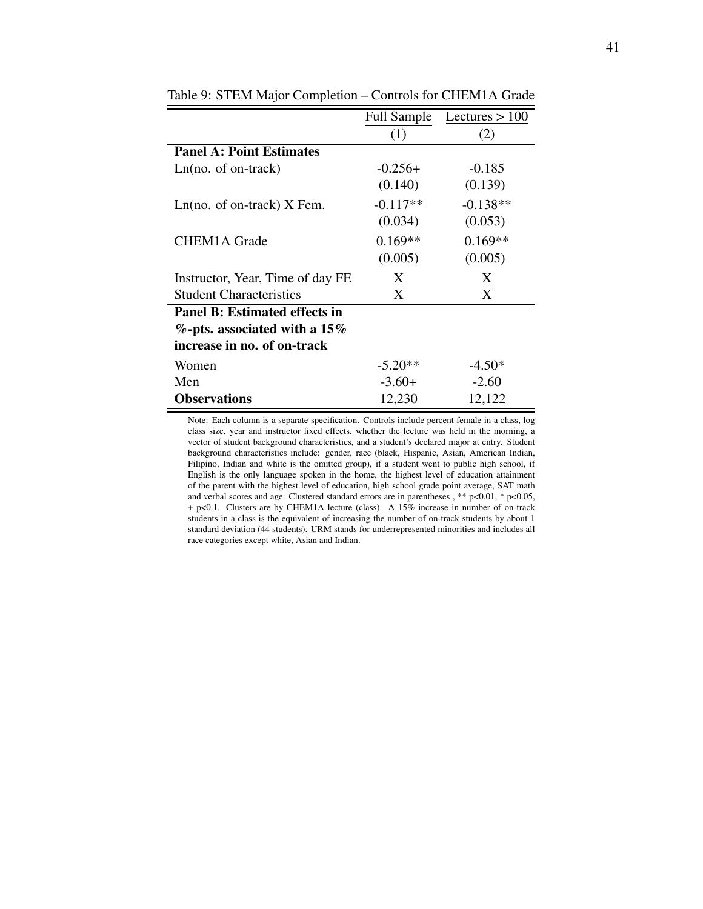Table 9: STEM Major Completion – Controls for CHEM1A Grade

| | Full Sample | Lectures > 100 |
|---|---|---|
| | (1) | (2) |
| **Panel A: Point Estimates** | | |
| Ln(no. of on-track) | -0.256+ | -0.185 |
| | (0.140) | (0.139) |
| Ln(no. of on-track) X Fem. | -0.117** | -0.138** |
| | (0.034) | (0.053) |
| CHEM1A Grade | 0.169** | 0.169** |
| | (0.005) | (0.005) |
| Instructor, Year, Time of day FE | X | X |
| Student Characteristics | X | X |
| **Panel B: Estimated effects in %-pts. associated with a 15% increase in no. of on-track** | | |
| Women | -5.20** | -4.50* |
| Men | -3.60+ | -2.60 |
| **Observations** | 12,230 | 12,122 |

Note: Each column is a separate specification. Controls include percent female in a class, log class size, year and instructor fixed effects, whether the lecture was held in the morning, a vector of student background characteristics, and a student's declared major at entry. Student background characteristics include: gender, race (black, Hispanic, Asian, American Indian, Filipino, Indian and white is the omitted group), if a student went to public high school, if English is the only language spoken in the home, the highest level of education attainment of the parent with the highest level of education, high school grade point average, SAT math and verbal scores and age. Clustered standard errors are in parentheses , ** p<0.01, * p<0.05, + p<0.1. Clusters are by CHEM1A lecture (class). A 15% increase in number of on-track students in a class is the equivalent of increasing the number of on-track students by about 1 standard deviation (44 students). URM stands for underrepresented minorities and includes all race categories except white, Asian and Indian.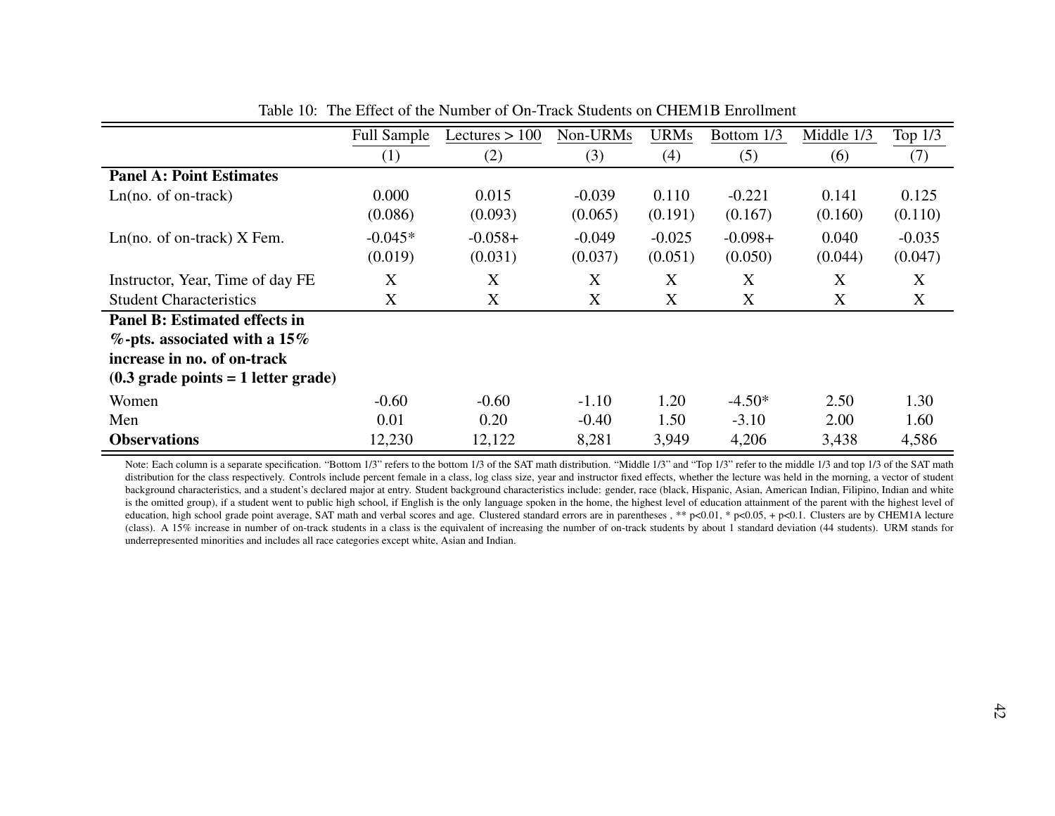Table 10: The Effect of the Number of On-Track Students on CHEM1B Enrollment

| | Full Sample | Lectures > 100 | Non-URMs | URMs | Bottom 1/3 | Middle 1/3 | Top 1/3 |
|---|---|---|---|---|---|---|---|
| | (1) | (2) | (3) | (4) | (5) | (6) | (7) |
| **Panel A: Point Estimates** | | | | | | | |
| Ln(no. of on-track) | 0.000 | 0.015 | -0.039 | 0.110 | -0.221 | 0.141 | 0.125 |
| | (0.086) | (0.093) | (0.065) | (0.191) | (0.167) | (0.160) | (0.110) |
| Ln(no. of on-track) X Fem. | -0.045* | -0.058+ | -0.049 | -0.025 | -0.098+ | 0.040 | -0.035 |
| | (0.019) | (0.031) | (0.037) | (0.051) | (0.050) | (0.044) | (0.047) |
| Instructor, Year, Time of day FE | X | X | X | X | X | X | X |
| Student Characteristics | X | X | X | X | X | X | X |
| **Panel B: Estimated effects in %-pts. associated with a 15% increase in no. of on-track (0.3 grade points = 1 letter grade)** | | | | | | | |
| Women | -0.60 | -0.60 | -1.10 | 1.20 | -4.50* | 2.50 | 1.30 |
| Men | 0.01 | 0.20 | -0.40 | 1.50 | -3.10 | 2.00 | 1.60 |
| **Observations** | 12,230 | 12,122 | 8,281 | 3,949 | 4,206 | 3,438 | 4,586 |

Note: Each column is a separate specification. "Bottom 1/3" refers to the bottom 1/3 of the SAT math distribution. "Middle 1/3" and "Top 1/3" refer to the middle 1/3 and top 1/3 of the SAT math distribution for the class respectively. Controls include percent female in a class, log class size, year and instructor fixed effects, whether the lecture was held in the morning, a vector of student background characteristics, and a student's declared major at entry. Student background characteristics include: gender, race (black, Hispanic, Asian, American Indian, Filipino, Indian and white is the omitted group), if a student went to public high school, if English is the only language spoken in the home, the highest level of education attainment of the parent with the highest level of education, high school grade point average, SAT math and verbal scores and age. Clustered standard errors are in parentheses , ** p<0.01, * p<0.05, + p<0.1. Clusters are by CHEM1A lecture (class). A 15% increase in number of on-track students in a class is the equivalent of increasing the number of on-track students by about 1 standard deviation (44 students). URM stands for underrepresented minorities and includes all race categories except white, Asian and Indian.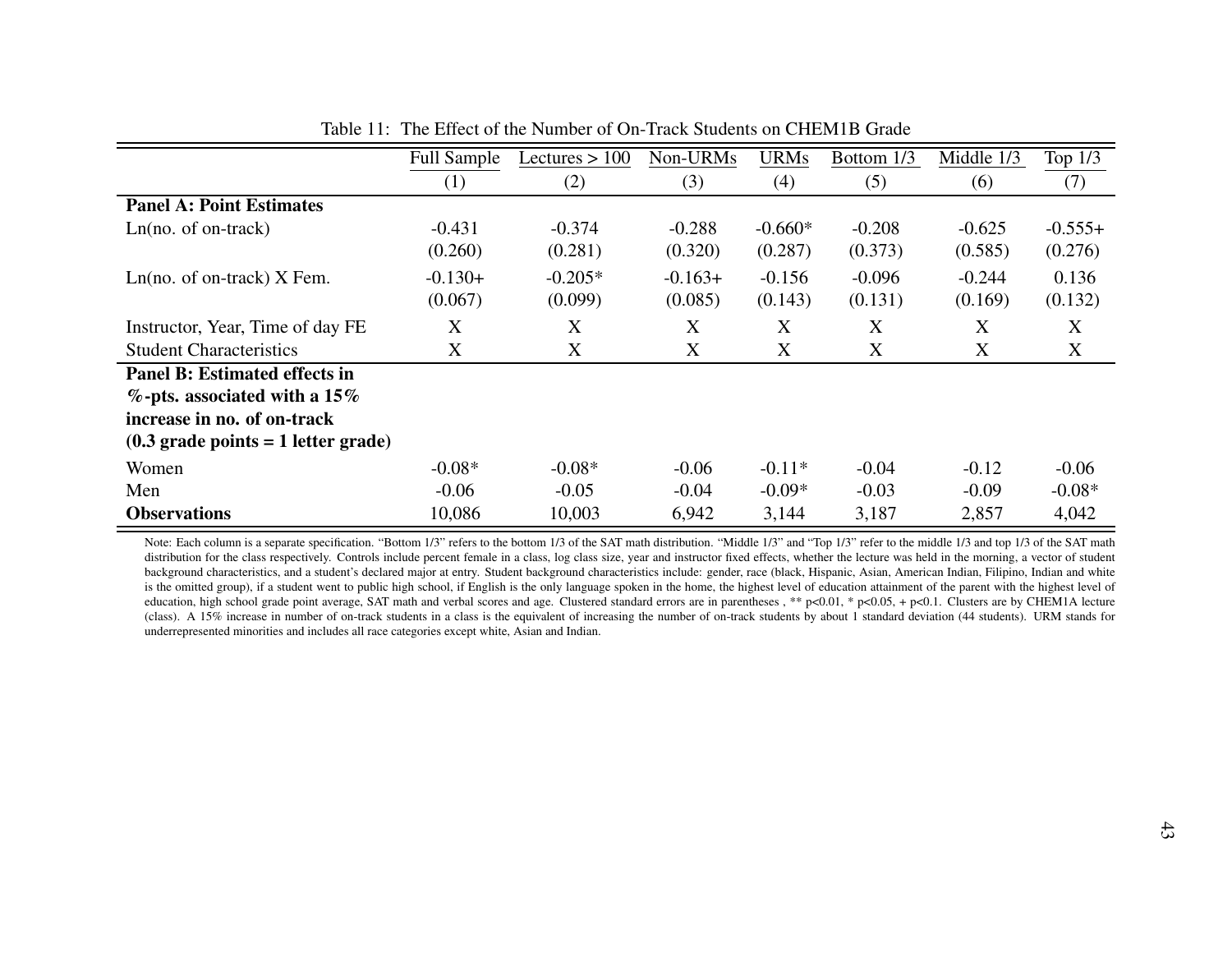Table 11: The Effect of the Number of On-Track Students on CHEM1B Grade

| | Full Sample | Lectures > 100 | Non-URMs | URMs | Bottom 1/3 | Middle 1/3 | Top 1/3 |
|---|---|---|---|---|---|---|---|
| | (1) | (2) | (3) | (4) | (5) | (6) | (7) |
| **Panel A: Point Estimates** | | | | | | | |
| Ln(no. of on-track) | -0.431 | -0.374 | -0.288 | -0.660* | -0.208 | -0.625 | -0.555+ |
| | (0.260) | (0.281) | (0.320) | (0.287) | (0.373) | (0.585) | (0.276) |
| Ln(no. of on-track) X Fem. | -0.130+ | -0.205* | -0.163+ | -0.156 | -0.096 | -0.244 | 0.136 |
| | (0.067) | (0.099) | (0.085) | (0.143) | (0.131) | (0.169) | (0.132) |
| Instructor, Year, Time of day FE | X | X | X | X | X | X | X |
| Student Characteristics | X | X | X | X | X | X | X |
| **Panel B: Estimated effects in %-pts. associated with a 15% increase in no. of on-track (0.3 grade points = 1 letter grade)** | | | | | | | |
| Women | -0.08* | -0.08* | -0.06 | -0.11* | -0.04 | -0.12 | -0.06 |
| Men | -0.06 | -0.05 | -0.04 | -0.09* | -0.03 | -0.09 | -0.08* |
| **Observations** | 10,086 | 10,003 | 6,942 | 3,144 | 3,187 | 2,857 | 4,042 |

Note: Each column is a separate specification. "Bottom 1/3" refers to the bottom 1/3 of the SAT math distribution. "Middle 1/3" and "Top 1/3" refer to the middle 1/3 and top 1/3 of the SAT math distribution for the class respectively. Controls include percent female in a class, log class size, year and instructor fixed effects, whether the lecture was held in the morning, a vector of student background characteristics, and a student's declared major at entry. Student background characteristics include: gender, race (black, Hispanic, Asian, American Indian, Filipino, Indian and white is the omitted group), if a student went to public high school, if English is the only language spoken in the home, the highest level of education attainment of the parent with the highest level of education, high school grade point average, SAT math and verbal scores and age. Clustered standard errors are in parentheses , ** p<0.01, * p<0.05, + p<0.1. Clusters are by CHEM1A lecture (class). A 15% increase in number of on-track students in a class is the equivalent of increasing the number of on-track students by about 1 standard deviation (44 students). URM stands for underrepresented minorities and includes all race categories except white, Asian and Indian.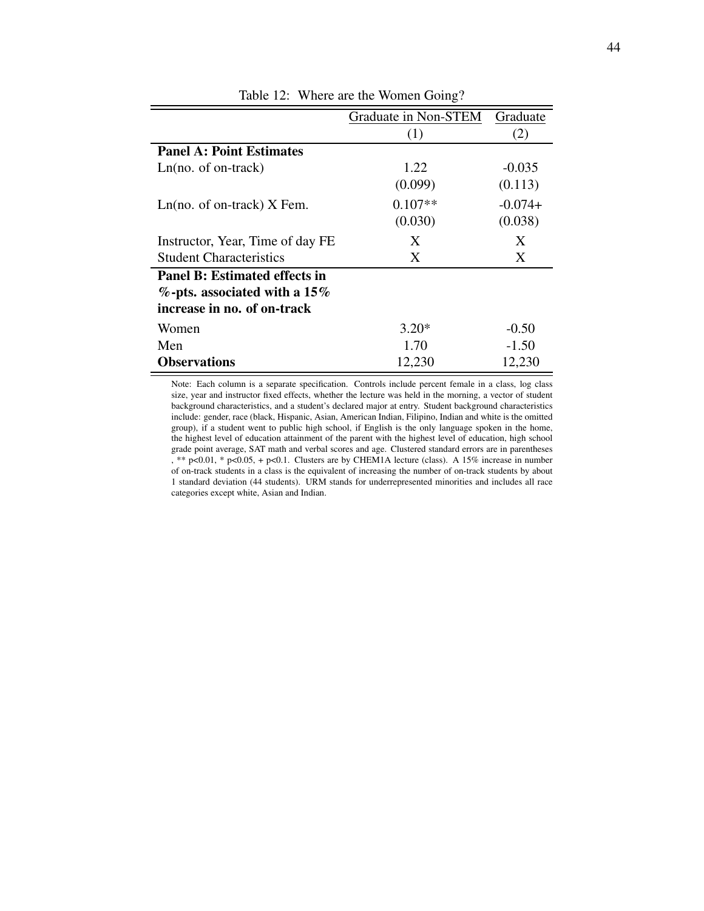Table 12: Where are the Women Going?

| | Graduate in Non-STEM | Graduate |
|---|---|---|
| | (1) | (2) |
| **Panel A: Point Estimates** | | |
| Ln(no. of on-track) | 1.22 | -0.035 |
| | (0.099) | (0.113) |
| Ln(no. of on-track) X Fem. | 0.107** | -0.074+ |
| | (0.030) | (0.038) |
| Instructor, Year, Time of day FE | X | X |
| Student Characteristics | X | X |
| **Panel B: Estimated effects in %-pts. associated with a 15% increase in no. of on-track** | | |
| Women | 3.20* | -0.50 |
| Men | 1.70 | -1.50 |
| **Observations** | 12,230 | 12,230 |

Note: Each column is a separate specification. Controls include percent female in a class, log class size, year and instructor fixed effects, whether the lecture was held in the morning, a vector of student background characteristics, and a student's declared major at entry. Student background characteristics include: gender, race (black, Hispanic, Asian, American Indian, Filipino, Indian and white is the omitted group), if a student went to public high school, if English is the only language spoken in the home, the highest level of education attainment of the parent with the highest level of education, high school grade point average, SAT math and verbal scores and age. Clustered standard errors are in parentheses , ** p<0.01, * p<0.05, + p<0.1. Clusters are by CHEM1A lecture (class). A 15% increase in number of on-track students in a class is the equivalent of increasing the number of on-track students by about 1 standard deviation (44 students). URM stands for underrepresented minorities and includes all race categories except white, Asian and Indian.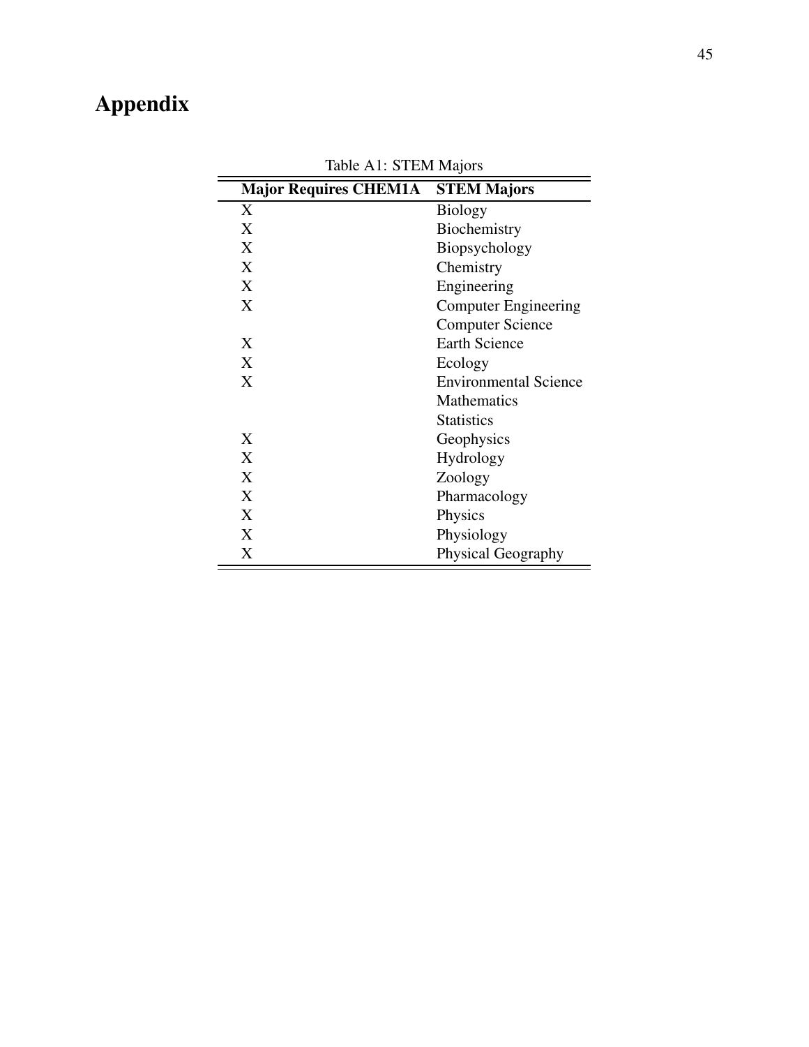# Appendix

Table A1: STEM Majors

| Major Requires CHEM1A | STEM Majors |
|---|---|
| X | Biology |
| X | Biochemistry |
| X | Biopsychology |
| X | Chemistry |
| X | Engineering |
| X | Computer Engineering |
| | Computer Science |
| X | Earth Science |
| X | Ecology |
| X | Environmental Science |
| | Mathematics |
| | Statistics |
| X | Geophysics |
| X | Hydrology |
| X | Zoology |
| X | Pharmacology |
| X | Physics |
| X | Physiology |
| X | Physical Geography |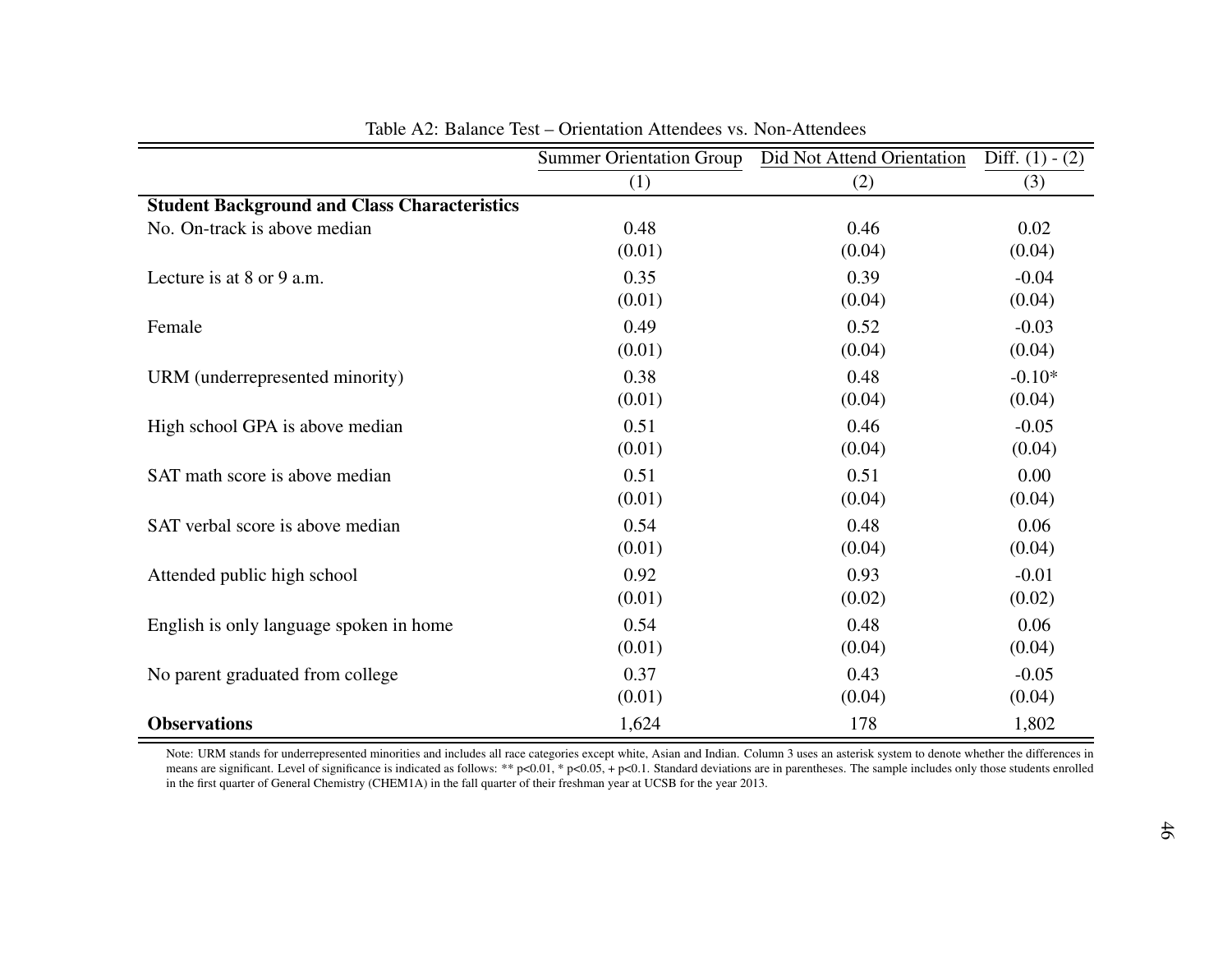Table A2: Balance Test – Orientation Attendees vs. Non-Attendees

| | Summer Orientation Group | Did Not Attend Orientation | Diff. (1) - (2) |
|---|---|---|---|
| | (1) | (2) | (3) |
| **Student Background and Class Characteristics** | | | |
| No. On-track is above median | 0.48 | 0.46 | 0.02 |
| | (0.01) | (0.04) | (0.04) |
| Lecture is at 8 or 9 a.m. | 0.35 | 0.39 | -0.04 |
| | (0.01) | (0.04) | (0.04) |
| Female | 0.49 | 0.52 | -0.03 |
| | (0.01) | (0.04) | (0.04) |
| URM (underrepresented minority) | 0.38 | 0.48 | -0.10* |
| | (0.01) | (0.04) | (0.04) |
| High school GPA is above median | 0.51 | 0.46 | -0.05 |
| | (0.01) | (0.04) | (0.04) |
| SAT math score is above median | 0.51 | 0.51 | 0.00 |
| | (0.01) | (0.04) | (0.04) |
| SAT verbal score is above median | 0.54 | 0.48 | 0.06 |
| | (0.01) | (0.04) | (0.04) |
| Attended public high school | 0.92 | 0.93 | -0.01 |
| | (0.01) | (0.02) | (0.02) |
| English is only language spoken in home | 0.54 | 0.48 | 0.06 |
| | (0.01) | (0.04) | (0.04) |
| No parent graduated from college | 0.37 | 0.43 | -0.05 |
| | (0.01) | (0.04) | (0.04) |
| **Observations** | 1,624 | 178 | 1,802 |

Note: URM stands for underrepresented minorities and includes all race categories except white, Asian and Indian. Column 3 uses an asterisk system to denote whether the differences in means are significant. Level of significance is indicated as follows: ** p<0.01, * p<0.05, + p<0.1. Standard deviations are in parentheses. The sample includes only those students enrolled in the first quarter of General Chemistry (CHEM1A) in the fall quarter of their freshman year at UCSB for the year 2013.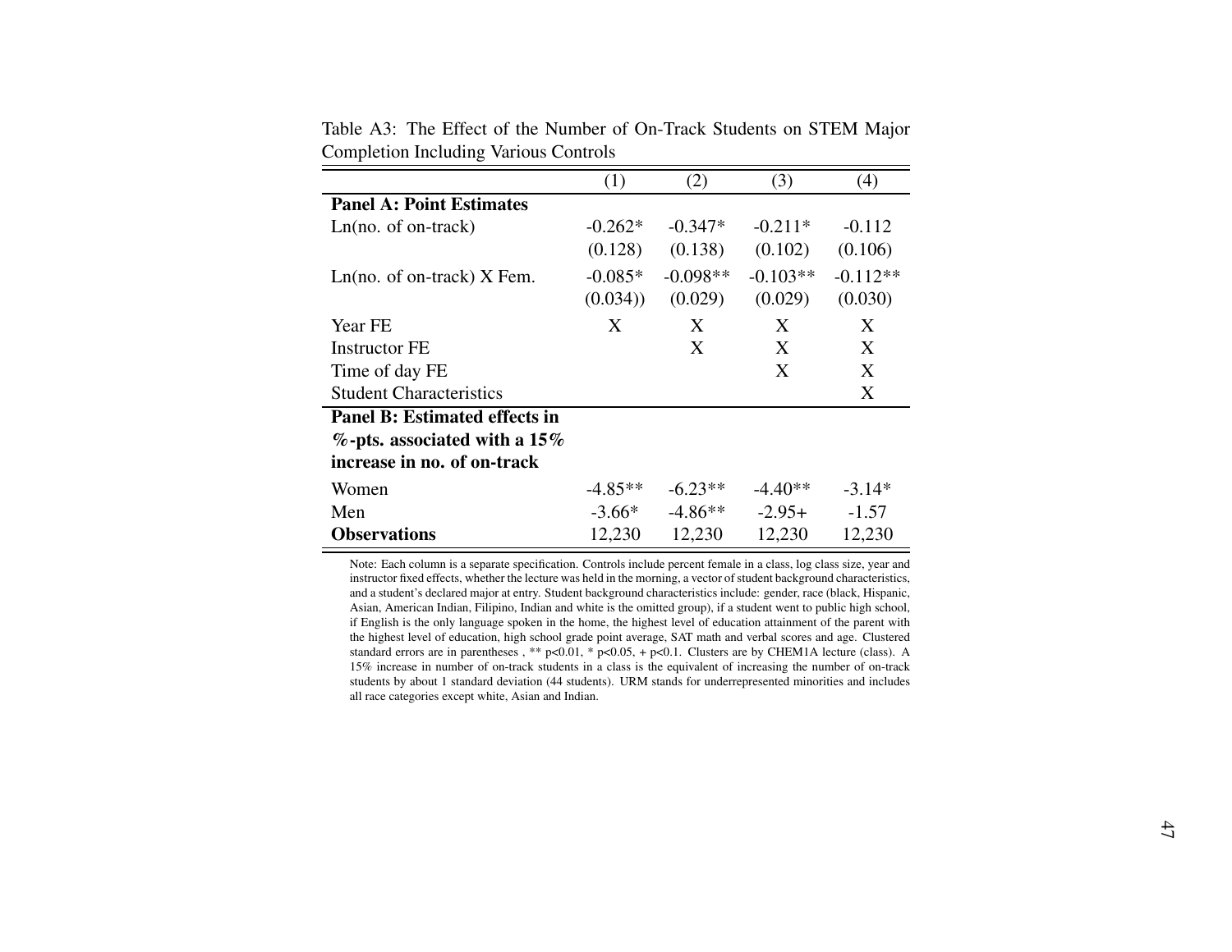Table A3: The Effect of the Number of On-Track Students on STEM Major Completion Including Various Controls

| | (1) | (2) | (3) | (4) |
|---|---|---|---|---|
| **Panel A: Point Estimates** | | | | |
| Ln(no. of on-track) | -0.262* | -0.347* | -0.211* | -0.112 |
| | (0.128) | (0.138) | (0.102) | (0.106) |
| Ln(no. of on-track) X Fem. | -0.085* | -0.098** | -0.103** | -0.112** |
| | (0.034)) | (0.029) | (0.029) | (0.030) |
| Year FE | X | X | X | X |
| Instructor FE | | X | X | X |
| Time of day FE | | | X | X |
| Student Characteristics | | | | X |
| **Panel B: Estimated effects in %-pts. associated with a 15% increase in no. of on-track** | | | | |
| Women | -4.85** | -6.23** | -4.40** | -3.14* |
| Men | -3.66* | -4.86** | -2.95+ | -1.57 |
| **Observations** | 12,230 | 12,230 | 12,230 | 12,230 |

Note: Each column is a separate specification. Controls include percent female in a class, log class size, year and instructor fixed effects, whether the lecture was held in the morning, a vector of student background characteristics, and a student's declared major at entry. Student background characteristics include: gender, race (black, Hispanic, Asian, American Indian, Filipino, Indian and white is the omitted group), if a student went to public high school, if English is the only language spoken in the home, the highest level of education attainment of the parent with the highest level of education, high school grade point average, SAT math and verbal scores and age. Clustered standard errors are in parentheses , ** p<0.01, * p<0.05, + p<0.1. Clusters are by CHEM1A lecture (class). A 15% increase in number of on-track students in a class is the equivalent of increasing the number of on-track students by about 1 standard deviation (44 students). URM stands for underrepresented minorities and includes all race categories except white, Asian and Indian.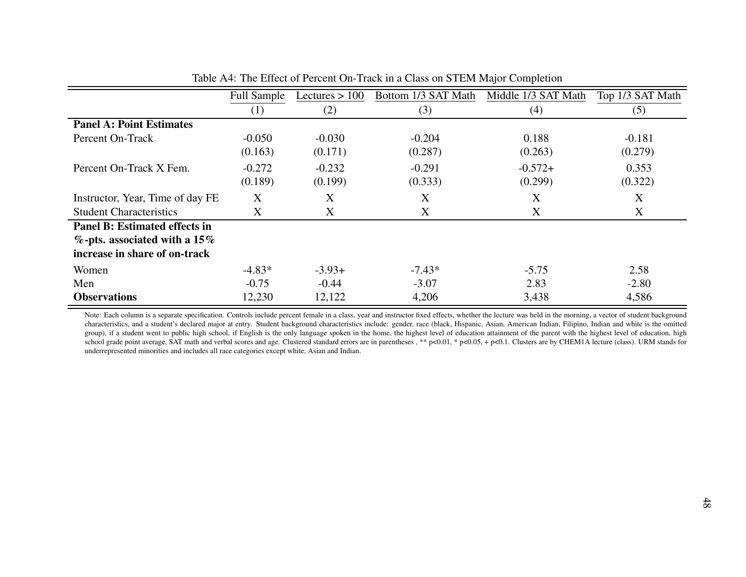Table A4: The Effect of Percent On-Track in a Class on STEM Major Completion

| | Full Sample | Lectures > 100 | Bottom 1/3 SAT Math | Middle 1/3 SAT Math | Top 1/3 SAT Math |
|---|---|---|---|---|---|
| | (1) | (2) | (3) | (4) | (5) |
| **Panel A: Point Estimates** | | | | | |
| Percent On-Track | -0.050 | -0.030 | -0.204 | 0.188 | -0.181 |
| | (0.163) | (0.171) | (0.287) | (0.263) | (0.279) |
| Percent On-Track X Fem. | -0.272 | -0.232 | -0.291 | -0.572+ | 0.353 |
| | (0.189) | (0.199) | (0.333) | (0.299) | (0.322) |
| Instructor, Year, Time of day FE | X | X | X | X | X |
| Student Characteristics | X | X | X | X | X |
| **Panel B: Estimated effects in %-pts. associated with a 15% increase in share of on-track** | | | | | |
| Women | -4.83* | -3.93+ | -7.43* | -5.75 | 2.58 |
| Men | -0.75 | -0.44 | -3.07 | 2.83 | -2.80 |
| **Observations** | 12,230 | 12,122 | 4,206 | 3,438 | 4,586 |

Note: Each column is a separate specification. Controls include percent female in a class, year and instructor fixed effects, whether the lecture was held in the morning, a vector of student background characteristics, and a student's declared major at entry. Student background characteristics include: gender, race (black, Hispanic, Asian, American Indian, Filipino, Indian and white is the omitted group), if a student went to public high school, if English is the only language spoken in the home, the highest level of education attainment of the parent with the highest level of education, high school grade point average, SAT math and verbal scores and age. Clustered standard errors are in parentheses , ** p<0.01, * p<0.05, + p<0.1. Clusters are by CHEM1A lecture (class). URM stands for underrepresented minorities and includes all race categories except white, Asian and Indian.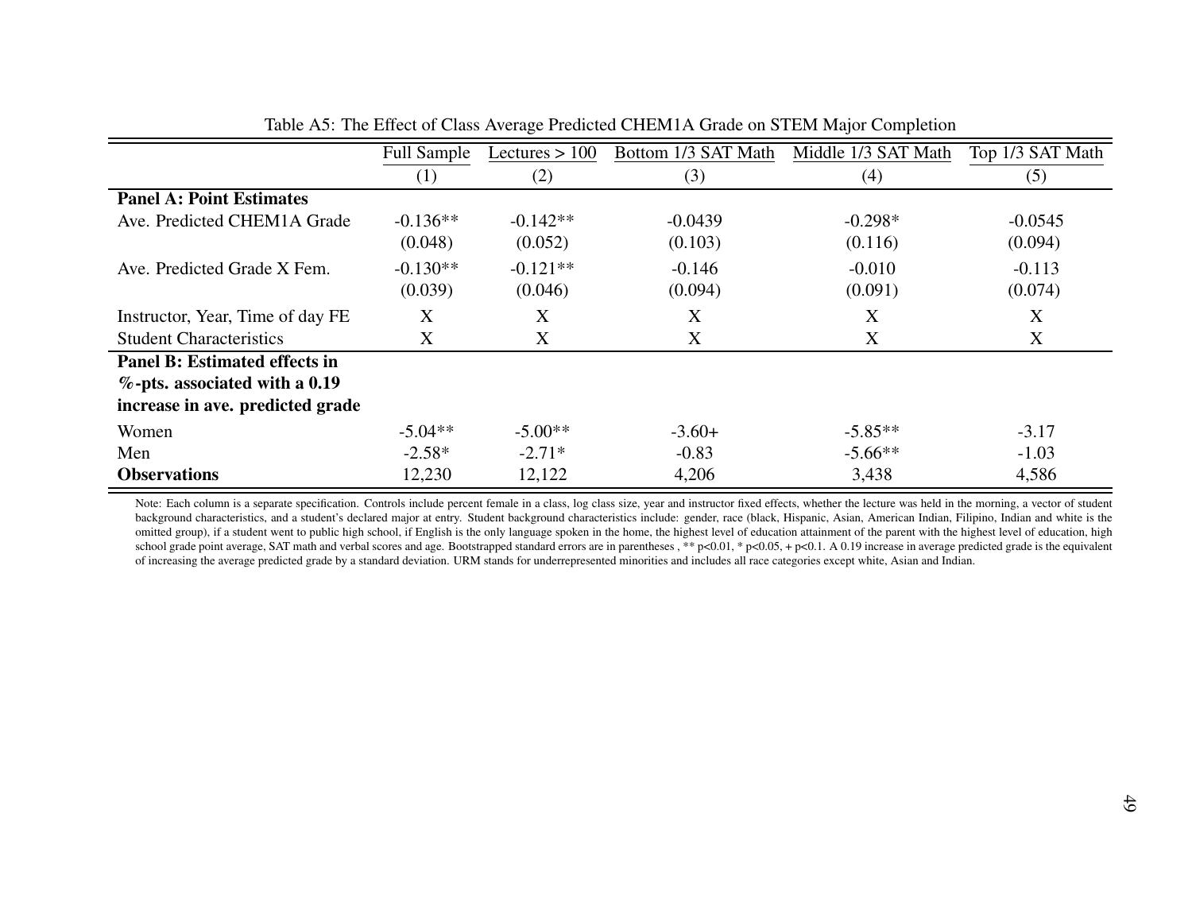Table A5: The Effect of Class Average Predicted CHEM1A Grade on STEM Major Completion

| | Full Sample | Lectures > 100 | Bottom 1/3 SAT Math | Middle 1/3 SAT Math | Top 1/3 SAT Math |
|---|---|---|---|---|---|
| | (1) | (2) | (3) | (4) | (5) |
| **Panel A: Point Estimates** | | | | | |
| Ave. Predicted CHEM1A Grade | -0.136** | -0.142** | -0.0439 | -0.298* | -0.0545 |
| | (0.048) | (0.052) | (0.103) | (0.116) | (0.094) |
| Ave. Predicted Grade X Fem. | -0.130** | -0.121** | -0.146 | -0.010 | -0.113 |
| | (0.039) | (0.046) | (0.094) | (0.091) | (0.074) |
| Instructor, Year, Time of day FE | X | X | X | X | X |
| Student Characteristics | X | X | X | X | X |
| **Panel B: Estimated effects in %-pts. associated with a 0.19 increase in ave. predicted grade** | | | | | |
| Women | -5.04** | -5.00** | -3.60+ | -5.85** | -3.17 |
| Men | -2.58* | -2.71* | -0.83 | -5.66** | -1.03 |
| **Observations** | 12,230 | 12,122 | 4,206 | 3,438 | 4,586 |

Note: Each column is a separate specification. Controls include percent female in a class, log class size, year and instructor fixed effects, whether the lecture was held in the morning, a vector of student background characteristics, and a student's declared major at entry. Student background characteristics include: gender, race (black, Hispanic, Asian, American Indian, Filipino, Indian and white is the omitted group), if a student went to public high school, if English is the only language spoken in the home, the highest level of education attainment of the parent with the highest level of education, high school grade point average, SAT math and verbal scores and age. Bootstrapped standard errors are in parentheses , ** p<0.01, * p<0.05, + p<0.1. A 0.19 increase in average predicted grade is the equivalent of increasing the average predicted grade by a standard deviation. URM stands for underrepresented minorities and includes all race categories except white, Asian and Indian.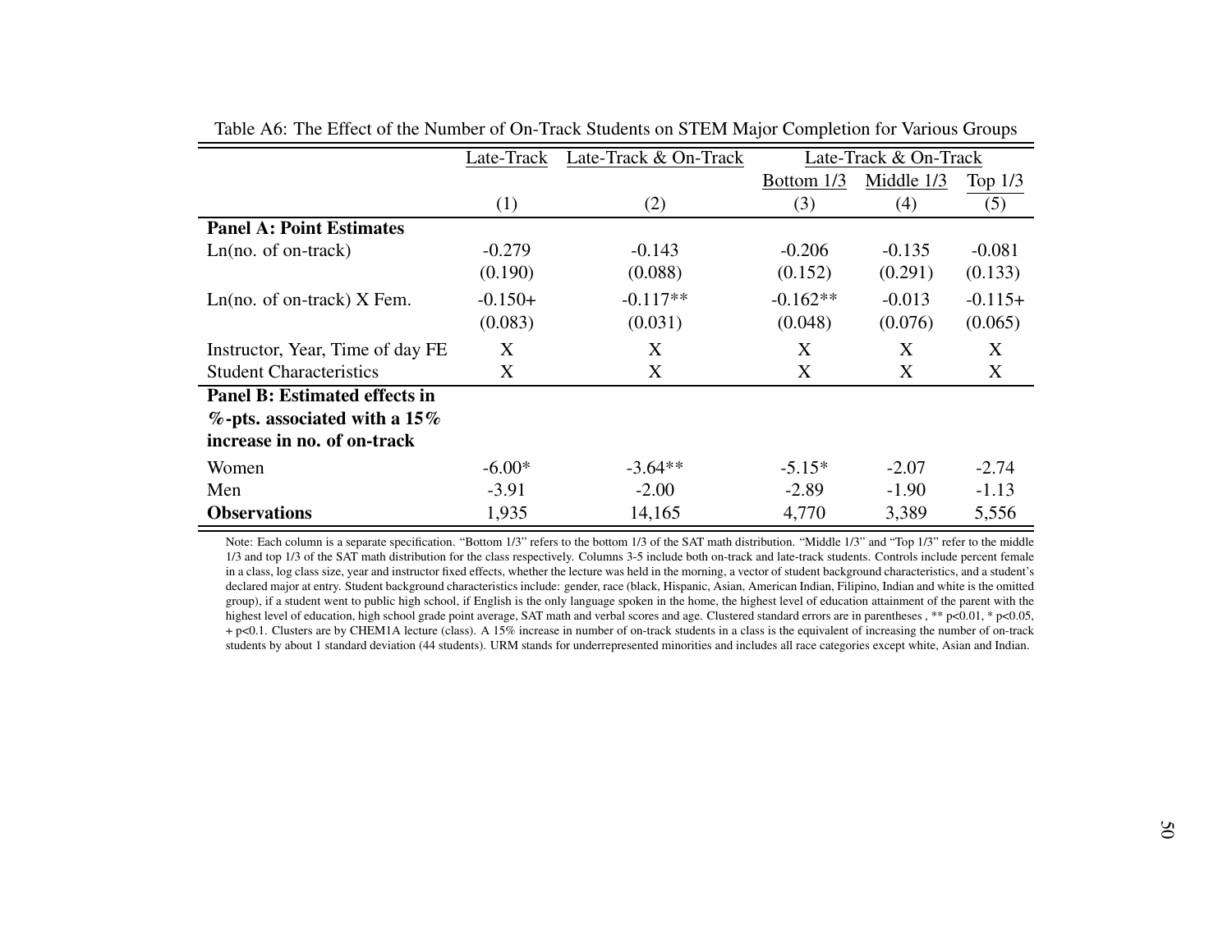Table A6: The Effect of the Number of On-Track Students on STEM Major Completion for Various Groups

| | Late-Track | Late-Track & On-Track | Late-Track & On-Track | | |
|---|---|---|---|---|---|
| | | | Bottom 1/3 | Middle 1/3 | Top 1/3 |
| | (1) | (2) | (3) | (4) | (5) |
| **Panel A: Point Estimates** | | | | | |
| Ln(no. of on-track) | -0.279 | -0.143 | -0.206 | -0.135 | -0.081 |
| | (0.190) | (0.088) | (0.152) | (0.291) | (0.133) |
| Ln(no. of on-track) X Fem. | -0.150+ | -0.117** | -0.162** | -0.013 | -0.115+ |
| | (0.083) | (0.031) | (0.048) | (0.076) | (0.065) |
| Instructor, Year, Time of day FE | X | X | X | X | X |
| Student Characteristics | X | X | X | X | X |
| **Panel B: Estimated effects in %-pts. associated with a 15% increase in no. of on-track** | | | | | |
| Women | -6.00* | -3.64** | -5.15* | -2.07 | -2.74 |
| Men | -3.91 | -2.00 | -2.89 | -1.90 | -1.13 |
| **Observations** | 1,935 | 14,165 | 4,770 | 3,389 | 5,556 |

Note: Each column is a separate specification. "Bottom 1/3" refers to the bottom 1/3 of the SAT math distribution. "Middle 1/3" and "Top 1/3" refer to the middle 1/3 and top 1/3 of the SAT math distribution for the class respectively. Columns 3-5 include both on-track and late-track students. Controls include percent female in a class, log class size, year and instructor fixed effects, whether the lecture was held in the morning, a vector of student background characteristics, and a student's declared major at entry. Student background characteristics include: gender, race (black, Hispanic, Asian, American Indian, Filipino, Indian and white is the omitted group), if a student went to public high school, if English is the only language spoken in the home, the highest level of education attainment of the parent with the highest level of education, high school grade point average, SAT math and verbal scores and age. Clustered standard errors are in parentheses , ** p<0.01, * p<0.05, + p<0.1. Clusters are by CHEM1A lecture (class). A 15% increase in number of on-track students in a class is the equivalent of increasing the number of on-track students by about 1 standard deviation (44 students). URM stands for underrepresented minorities and includes all race categories except white, Asian and Indian.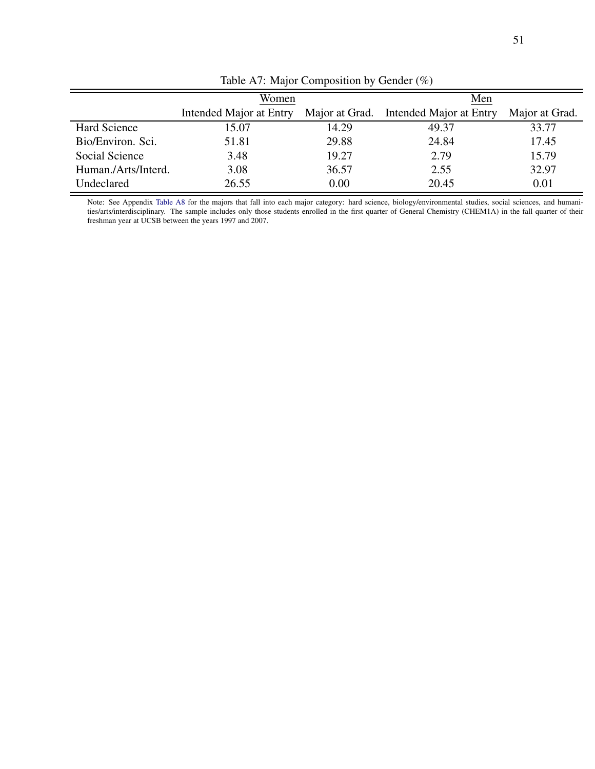Table A7: Major Composition by Gender (%)

| | Women | | Men | |
|---|---|---|---|---|
| | Intended Major at Entry | Major at Grad. | Intended Major at Entry | Major at Grad. |
| Hard Science | 15.07 | 14.29 | 49.37 | 33.77 |
| Bio/Environ. Sci. | 51.81 | 29.88 | 24.84 | 17.45 |
| Social Science | 3.48 | 19.27 | 2.79 | 15.79 |
| Human./Arts/Interd. | 3.08 | 36.57 | 2.55 | 32.97 |
| Undeclared | 26.55 | 0.00 | 20.45 | 0.01 |

Note: See Appendix Table A8 for the majors that fall into each major category: hard science, biology/environmental studies, social sciences, and humanities/arts/interdisciplinary. The sample includes only those students enrolled in the first quarter of General Chemistry (CHEM1A) in the fall quarter of their freshman year at UCSB between the years 1997 and 2007.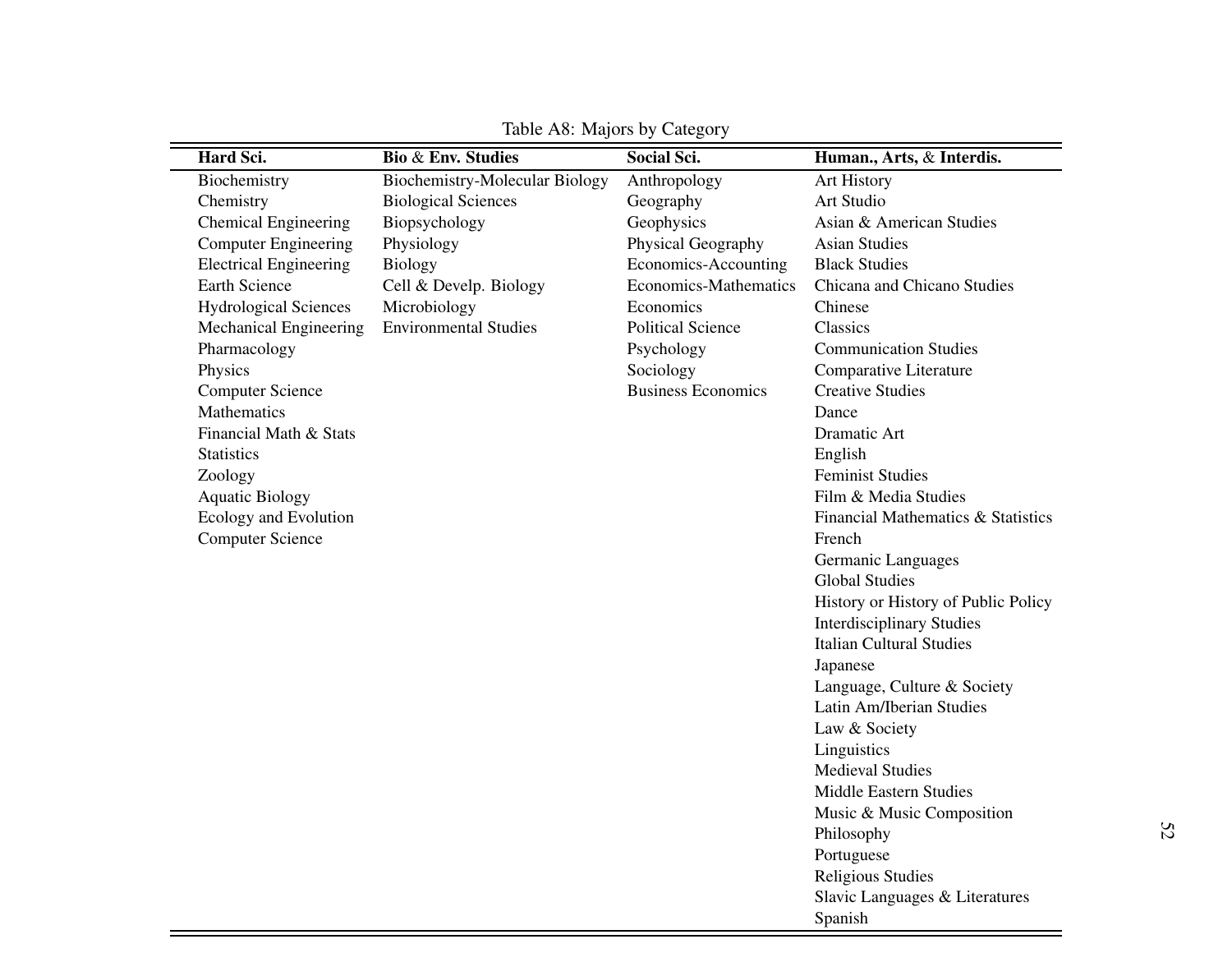Table A8: Majors by Category

| **Hard Sci.** | **Bio & Env. Studies** | **Social Sci.** | **Human., Arts, & Interdis.** |
|---|---|---|---|
| Biochemistry | Biochemistry-Molecular Biology | Anthropology | Art History |
| Chemistry | Biological Sciences | Geography | Art Studio |
| Chemical Engineering | Biopsychology | Geophysics | Asian & American Studies |
| Computer Engineering | Physiology | Physical Geography | Asian Studies |
| Electrical Engineering | Biology | Economics-Accounting | Black Studies |
| Earth Science | Cell & Develp. Biology | Economics-Mathematics | Chicana and Chicano Studies |
| Hydrological Sciences | Microbiology | Economics | Chinese |
| Mechanical Engineering | Environmental Studies | Political Science | Classics |
| Pharmacology | | Psychology | Communication Studies |
| Physics | | Sociology | Comparative Literature |
| Computer Science | | Business Economics | Creative Studies |
| Mathematics | | | Dance |
| Financial Math & Stats | | | Dramatic Art |
| Statistics | | | English |
| Zoology | | | Feminist Studies |
| Aquatic Biology | | | Film & Media Studies |
| Ecology and Evolution | | | Financial Mathematics & Statistics |
| Computer Science | | | French |
| | | | Germanic Languages |
| | | | Global Studies |
| | | | History or History of Public Policy |
| | | | Interdisciplinary Studies |
| | | | Italian Cultural Studies |
| | | | Japanese |
| | | | Language, Culture & Society |
| | | | Latin Am/Iberian Studies |
| | | | Law & Society |
| | | | Linguistics |
| | | | Medieval Studies |
| | | | Middle Eastern Studies |
| | | | Music & Music Composition |
| | | | Philosophy |
| | | | Portuguese |
| | | | Religious Studies |
| | | | Slavic Languages & Literatures |
| | | | Spanish |